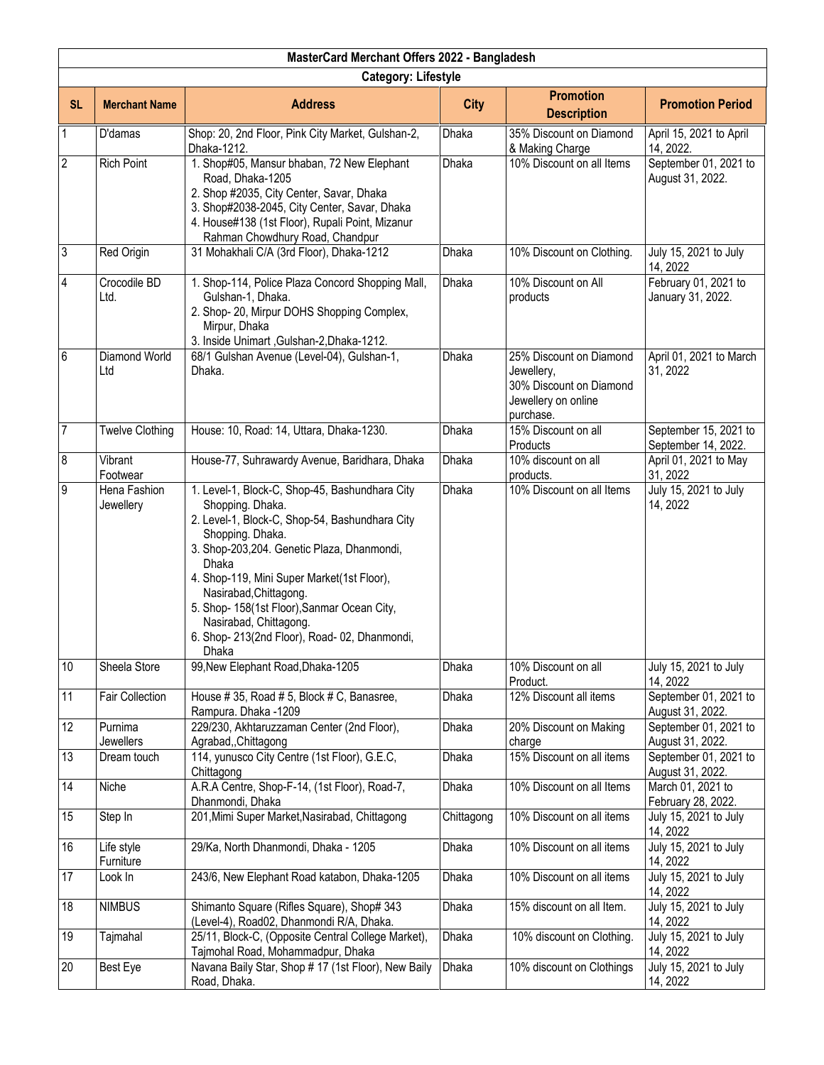# MasterCard Merchant Offers 2022 - Bangladesh

## Category: Lifestyle

| SL | Merchant Name | Address | City | Promotion Description | Promotion Period |
|---|---|---|---|---|---|
| 1 | D'damas | Shop: 20, 2nd Floor, Pink City Market, Gulshan-2, Dhaka-1212. | Dhaka | 35% Discount on Diamond & Making Charge | April 15, 2021 to April 14, 2022. |
| 2 | Rich Point | 1. Shop#05, Mansur bhaban, 72 New Elephant Road, Dhaka-1205<br>2. Shop #2035, City Center, Savar, Dhaka<br>3. Shop#2038-2045, City Center, Savar, Dhaka<br>4. House#138 (1st Floor), Rupali Point, Mizanur Rahman Chowdhury Road, Chandpur | Dhaka | 10% Discount on all Items | September 01, 2021 to August 31, 2022. |
| 3 | Red Origin | 31 Mohakhali C/A (3rd Floor), Dhaka-1212 | Dhaka | 10% Discount on Clothing. | July 15, 2021 to July 14, 2022 |
| 4 | Crocodile BD Ltd. | 1. Shop-114, Police Plaza Concord Shopping Mall, Gulshan-1, Dhaka.<br>2. Shop- 20, Mirpur DOHS Shopping Complex, Mirpur, Dhaka<br>3. Inside Unimart ,Gulshan-2,Dhaka-1212. | Dhaka | 10% Discount on All products | February 01, 2021 to January 31, 2022. |
| 6 | Diamond World Ltd | 68/1 Gulshan Avenue (Level-04), Gulshan-1, Dhaka. | Dhaka | 25% Discount on Diamond Jewellery,<br>30% Discount on Diamond Jewellery on online purchase. | April 01, 2021 to March 31, 2022 |
| 7 | Twelve Clothing | House: 10, Road: 14, Uttara, Dhaka-1230. | Dhaka | 15% Discount on all Products | September 15, 2021 to September 14, 2022. |
| 8 | Vibrant Footwear | House-77, Suhrawardy Avenue, Baridhara, Dhaka | Dhaka | 10% discount on all products. | April 01, 2021 to May 31, 2022 |
| 9 | Hena Fashion Jewellery | 1. Level-1, Block-C, Shop-45, Bashundhara City Shopping. Dhaka.<br>2. Level-1, Block-C, Shop-54, Bashundhara City Shopping. Dhaka.<br>3. Shop-203,204. Genetic Plaza, Dhanmondi, Dhaka<br>4. Shop-119, Mini Super Market(1st Floor), Nasirabad,Chittagong.<br>5. Shop- 158(1st Floor),Sanmar Ocean City, Nasirabad, Chittagong.<br>6. Shop- 213(2nd Floor), Road- 02, Dhanmondi, Dhaka | Dhaka | 10% Discount on all Items | July 15, 2021 to July 14, 2022 |
| 10 | Sheela Store | 99,New Elephant Road,Dhaka-1205 | Dhaka | 10% Discount on all Product. | July 15, 2021 to July 14, 2022 |
| 11 | Fair Collection | House # 35, Road # 5, Block # C, Banasree, Rampura. Dhaka -1209 | Dhaka | 12% Discount all items | September 01, 2021 to August 31, 2022. |
| 12 | Purnima Jewellers | 229/230, Akhtaruzzaman Center (2nd Floor), Agrabad,,Chittagong | Dhaka | 20% Discount on Making charge | September 01, 2021 to August 31, 2022. |
| 13 | Dream touch | 114, yunusco City Centre (1st Floor), G.E.C, Chittagong | Dhaka | 15% Discount on all items | September 01, 2021 to August 31, 2022. |
| 14 | Niche | A.R.A Centre, Shop-F-14, (1st Floor), Road-7, Dhanmondi, Dhaka | Dhaka | 10% Discount on all Items | March 01, 2021 to February 28, 2022. |
| 15 | Step In | 201,Mimi Super Market,Nasirabad, Chittagong | Chittagong | 10% Discount on all items | July 15, 2021 to July 14, 2022 |
| 16 | Life style Furniture | 29/Ka, North Dhanmondi, Dhaka - 1205 | Dhaka | 10% Discount on all items | July 15, 2021 to July 14, 2022 |
| 17 | Look In | 243/6, New Elephant Road katabon, Dhaka-1205 | Dhaka | 10% Discount on all items | July 15, 2021 to July 14, 2022 |
| 18 | NIMBUS | Shimanto Square (Rifles Square), Shop# 343 (Level-4), Road02, Dhanmondi R/A, Dhaka. | Dhaka | 15% discount on all Item. | July 15, 2021 to July 14, 2022 |
| 19 | Tajmahal | 25/11, Block-C, (Opposite Central College Market), Tajmohal Road, Mohammadpur, Dhaka | Dhaka | 10% discount on Clothing. | July 15, 2021 to July 14, 2022 |
| 20 | Best Eye | Navana Baily Star, Shop # 17 (1st Floor), New Baily Road, Dhaka. | Dhaka | 10% discount on Clothings | July 15, 2021 to July 14, 2022 |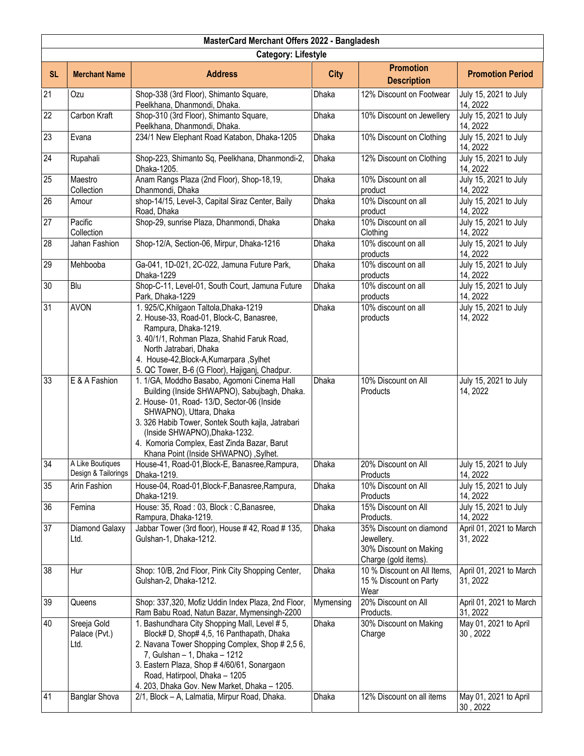| MasterCard Merchant Offers 2022 - Bangladesh | | | | | |
|---|---|---|---|---|---|
| Category: Lifestyle | | | | | |
| **SL** | **Merchant Name** | **Address** | **City** | **Promotion Description** | **Promotion Period** |
| 21 | Ozu | Shop-338 (3rd Floor), Shimanto Square, Peelkhana, Dhanmondi, Dhaka. | Dhaka | 12% Discount on Footwear | July 15, 2021 to July 14, 2022 |
| 22 | Carbon Kraft | Shop-310 (3rd Floor), Shimanto Square, Peelkhana, Dhanmondi, Dhaka. | Dhaka | 10% Discount on Jewellery | July 15, 2021 to July 14, 2022 |
| 23 | Evana | 234/1 New Elephant Road Katabon, Dhaka-1205 | Dhaka | 10% Discount on Clothing | July 15, 2021 to July 14, 2022 |
| 24 | Rupahali | Shop-223, Shimanto Sq, Peelkhana, Dhanmondi-2, Dhaka-1205. | Dhaka | 12% Discount on Clothing | July 15, 2021 to July 14, 2022 |
| 25 | Maestro Collection | Anam Rangs Plaza (2nd Floor), Shop-18,19, Dhanmondi, Dhaka | Dhaka | 10% Discount on all product | July 15, 2021 to July 14, 2022 |
| 26 | Amour | shop-14/15, Level-3, Capital Siraz Center, Baily Road, Dhaka | Dhaka | 10% Discount on all product | July 15, 2021 to July 14, 2022 |
| 27 | Pacific Collection | Shop-29, sunrise Plaza, Dhanmondi, Dhaka | Dhaka | 10% Discount on all Clothing | July 15, 2021 to July 14, 2022 |
| 28 | Jahan Fashion | Shop-12/A, Section-06, Mirpur, Dhaka-1216 | Dhaka | 10% discount on all products | July 15, 2021 to July 14, 2022 |
| 29 | Mehbooba | Ga-041, 1D-021, 2C-022, Jamuna Future Park, Dhaka-1229 | Dhaka | 10% discount on all products | July 15, 2021 to July 14, 2022 |
| 30 | Blu | Shop-C-11, Level-01, South Court, Jamuna Future Park, Dhaka-1229 | Dhaka | 10% discount on all products | July 15, 2021 to July 14, 2022 |
| 31 | AVON | 1. 925/C,Khilgaon Taltola,Dhaka-1219<br>2. House-33, Road-01, Block-C, Banasree, Rampura, Dhaka-1219.<br>3. 40/1/1, Rohman Plaza, Shahid Faruk Road, North Jatrabari, Dhaka<br>4. House-42,Block-A,Kumarpara ,Sylhet<br>5. QC Tower, B-6 (G Floor), Hajiganj, Chadpur. | Dhaka | 10% discount on all products | July 15, 2021 to July 14, 2022 |
| 33 | E & A Fashion | 1. 1/GA, Moddho Basabo, Agomoni Cinema Hall Building (Inside SHWAPNO), Sabujbagh, Dhaka.<br>2. House- 01, Road- 13/D, Sector-06 (Inside SHWAPNO), Uttara, Dhaka<br>3. 326 Habib Tower, Sontek South kajla, Jatrabari (Inside SHWAPNO),Dhaka-1232.<br>4. Komoria Complex, East Zinda Bazar, Barut Khana Point (Inside SHWAPNO) ,Sylhet. | Dhaka | 10% Discount on All Products | July 15, 2021 to July 14, 2022 |
| 34 | A Like Boutiques Design & Tailorings | House-41, Road-01,Block-E, Banasree,Rampura, Dhaka-1219. | Dhaka | 20% Discount on All Products | July 15, 2021 to July 14, 2022 |
| 35 | Arin Fashion | House-04, Road-01,Block-F,Banasree,Rampura, Dhaka-1219. | Dhaka | 10% Discount on All Products | July 15, 2021 to July 14, 2022 |
| 36 | Femina | House: 35, Road : 03, Block : C,Banasree, Rampura, Dhaka-1219. | Dhaka | 15% Discount on All Products. | July 15, 2021 to July 14, 2022 |
| 37 | Diamond Galaxy Ltd. | Jabbar Tower (3rd floor), House # 42, Road # 135, Gulshan-1, Dhaka-1212. | Dhaka | 35% Discount on diamond Jewellery.<br>30% Discount on Making Charge (gold items). | April 01, 2021 to March 31, 2022 |
| 38 | Hur | Shop: 10/B, 2nd Floor, Pink City Shopping Center, Gulshan-2, Dhaka-1212. | Dhaka | 10 % Discount on All Items, 15 % Discount on Party Wear | April 01, 2021 to March 31, 2022 |
| 39 | Queens | Shop: 337,320, Mofiz Uddin Index Plaza, 2nd Floor, Ram Babu Road, Natun Bazar, Mymensingh-2200 | Mymensing | 20% Discount on All Products. | April 01, 2021 to March 31, 2022 |
| 40 | Sreeja Gold Palace (Pvt.) Ltd. | 1. Bashundhara City Shopping Mall, Level # 5, Block# D, Shop# 4,5, 16 Panthapath, Dhaka<br>2. Navana Tower Shopping Complex, Shop # 2,5 6, 7, Gulshan – 1, Dhaka – 1212<br>3. Eastern Plaza, Shop # 4/60/61, Sonargaon Road, Hatirpool, Dhaka – 1205<br>4. 203, Dhaka Gov. New Market, Dhaka – 1205. | Dhaka | 30% Discount on Making Charge | May 01, 2021 to April 30 , 2022 |
| 41 | Banglar Shova | 2/1, Block – A, Lalmatia, Mirpur Road, Dhaka. | Dhaka | 12% Discount on all items | May 01, 2021 to April 30 , 2022 |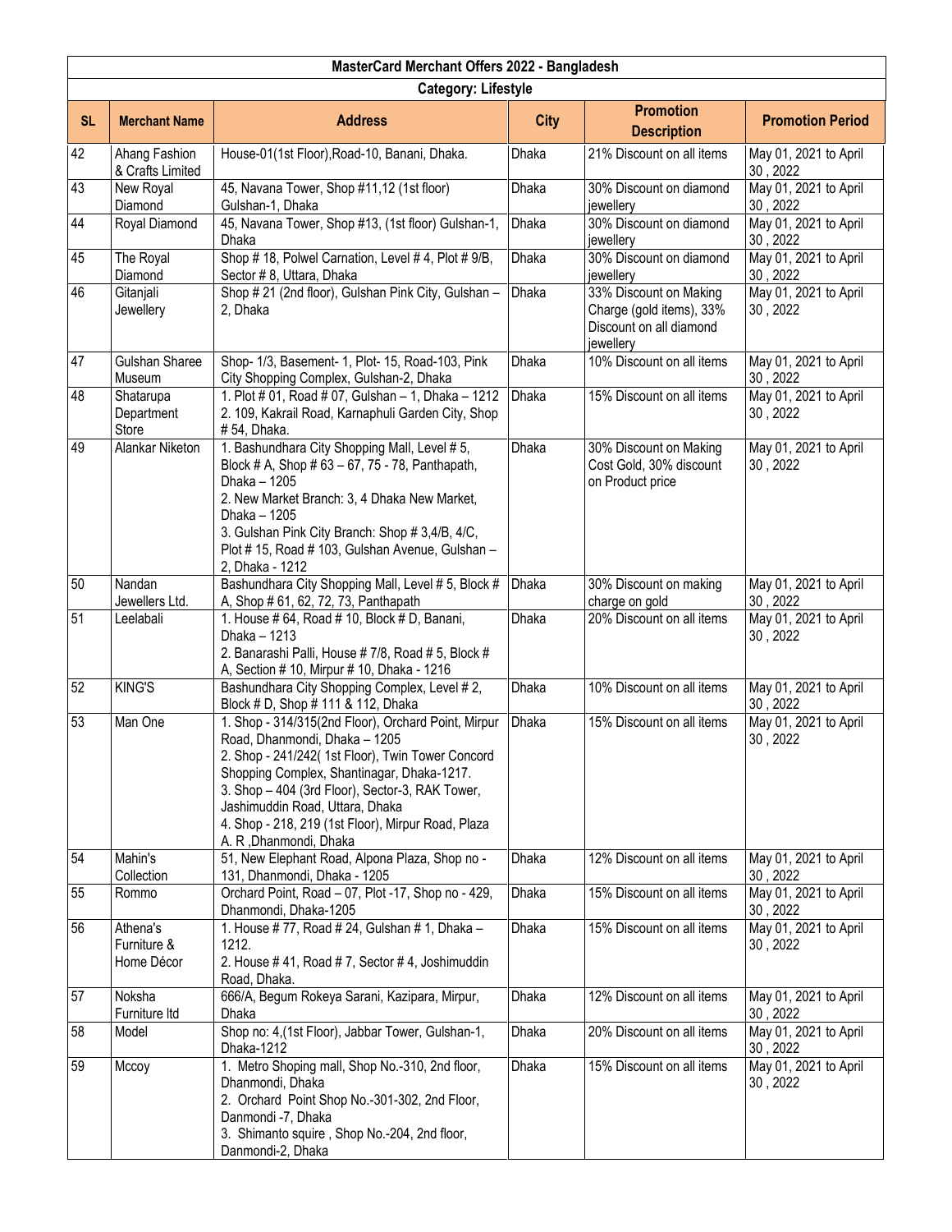| MasterCard Merchant Offers 2022 - Bangladesh | | | | | |
|---|---|---|---|---|---|
| **Category: Lifestyle** | | | | | |
| **SL** | **Merchant Name** | **Address** | **City** | **Promotion Description** | **Promotion Period** |
| 42 | Ahang Fashion & Crafts Limited | House-01(1st Floor),Road-10, Banani, Dhaka. | Dhaka | 21% Discount on all items | May 01, 2021 to April 30 , 2022 |
| 43 | New Royal Diamond | 45, Navana Tower, Shop #11,12 (1st floor) Gulshan-1, Dhaka | Dhaka | 30% Discount on diamond jewellery | May 01, 2021 to April 30 , 2022 |
| 44 | Royal Diamond | 45, Navana Tower, Shop #13, (1st floor) Gulshan-1, Dhaka | Dhaka | 30% Discount on diamond jewellery | May 01, 2021 to April 30 , 2022 |
| 45 | The Royal Diamond | Shop # 18, Polwel Carnation, Level # 4, Plot # 9/B, Sector # 8, Uttara, Dhaka | Dhaka | 30% Discount on diamond jewellery | May 01, 2021 to April 30 , 2022 |
| 46 | Gitanjali Jewellery | Shop # 21 (2nd floor), Gulshan Pink City, Gulshan – 2, Dhaka | Dhaka | 33% Discount on Making Charge (gold items), 33% Discount on all diamond jewellery | May 01, 2021 to April 30 , 2022 |
| 47 | Gulshan Sharee Museum | Shop- 1/3, Basement- 1, Plot- 15, Road-103, Pink City Shopping Complex, Gulshan-2, Dhaka | Dhaka | 10% Discount on all items | May 01, 2021 to April 30 , 2022 |
| 48 | Shatarupa Department Store | 1. Plot # 01, Road # 07, Gulshan – 1, Dhaka – 1212<br>2. 109, Kakrail Road, Karnaphuli Garden City, Shop # 54, Dhaka. | Dhaka | 15% Discount on all items | May 01, 2021 to April 30 , 2022 |
| 49 | Alankar Niketon | 1. Bashundhara City Shopping Mall, Level # 5, Block # A, Shop # 63 – 67, 75 - 78, Panthapath, Dhaka – 1205<br>2. New Market Branch: 3, 4 Dhaka New Market, Dhaka – 1205<br>3. Gulshan Pink City Branch: Shop # 3,4/B, 4/C, Plot # 15, Road # 103, Gulshan Avenue, Gulshan – 2, Dhaka - 1212 | Dhaka | 30% Discount on Making Cost Gold, 30% discount on Product price | May 01, 2021 to April 30 , 2022 |
| 50 | Nandan Jewellers Ltd. | Bashundhara City Shopping Mall, Level # 5, Block # A, Shop # 61, 62, 72, 73, Panthapath | Dhaka | 30% Discount on making charge on gold | May 01, 2021 to April 30 , 2022 |
| 51 | Leelabali | 1. House # 64, Road # 10, Block # D, Banani, Dhaka – 1213<br>2. Banarashi Palli, House # 7/8, Road # 5, Block # A, Section # 10, Mirpur # 10, Dhaka - 1216 | Dhaka | 20% Discount on all items | May 01, 2021 to April 30 , 2022 |
| 52 | KING'S | Bashundhara City Shopping Complex, Level # 2, Block # D, Shop # 111 & 112, Dhaka | Dhaka | 10% Discount on all items | May 01, 2021 to April 30 , 2022 |
| 53 | Man One | 1. Shop - 314/315(2nd Floor), Orchard Point, Mirpur Road, Dhanmondi, Dhaka – 1205<br>2. Shop - 241/242( 1st Floor), Twin Tower Concord Shopping Complex, Shantinagar, Dhaka-1217.<br>3. Shop – 404 (3rd Floor), Sector-3, RAK Tower, Jashimuddin Road, Uttara, Dhaka<br>4. Shop - 218, 219 (1st Floor), Mirpur Road, Plaza A. R ,Dhanmondi, Dhaka | Dhaka | 15% Discount on all items | May 01, 2021 to April 30 , 2022 |
| 54 | Mahin's Collection | 51, New Elephant Road, Alpona Plaza, Shop no - 131, Dhanmondi, Dhaka - 1205 | Dhaka | 12% Discount on all items | May 01, 2021 to April 30 , 2022 |
| 55 | Rommo | Orchard Point, Road – 07, Plot -17, Shop no - 429, Dhanmondi, Dhaka-1205 | Dhaka | 15% Discount on all items | May 01, 2021 to April 30 , 2022 |
| 56 | Athena's Furniture & Home Décor | 1. House # 77, Road # 24, Gulshan # 1, Dhaka – 1212.<br>2. House # 41, Road # 7, Sector # 4, Joshimuddin Road, Dhaka. | Dhaka | 15% Discount on all items | May 01, 2021 to April 30 , 2022 |
| 57 | Noksha Furniture ltd | 666/A, Begum Rokeya Sarani, Kazipara, Mirpur, Dhaka | Dhaka | 12% Discount on all items | May 01, 2021 to April 30 , 2022 |
| 58 | Model | Shop no: 4,(1st Floor), Jabbar Tower, Gulshan-1, Dhaka-1212 | Dhaka | 20% Discount on all items | May 01, 2021 to April 30 , 2022 |
| 59 | Mccoy | 1. Metro Shoping mall, Shop No.-310, 2nd floor, Dhanmondi, Dhaka<br>2. Orchard Point Shop No.-301-302, 2nd Floor, Danmondi -7, Dhaka<br>3. Shimanto squire , Shop No.-204, 2nd floor, Danmondi-2, Dhaka | Dhaka | 15% Discount on all items | May 01, 2021 to April 30 , 2022 |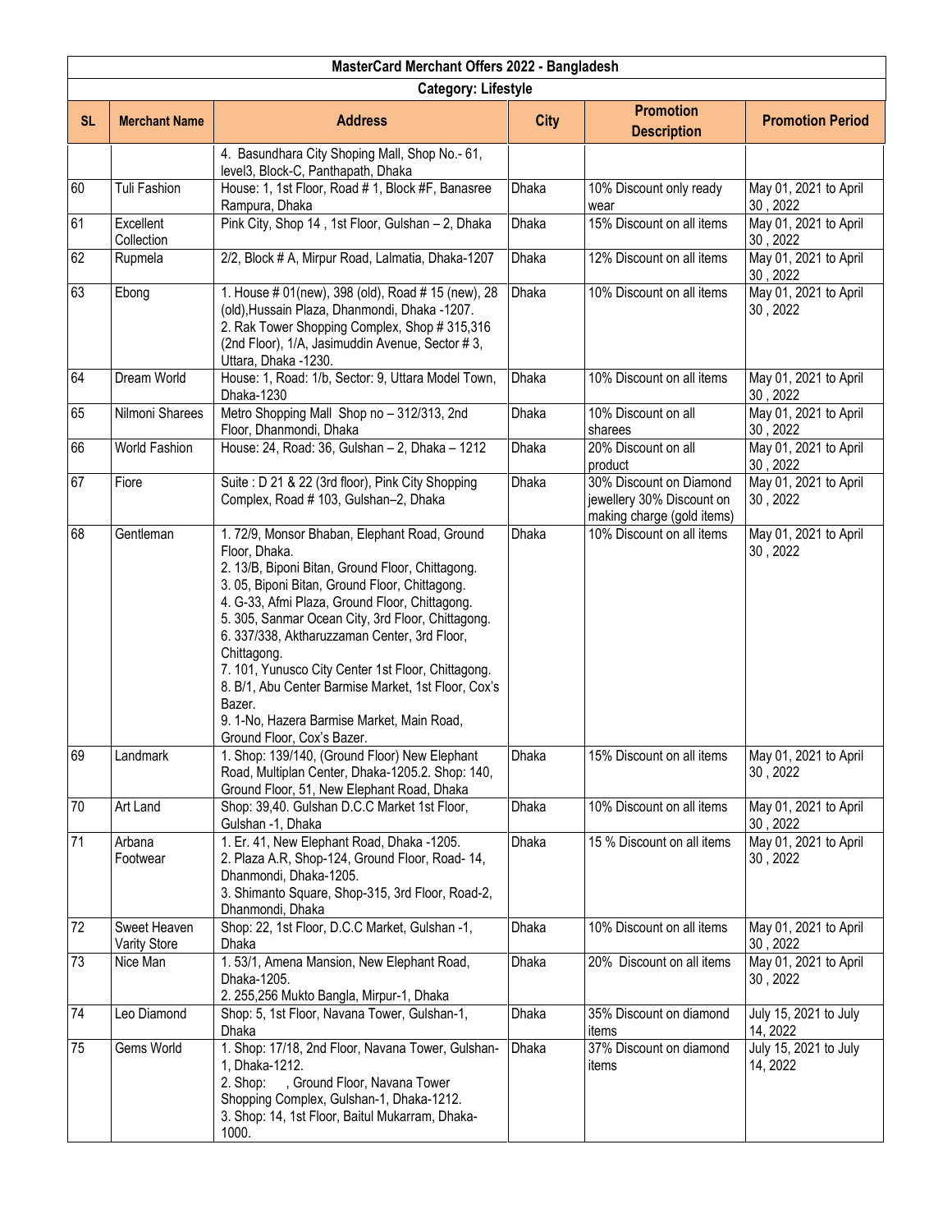| MasterCard Merchant Offers 2022 - Bangladesh | | | | | |
|---|---|---|---|---|---|
| **Category: Lifestyle** | | | | | |
| **SL** | **Merchant Name** | **Address** | **City** | **Promotion Description** | **Promotion Period** |
| | | 4. Basundhara City Shoping Mall, Shop No.- 61, level3, Block-C, Panthapath, Dhaka | | | |
| 60 | Tuli Fashion | House: 1, 1st Floor, Road # 1, Block #F, Banasree Rampura, Dhaka | Dhaka | 10% Discount only ready wear | May 01, 2021 to April 30 , 2022 |
| 61 | Excellent Collection | Pink City, Shop 14 , 1st Floor, Gulshan – 2, Dhaka | Dhaka | 15% Discount on all items | May 01, 2021 to April 30 , 2022 |
| 62 | Rupmela | 2/2, Block # A, Mirpur Road, Lalmatia, Dhaka-1207 | Dhaka | 12% Discount on all items | May 01, 2021 to April 30 , 2022 |
| 63 | Ebong | 1. House # 01(new), 398 (old), Road # 15 (new), 28 (old),Hussain Plaza, Dhanmondi, Dhaka -1207. 2. Rak Tower Shopping Complex, Shop # 315,316 (2nd Floor), 1/A, Jasimuddin Avenue, Sector # 3, Uttara, Dhaka -1230. | Dhaka | 10% Discount on all items | May 01, 2021 to April 30 , 2022 |
| 64 | Dream World | House: 1, Road: 1/b, Sector: 9, Uttara Model Town, Dhaka-1230 | Dhaka | 10% Discount on all items | May 01, 2021 to April 30 , 2022 |
| 65 | Nilmoni Sharees | Metro Shopping Mall Shop no – 312/313, 2nd Floor, Dhanmondi, Dhaka | Dhaka | 10% Discount on all sharees | May 01, 2021 to April 30 , 2022 |
| 66 | World Fashion | House: 24, Road: 36, Gulshan – 2, Dhaka – 1212 | Dhaka | 20% Discount on all product | May 01, 2021 to April 30 , 2022 |
| 67 | Fiore | Suite : D 21 & 22 (3rd floor), Pink City Shopping Complex, Road # 103, Gulshan–2, Dhaka | Dhaka | 30% Discount on Diamond jewellery 30% Discount on making charge (gold items) | May 01, 2021 to April 30 , 2022 |
| 68 | Gentleman | 1. 72/9, Monsor Bhaban, Elephant Road, Ground Floor, Dhaka. 2. 13/B, Biponi Bitan, Ground Floor, Chittagong. 3. 05, Biponi Bitan, Ground Floor, Chittagong. 4. G-33, Afmi Plaza, Ground Floor, Chittagong. 5. 305, Sanmar Ocean City, 3rd Floor, Chittagong. 6. 337/338, Aktharuzzaman Center, 3rd Floor, Chittagong. 7. 101, Yunusco City Center 1st Floor, Chittagong. 8. B/1, Abu Center Barmise Market, 1st Floor, Cox's Bazer. 9. 1-No, Hazera Barmise Market, Main Road, Ground Floor, Cox's Bazer. | Dhaka | 10% Discount on all items | May 01, 2021 to April 30 , 2022 |
| 69 | Landmark | 1. Shop: 139/140, (Ground Floor) New Elephant Road, Multiplan Center, Dhaka-1205.2. Shop: 140, Ground Floor, 51, New Elephant Road, Dhaka | Dhaka | 15% Discount on all items | May 01, 2021 to April 30 , 2022 |
| 70 | Art Land | Shop: 39,40. Gulshan D.C.C Market 1st Floor, Gulshan -1, Dhaka | Dhaka | 10% Discount on all items | May 01, 2021 to April 30 , 2022 |
| 71 | Arbana Footwear | 1. Er. 41, New Elephant Road, Dhaka -1205. 2. Plaza A.R, Shop-124, Ground Floor, Road- 14, Dhanmondi, Dhaka-1205. 3. Shimanto Square, Shop-315, 3rd Floor, Road-2, Dhanmondi, Dhaka | Dhaka | 15 % Discount on all items | May 01, 2021 to April 30 , 2022 |
| 72 | Sweet Heaven Varity Store | Shop: 22, 1st Floor, D.C.C Market, Gulshan -1, Dhaka | Dhaka | 10% Discount on all items | May 01, 2021 to April 30 , 2022 |
| 73 | Nice Man | 1. 53/1, Amena Mansion, New Elephant Road, Dhaka-1205. 2. 255,256 Mukto Bangla, Mirpur-1, Dhaka | Dhaka | 20% Discount on all items | May 01, 2021 to April 30 , 2022 |
| 74 | Leo Diamond | Shop: 5, 1st Floor, Navana Tower, Gulshan-1, Dhaka | Dhaka | 35% Discount on diamond items | July 15, 2021 to July 14, 2022 |
| 75 | Gems World | 1. Shop: 17/18, 2nd Floor, Navana Tower, Gulshan-1, Dhaka-1212. 2. Shop: , Ground Floor, Navana Tower Shopping Complex, Gulshan-1, Dhaka-1212. 3. Shop: 14, 1st Floor, Baitul Mukarram, Dhaka-1000. | Dhaka | 37% Discount on diamond items | July 15, 2021 to July 14, 2022 |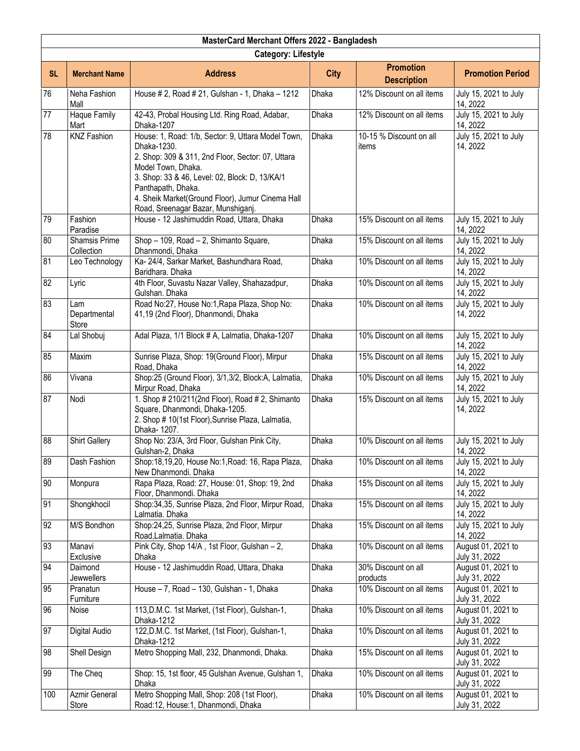| MasterCard Merchant Offers 2022 - Bangladesh | | | | | |
|---|---|---|---|---|---|
| Category: Lifestyle | | | | | |
| **SL** | **Merchant Name** | **Address** | **City** | **Promotion Description** | **Promotion Period** |
| 76 | Neha Fashion Mall | House # 2, Road # 21, Gulshan - 1, Dhaka – 1212 | Dhaka | 12% Discount on all items | July 15, 2021 to July 14, 2022 |
| 77 | Haque Family Mart | 42-43, Probal Housing Ltd. Ring Road, Adabar, Dhaka-1207 | Dhaka | 12% Discount on all items | July 15, 2021 to July 14, 2022 |
| 78 | KNZ Fashion | House: 1, Road: 1/b, Sector: 9, Uttara Model Town, Dhaka-1230.<br>2. Shop: 309 & 311, 2nd Floor, Sector: 07, Uttara Model Town, Dhaka.<br>3. Shop: 33 & 46, Level: 02, Block: D, 13/KA/1 Panthapath, Dhaka.<br>4. Sheik Market(Ground Floor), Jumur Cinema Hall Road, Sreenagar Bazar, Munshiganj. | Dhaka | 10-15 % Discount on all items | July 15, 2021 to July 14, 2022 |
| 79 | Fashion Paradise | House - 12 Jashimuddin Road, Uttara, Dhaka | Dhaka | 15% Discount on all items | July 15, 2021 to July 14, 2022 |
| 80 | Shamsis Prime Collection | Shop – 109, Road – 2, Shimanto Square, Dhanmondi, Dhaka | Dhaka | 15% Discount on all items | July 15, 2021 to July 14, 2022 |
| 81 | Leo Technology | Ka- 24/4, Sarkar Market, Bashundhara Road, Baridhara. Dhaka | Dhaka | 10% Discount on all items | July 15, 2021 to July 14, 2022 |
| 82 | Lyric | 4th Floor, Suvastu Nazar Valley, Shahazadpur, Gulshan. Dhaka | Dhaka | 10% Discount on all items | July 15, 2021 to July 14, 2022 |
| 83 | Lam Departmental Store | Road No:27, House No:1,Rapa Plaza, Shop No: 41,19 (2nd Floor), Dhanmondi, Dhaka | Dhaka | 10% Discount on all items | July 15, 2021 to July 14, 2022 |
| 84 | Lal Shobuj | Adal Plaza, 1/1 Block # A, Lalmatia, Dhaka-1207 | Dhaka | 10% Discount on all items | July 15, 2021 to July 14, 2022 |
| 85 | Maxim | Sunrise Plaza, Shop: 19(Ground Floor), Mirpur Road, Dhaka | Dhaka | 15% Discount on all items | July 15, 2021 to July 14, 2022 |
| 86 | Vivana | Shop:25 (Ground Floor), 3/1,3/2, Block:A, Lalmatia, Mirpur Road, Dhaka | Dhaka | 10% Discount on all items | July 15, 2021 to July 14, 2022 |
| 87 | Nodi | 1. Shop # 210/211(2nd Floor), Road # 2, Shimanto Square, Dhanmondi, Dhaka-1205.<br>2. Shop # 10(1st Floor),Sunrise Plaza, Lalmatia, Dhaka- 1207. | Dhaka | 15% Discount on all items | July 15, 2021 to July 14, 2022 |
| 88 | Shirt Gallery | Shop No: 23/A, 3rd Floor, Gulshan Pink City, Gulshan-2, Dhaka | Dhaka | 10% Discount on all items | July 15, 2021 to July 14, 2022 |
| 89 | Dash Fashion | Shop:18,19,20, House No:1,Road: 16, Rapa Plaza, New Dhanmondi. Dhaka | Dhaka | 10% Discount on all items | July 15, 2021 to July 14, 2022 |
| 90 | Monpura | Rapa Plaza, Road: 27, House: 01, Shop: 19, 2nd Floor, Dhanmondi. Dhaka | Dhaka | 15% Discount on all items | July 15, 2021 to July 14, 2022 |
| 91 | Shongkhocil | Shop:34,35, Sunrise Plaza, 2nd Floor, Mirpur Road, Lalmatia. Dhaka | Dhaka | 15% Discount on all items | July 15, 2021 to July 14, 2022 |
| 92 | M/S Bondhon | Shop:24,25, Sunrise Plaza, 2nd Floor, Mirpur Road,Lalmatia. Dhaka | Dhaka | 15% Discount on all items | July 15, 2021 to July 14, 2022 |
| 93 | Manavi Exclusive | Pink City, Shop 14/A , 1st Floor, Gulshan – 2, Dhaka | Dhaka | 10% Discount on all items | August 01, 2021 to July 31, 2022 |
| 94 | Daimond Jewwellers | House - 12 Jashimuddin Road, Uttara, Dhaka | Dhaka | 30% Discount on all products | August 01, 2021 to July 31, 2022 |
| 95 | Pranatun Furniture | House – 7, Road – 130, Gulshan - 1, Dhaka | Dhaka | 10% Discount on all items | August 01, 2021 to July 31, 2022 |
| 96 | Noise | 113,D.M.C. 1st Market, (1st Floor), Gulshan-1, Dhaka-1212 | Dhaka | 10% Discount on all items | August 01, 2021 to July 31, 2022 |
| 97 | Digital Audio | 122,D.M.C. 1st Market, (1st Floor), Gulshan-1, Dhaka-1212 | Dhaka | 10% Discount on all items | August 01, 2021 to July 31, 2022 |
| 98 | Shell Design | Metro Shopping Mall, 232, Dhanmondi, Dhaka. | Dhaka | 15% Discount on all items | August 01, 2021 to July 31, 2022 |
| 99 | The Cheq | Shop: 15, 1st floor, 45 Gulshan Avenue, Gulshan 1, Dhaka | Dhaka | 10% Discount on all items | August 01, 2021 to July 31, 2022 |
| 100 | Azmir General Store | Metro Shopping Mall, Shop: 208 (1st Floor), Road:12, House:1, Dhanmondi, Dhaka | Dhaka | 10% Discount on all items | August 01, 2021 to July 31, 2022 |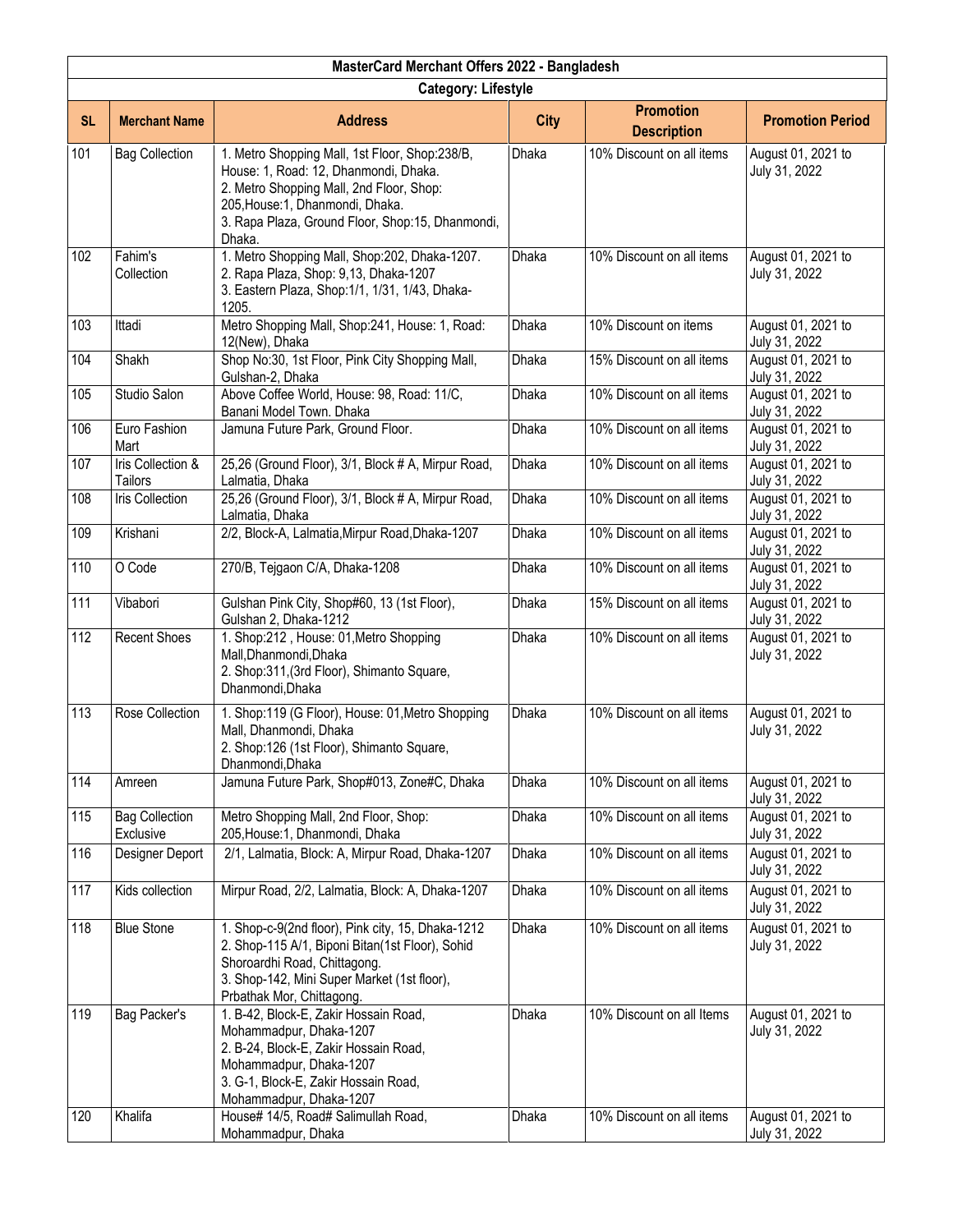| MasterCard Merchant Offers 2022 - Bangladesh | | | | | |
|---|---|---|---|---|---|
| **Category: Lifestyle** | | | | | |
| **SL** | **Merchant Name** | **Address** | **City** | **Promotion Description** | **Promotion Period** |
| 101 | Bag Collection | 1. Metro Shopping Mall, 1st Floor, Shop:238/B, House: 1, Road: 12, Dhanmondi, Dhaka.<br>2. Metro Shopping Mall, 2nd Floor, Shop: 205,House:1, Dhanmondi, Dhaka.<br>3. Rapa Plaza, Ground Floor, Shop:15, Dhanmondi, Dhaka. | Dhaka | 10% Discount on all items | August 01, 2021 to July 31, 2022 |
| 102 | Fahim's Collection | 1. Metro Shopping Mall, Shop:202, Dhaka-1207.<br>2. Rapa Plaza, Shop: 9,13, Dhaka-1207<br>3. Eastern Plaza, Shop:1/1, 1/31, 1/43, Dhaka-1205. | Dhaka | 10% Discount on all items | August 01, 2021 to July 31, 2022 |
| 103 | Ittadi | Metro Shopping Mall, Shop:241, House: 1, Road: 12(New), Dhaka | Dhaka | 10% Discount on items | August 01, 2021 to July 31, 2022 |
| 104 | Shakh | Shop No:30, 1st Floor, Pink City Shopping Mall, Gulshan-2, Dhaka | Dhaka | 15% Discount on all items | August 01, 2021 to July 31, 2022 |
| 105 | Studio Salon | Above Coffee World, House: 98, Road: 11/C, Banani Model Town. Dhaka | Dhaka | 10% Discount on all items | August 01, 2021 to July 31, 2022 |
| 106 | Euro Fashion Mart | Jamuna Future Park, Ground Floor. | Dhaka | 10% Discount on all items | August 01, 2021 to July 31, 2022 |
| 107 | Iris Collection & Tailors | 25,26 (Ground Floor), 3/1, Block # A, Mirpur Road, Lalmatia, Dhaka | Dhaka | 10% Discount on all items | August 01, 2021 to July 31, 2022 |
| 108 | Iris Collection | 25,26 (Ground Floor), 3/1, Block # A, Mirpur Road, Lalmatia, Dhaka | Dhaka | 10% Discount on all items | August 01, 2021 to July 31, 2022 |
| 109 | Krishani | 2/2, Block-A, Lalmatia,Mirpur Road,Dhaka-1207 | Dhaka | 10% Discount on all items | August 01, 2021 to July 31, 2022 |
| 110 | O Code | 270/B, Tejgaon C/A, Dhaka-1208 | Dhaka | 10% Discount on all items | August 01, 2021 to July 31, 2022 |
| 111 | Vibabori | Gulshan Pink City, Shop#60, 13 (1st Floor), Gulshan 2, Dhaka-1212 | Dhaka | 15% Discount on all items | August 01, 2021 to July 31, 2022 |
| 112 | Recent Shoes | 1. Shop:212 , House: 01,Metro Shopping Mall,Dhanmondi,Dhaka<br>2. Shop:311,(3rd Floor), Shimanto Square, Dhanmondi,Dhaka | Dhaka | 10% Discount on all items | August 01, 2021 to July 31, 2022 |
| 113 | Rose Collection | 1. Shop:119 (G Floor), House: 01,Metro Shopping Mall, Dhanmondi, Dhaka<br>2. Shop:126 (1st Floor), Shimanto Square, Dhanmondi,Dhaka | Dhaka | 10% Discount on all items | August 01, 2021 to July 31, 2022 |
| 114 | Amreen | Jamuna Future Park, Shop#013, Zone#C, Dhaka | Dhaka | 10% Discount on all items | August 01, 2021 to July 31, 2022 |
| 115 | Bag Collection Exclusive | Metro Shopping Mall, 2nd Floor, Shop: 205,House:1, Dhanmondi, Dhaka | Dhaka | 10% Discount on all items | August 01, 2021 to July 31, 2022 |
| 116 | Designer Deport | 2/1, Lalmatia, Block: A, Mirpur Road, Dhaka-1207 | Dhaka | 10% Discount on all items | August 01, 2021 to July 31, 2022 |
| 117 | Kids collection | Mirpur Road, 2/2, Lalmatia, Block: A, Dhaka-1207 | Dhaka | 10% Discount on all items | August 01, 2021 to July 31, 2022 |
| 118 | Blue Stone | 1. Shop-c-9(2nd floor), Pink city, 15, Dhaka-1212<br>2. Shop-115 A/1, Biponi Bitan(1st Floor), Sohid Shoroardhi Road, Chittagong.<br>3. Shop-142, Mini Super Market (1st floor), Prbathak Mor, Chittagong. | Dhaka | 10% Discount on all items | August 01, 2021 to July 31, 2022 |
| 119 | Bag Packer's | 1. B-42, Block-E, Zakir Hossain Road, Mohammadpur, Dhaka-1207<br>2. B-24, Block-E, Zakir Hossain Road, Mohammadpur, Dhaka-1207<br>3. G-1, Block-E, Zakir Hossain Road, Mohammadpur, Dhaka-1207 | Dhaka | 10% Discount on all Items | August 01, 2021 to July 31, 2022 |
| 120 | Khalifa | House# 14/5, Road# Salimullah Road, Mohammadpur, Dhaka | Dhaka | 10% Discount on all items | August 01, 2021 to July 31, 2022 |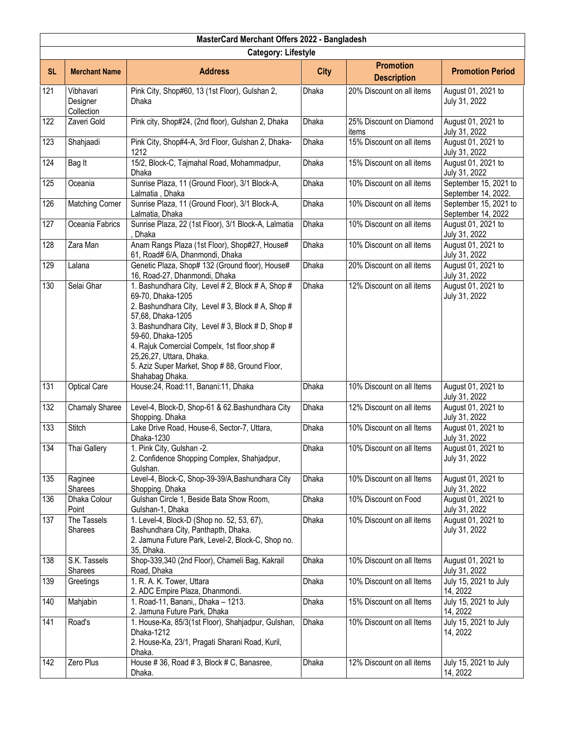| MasterCard Merchant Offers 2022 - Bangladesh | | | | | |
|---|---|---|---|---|---|
| **Category: Lifestyle** | | | | | |
| **SL** | **Merchant Name** | **Address** | **City** | **Promotion Description** | **Promotion Period** |
| 121 | Vibhavari Designer Collection | Pink City, Shop#60, 13 (1st Floor), Gulshan 2, Dhaka | Dhaka | 20% Discount on all items | August 01, 2021 to July 31, 2022 |
| 122 | Zaveri Gold | Pink city, Shop#24, (2nd floor), Gulshan 2, Dhaka | Dhaka | 25% Discount on Diamond items | August 01, 2021 to July 31, 2022 |
| 123 | Shahjaadi | Pink City, Shop#4-A, 3rd Floor, Gulshan 2, Dhaka-1212 | Dhaka | 15% Discount on all items | August 01, 2021 to July 31, 2022 |
| 124 | Bag It | 15/2, Block-C, Tajmahal Road, Mohammadpur, Dhaka | Dhaka | 15% Discount on all items | August 01, 2021 to July 31, 2022 |
| 125 | Oceania | Sunrise Plaza, 11 (Ground Floor), 3/1 Block-A, Lalmatia , Dhaka | Dhaka | 10% Discount on all items | September 15, 2021 to September 14, 2022. |
| 126 | Matching Corner | Sunrise Plaza, 11 (Ground Floor), 3/1 Block-A, Lalmatia, Dhaka | Dhaka | 10% Discount on all items | September 15, 2021 to September 14, 2022 |
| 127 | Oceania Fabrics | Sunrise Plaza, 22 (1st Floor), 3/1 Block-A, Lalmatia , Dhaka | Dhaka | 10% Discount on all items | August 01, 2021 to July 31, 2022 |
| 128 | Zara Man | Anam Rangs Plaza (1st Floor), Shop#27, House# 61, Road# 6/A, Dhanmondi, Dhaka | Dhaka | 10% Discount on all items | August 01, 2021 to July 31, 2022 |
| 129 | Lalana | Genetic Plaza, Shop# 132 (Ground floor), House# 16, Road-27, Dhanmondi, Dhaka | Dhaka | 20% Discount on all items | August 01, 2021 to July 31, 2022 |
| 130 | Selai Ghar | 1. Bashundhara City, Level # 2, Block # A, Shop # 69-70, Dhaka-1205<br>2. Bashundhara City, Level # 3, Block # A, Shop # 57,68, Dhaka-1205<br>3. Bashundhara City, Level # 3, Block # D, Shop # 59-60, Dhaka-1205<br>4. Rajuk Comercial Compelx, 1st floor,shop # 25,26,27, Uttara, Dhaka.<br>5. Aziz Super Market, Shop # 88, Ground Floor, Shahabag Dhaka. | Dhaka | 12% Discount on all items | August 01, 2021 to July 31, 2022 |
| 131 | Optical Care | House:24, Road:11, Banani:11, Dhaka | Dhaka | 10% Discount on all Items | August 01, 2021 to July 31, 2022 |
| 132 | Chamaly Sharee | Level-4, Block-D, Shop-61 & 62.Bashundhara City Shopping. Dhaka | Dhaka | 12% Discount on all items | August 01, 2021 to July 31, 2022 |
| 133 | Stitch | Lake Drive Road, House-6, Sector-7, Uttara, Dhaka-1230 | Dhaka | 10% Discount on all Items | August 01, 2021 to July 31, 2022 |
| 134 | Thai Gallery | 1. Pink City, Gulshan -2.<br>2. Confidence Shopping Complex, Shahjadpur, Gulshan. | Dhaka | 10% Discount on all Items | August 01, 2021 to July 31, 2022 |
| 135 | Raginee Sharees | Level-4, Block-C, Shop-39-39/A,Bashundhara City Shopping. Dhaka | Dhaka | 10% Discount on all Items | August 01, 2021 to July 31, 2022 |
| 136 | Dhaka Colour Point | Gulshan Circle 1, Beside Bata Show Room, Gulshan-1, Dhaka | Dhaka | 10% Discount on Food | August 01, 2021 to July 31, 2022 |
| 137 | The Tassels Sharees | 1. Level-4, Block-D (Shop no. 52, 53, 67), Bashundhara City, Panthapth, Dhaka.<br>2. Jamuna Future Park, Level-2, Block-C, Shop no. 35, Dhaka. | Dhaka | 10% Discount on all items | August 01, 2021 to July 31, 2022 |
| 138 | S.K. Tassels Sharees | Shop-339,340 (2nd Floor), Chameli Bag, Kakrail Road, Dhaka | Dhaka | 10% Discount on all Items | August 01, 2021 to July 31, 2022 |
| 139 | Greetings | 1. R. A. K. Tower, Uttara<br>2. ADC Empire Plaza, Dhanmondi. | Dhaka | 10% Discount on all Items | July 15, 2021 to July 14, 2022 |
| 140 | Mahjabin | 1. Road-11, Banani,, Dhaka – 1213.<br>2. Jamuna Future Park, Dhaka | Dhaka | 15% Discount on all Items | July 15, 2021 to July 14, 2022 |
| 141 | Road's | 1. House-Ka, 85/3(1st Floor), Shahjadpur, Gulshan, Dhaka-1212<br>2. House-Ka, 23/1, Pragati Sharani Road, Kuril, Dhaka. | Dhaka | 10% Discount on all Items | July 15, 2021 to July 14, 2022 |
| 142 | Zero Plus | House # 36, Road # 3, Block # C, Banasree, Dhaka. | Dhaka | 12% Discount on all items | July 15, 2021 to July 14, 2022 |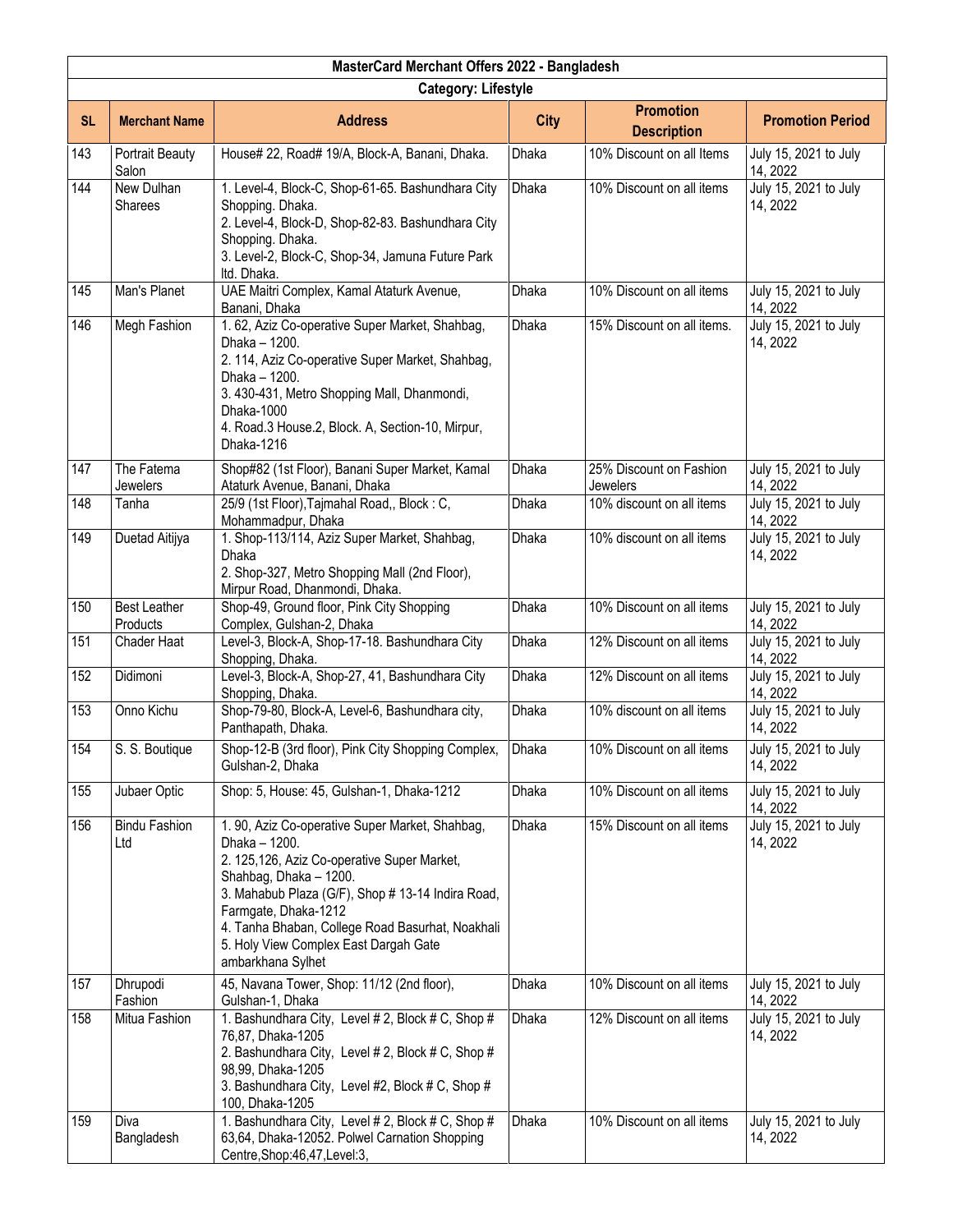| MasterCard Merchant Offers 2022 - Bangladesh | | | | | |
|---|---|---|---|---|---|
| **Category: Lifestyle** | | | | | |
| **SL** | **Merchant Name** | **Address** | **City** | **Promotion Description** | **Promotion Period** |
| 143 | Portrait Beauty Salon | House# 22, Road# 19/A, Block-A, Banani, Dhaka. | Dhaka | 10% Discount on all Items | July 15, 2021 to July 14, 2022 |
| 144 | New Dulhan Sharees | 1. Level-4, Block-C, Shop-61-65. Bashundhara City Shopping. Dhaka.<br>2. Level-4, Block-D, Shop-82-83. Bashundhara City Shopping. Dhaka.<br>3. Level-2, Block-C, Shop-34, Jamuna Future Park ltd. Dhaka. | Dhaka | 10% Discount on all items | July 15, 2021 to July 14, 2022 |
| 145 | Man's Planet | UAE Maitri Complex, Kamal Ataturk Avenue, Banani, Dhaka | Dhaka | 10% Discount on all items | July 15, 2021 to July 14, 2022 |
| 146 | Megh Fashion | 1. 62, Aziz Co-operative Super Market, Shahbag, Dhaka – 1200.<br>2. 114, Aziz Co-operative Super Market, Shahbag, Dhaka – 1200.<br>3. 430-431, Metro Shopping Mall, Dhanmondi, Dhaka-1000<br>4. Road.3 House.2, Block. A, Section-10, Mirpur, Dhaka-1216 | Dhaka | 15% Discount on all items. | July 15, 2021 to July 14, 2022 |
| 147 | The Fatema Jewelers | Shop#82 (1st Floor), Banani Super Market, Kamal Ataturk Avenue, Banani, Dhaka | Dhaka | 25% Discount on Fashion Jewelers | July 15, 2021 to July 14, 2022 |
| 148 | Tanha | 25/9 (1st Floor),Tajmahal Road,, Block : C, Mohammadpur, Dhaka | Dhaka | 10% discount on all items | July 15, 2021 to July 14, 2022 |
| 149 | Duetad Aitijya | 1. Shop-113/114, Aziz Super Market, Shahbag, Dhaka<br>2. Shop-327, Metro Shopping Mall (2nd Floor), Mirpur Road, Dhanmondi, Dhaka. | Dhaka | 10% discount on all items | July 15, 2021 to July 14, 2022 |
| 150 | Best Leather Products | Shop-49, Ground floor, Pink City Shopping Complex, Gulshan-2, Dhaka | Dhaka | 10% Discount on all items | July 15, 2021 to July 14, 2022 |
| 151 | Chader Haat | Level-3, Block-A, Shop-17-18. Bashundhara City Shopping, Dhaka. | Dhaka | 12% Discount on all items | July 15, 2021 to July 14, 2022 |
| 152 | Didimoni | Level-3, Block-A, Shop-27, 41, Bashundhara City Shopping, Dhaka. | Dhaka | 12% Discount on all items | July 15, 2021 to July 14, 2022 |
| 153 | Onno Kichu | Shop-79-80, Block-A, Level-6, Bashundhara city, Panthapath, Dhaka. | Dhaka | 10% discount on all items | July 15, 2021 to July 14, 2022 |
| 154 | S. S. Boutique | Shop-12-B (3rd floor), Pink City Shopping Complex, Gulshan-2, Dhaka | Dhaka | 10% Discount on all items | July 15, 2021 to July 14, 2022 |
| 155 | Jubaer Optic | Shop: 5, House: 45, Gulshan-1, Dhaka-1212 | Dhaka | 10% Discount on all items | July 15, 2021 to July 14, 2022 |
| 156 | Bindu Fashion Ltd | 1. 90, Aziz Co-operative Super Market, Shahbag, Dhaka – 1200.<br>2. 125,126, Aziz Co-operative Super Market, Shahbag, Dhaka – 1200.<br>3. Mahabub Plaza (G/F), Shop # 13-14 Indira Road, Farmgate, Dhaka-1212<br>4. Tanha Bhaban, College Road Basurhat, Noakhali<br>5. Holy View Complex East Dargah Gate ambarkhana Sylhet | Dhaka | 15% Discount on all items | July 15, 2021 to July 14, 2022 |
| 157 | Dhrupodi Fashion | 45, Navana Tower, Shop: 11/12 (2nd floor), Gulshan-1, Dhaka | Dhaka | 10% Discount on all items | July 15, 2021 to July 14, 2022 |
| 158 | Mitua Fashion | 1. Bashundhara City, Level # 2, Block # C, Shop # 76,87, Dhaka-1205<br>2. Bashundhara City, Level # 2, Block # C, Shop # 98,99, Dhaka-1205<br>3. Bashundhara City, Level #2, Block # C, Shop # 100, Dhaka-1205 | Dhaka | 12% Discount on all items | July 15, 2021 to July 14, 2022 |
| 159 | Diva Bangladesh | 1. Bashundhara City, Level # 2, Block # C, Shop # 63,64, Dhaka-12052. Polwel Carnation Shopping Centre,Shop:46,47,Level:3, | Dhaka | 10% Discount on all items | July 15, 2021 to July 14, 2022 |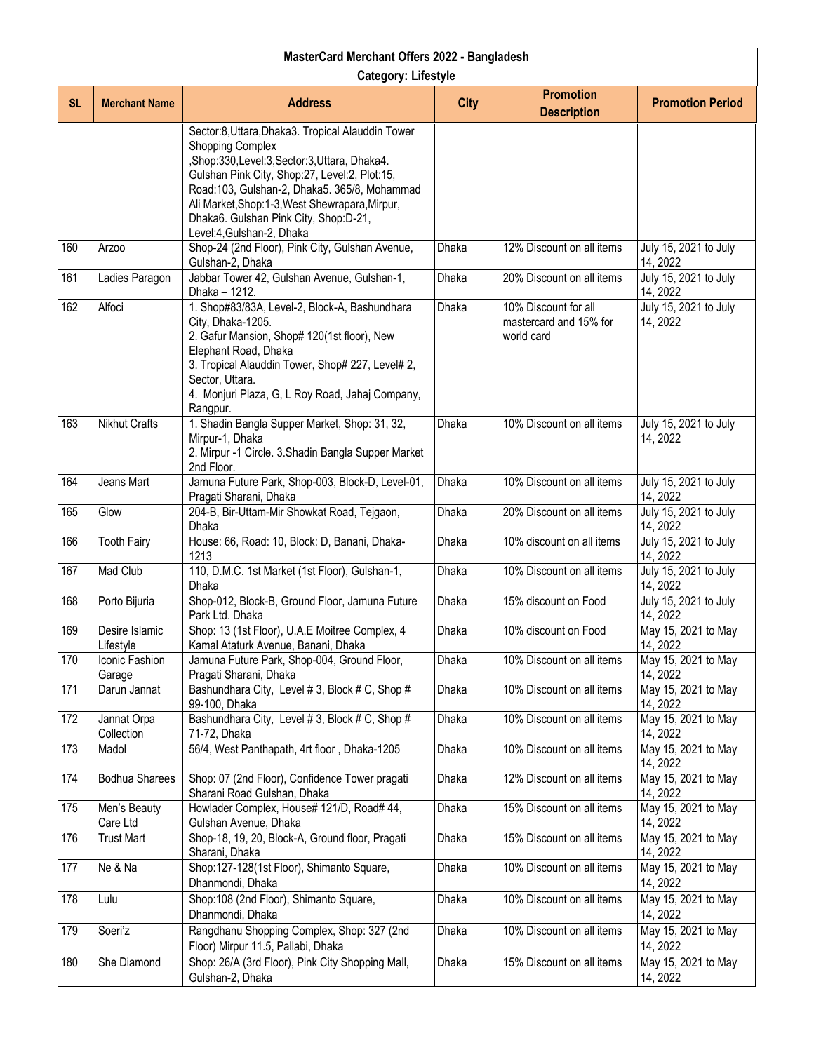| MasterCard Merchant Offers 2022 - Bangladesh | | | | | |
|---|---|---|---|---|---|
| Category: Lifestyle | | | | | |
| SL | Merchant Name | Address | City | Promotion Description | Promotion Period |
| | | Sector:8,Uttara,Dhaka3. Tropical Alauddin Tower Shopping Complex ,Shop:330,Level:3,Sector:3,Uttara, Dhaka4. Gulshan Pink City, Shop:27, Level:2, Plot:15, Road:103, Gulshan-2, Dhaka5. 365/8, Mohammad Ali Market,Shop:1-3,West Shewrapara,Mirpur, Dhaka6. Gulshan Pink City, Shop:D-21, Level:4,Gulshan-2, Dhaka | | | |
| 160 | Arzoo | Shop-24 (2nd Floor), Pink City, Gulshan Avenue, Gulshan-2, Dhaka | Dhaka | 12% Discount on all items | July 15, 2021 to July 14, 2022 |
| 161 | Ladies Paragon | Jabbar Tower 42, Gulshan Avenue, Gulshan-1, Dhaka – 1212. | Dhaka | 20% Discount on all items | July 15, 2021 to July 14, 2022 |
| 162 | Alfoci | 1. Shop#83/83A, Level-2, Block-A, Bashundhara City, Dhaka-1205. 2. Gafur Mansion, Shop# 120(1st floor), New Elephant Road, Dhaka 3. Tropical Alauddin Tower, Shop# 227, Level# 2, Sector, Uttara. 4. Monjuri Plaza, G, L Roy Road, Jahaj Company, Rangpur. | Dhaka | 10% Discount for all mastercard and 15% for world card | July 15, 2021 to July 14, 2022 |
| 163 | Nikhut Crafts | 1. Shadin Bangla Supper Market, Shop: 31, 32, Mirpur-1, Dhaka 2. Mirpur -1 Circle. 3.Shadin Bangla Supper Market 2nd Floor. | Dhaka | 10% Discount on all items | July 15, 2021 to July 14, 2022 |
| 164 | Jeans Mart | Jamuna Future Park, Shop-003, Block-D, Level-01, Pragati Sharani, Dhaka | Dhaka | 10% Discount on all items | July 15, 2021 to July 14, 2022 |
| 165 | Glow | 204-B, Bir-Uttam-Mir Showkat Road, Tejgaon, Dhaka | Dhaka | 20% Discount on all items | July 15, 2021 to July 14, 2022 |
| 166 | Tooth Fairy | House: 66, Road: 10, Block: D, Banani, Dhaka-1213 | Dhaka | 10% discount on all items | July 15, 2021 to July 14, 2022 |
| 167 | Mad Club | 110, D.M.C. 1st Market (1st Floor), Gulshan-1, Dhaka | Dhaka | 10% Discount on all items | July 15, 2021 to July 14, 2022 |
| 168 | Porto Bijuria | Shop-012, Block-B, Ground Floor, Jamuna Future Park Ltd. Dhaka | Dhaka | 15% discount on Food | July 15, 2021 to July 14, 2022 |
| 169 | Desire Islamic Lifestyle | Shop: 13 (1st Floor), U.A.E Moitree Complex, 4 Kamal Ataturk Avenue, Banani, Dhaka | Dhaka | 10% discount on Food | May 15, 2021 to May 14, 2022 |
| 170 | Iconic Fashion Garage | Jamuna Future Park, Shop-004, Ground Floor, Pragati Sharani, Dhaka | Dhaka | 10% Discount on all items | May 15, 2021 to May 14, 2022 |
| 171 | Darun Jannat | Bashundhara City, Level # 3, Block # C, Shop # 99-100, Dhaka | Dhaka | 10% Discount on all items | May 15, 2021 to May 14, 2022 |
| 172 | Jannat Orpa Collection | Bashundhara City, Level # 3, Block # C, Shop # 71-72, Dhaka | Dhaka | 10% Discount on all items | May 15, 2021 to May 14, 2022 |
| 173 | Madol | 56/4, West Panthapath, 4rt floor , Dhaka-1205 | Dhaka | 10% Discount on all items | May 15, 2021 to May 14, 2022 |
| 174 | Bodhua Sharees | Shop: 07 (2nd Floor), Confidence Tower pragati Sharani Road Gulshan, Dhaka | Dhaka | 12% Discount on all items | May 15, 2021 to May 14, 2022 |
| 175 | Men's Beauty Care Ltd | Howlader Complex, House# 121/D, Road# 44, Gulshan Avenue, Dhaka | Dhaka | 15% Discount on all items | May 15, 2021 to May 14, 2022 |
| 176 | Trust Mart | Shop-18, 19, 20, Block-A, Ground floor, Pragati Sharani, Dhaka | Dhaka | 15% Discount on all items | May 15, 2021 to May 14, 2022 |
| 177 | Ne & Na | Shop:127-128(1st Floor), Shimanto Square, Dhanmondi, Dhaka | Dhaka | 10% Discount on all items | May 15, 2021 to May 14, 2022 |
| 178 | Lulu | Shop:108 (2nd Floor), Shimanto Square, Dhanmondi, Dhaka | Dhaka | 10% Discount on all items | May 15, 2021 to May 14, 2022 |
| 179 | Soeri'z | Rangdhanu Shopping Complex, Shop: 327 (2nd Floor) Mirpur 11.5, Pallabi, Dhaka | Dhaka | 10% Discount on all items | May 15, 2021 to May 14, 2022 |
| 180 | She Diamond | Shop: 26/A (3rd Floor), Pink City Shopping Mall, Gulshan-2, Dhaka | Dhaka | 15% Discount on all items | May 15, 2021 to May 14, 2022 |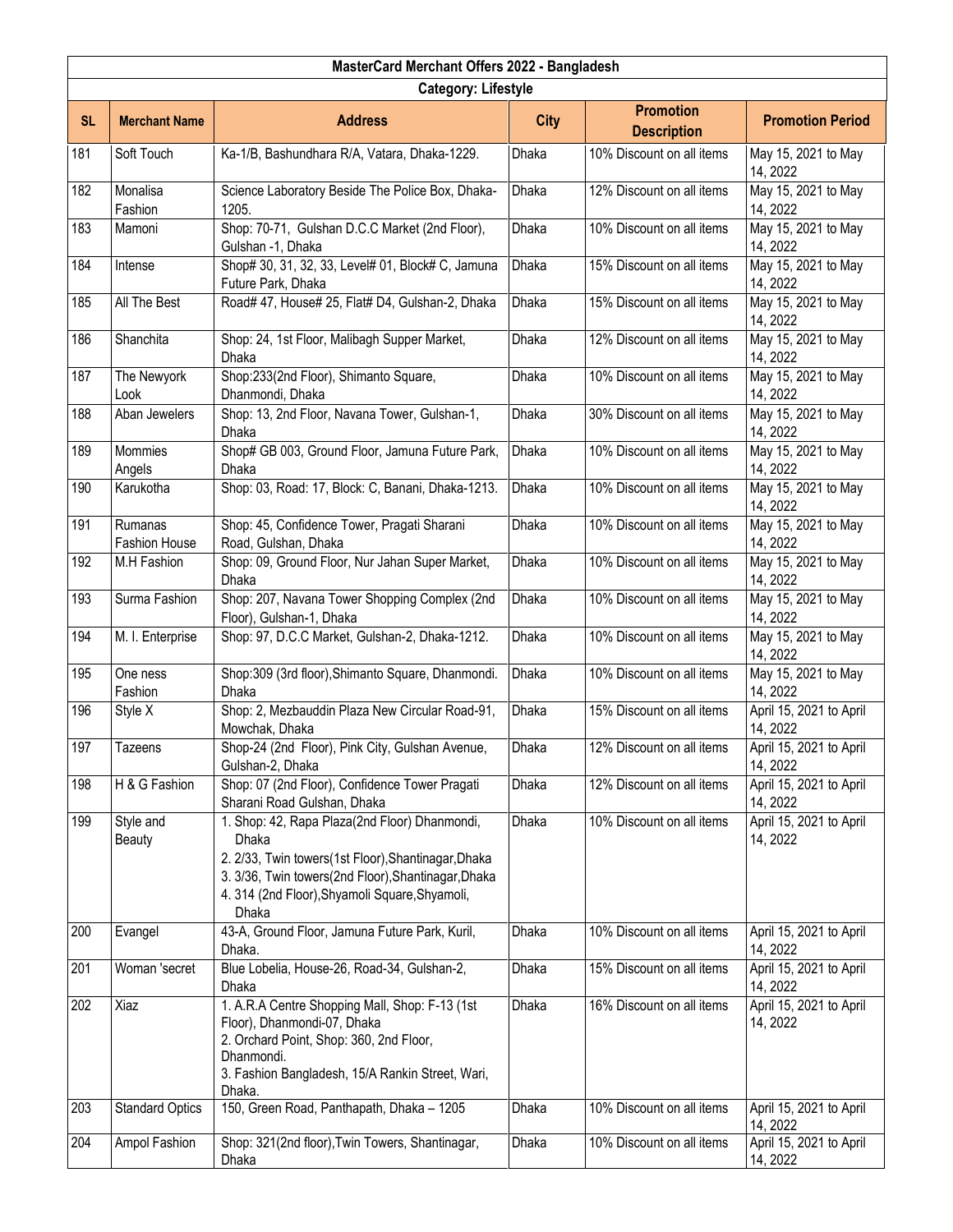| MasterCard Merchant Offers 2022 - Bangladesh | | | | | |
|---|---|---|---|---|---|
| Category: Lifestyle | | | | | |
| **SL** | **Merchant Name** | **Address** | **City** | **Promotion Description** | **Promotion Period** |
| 181 | Soft Touch | Ka-1/B, Bashundhara R/A, Vatara, Dhaka-1229. | Dhaka | 10% Discount on all items | May 15, 2021 to May 14, 2022 |
| 182 | Monalisa Fashion | Science Laboratory Beside The Police Box, Dhaka-1205. | Dhaka | 12% Discount on all items | May 15, 2021 to May 14, 2022 |
| 183 | Mamoni | Shop: 70-71, Gulshan D.C.C Market (2nd Floor), Gulshan -1, Dhaka | Dhaka | 10% Discount on all items | May 15, 2021 to May 14, 2022 |
| 184 | Intense | Shop# 30, 31, 32, 33, Level# 01, Block# C, Jamuna Future Park, Dhaka | Dhaka | 15% Discount on all items | May 15, 2021 to May 14, 2022 |
| 185 | All The Best | Road# 47, House# 25, Flat# D4, Gulshan-2, Dhaka | Dhaka | 15% Discount on all items | May 15, 2021 to May 14, 2022 |
| 186 | Shanchita | Shop: 24, 1st Floor, Malibagh Supper Market, Dhaka | Dhaka | 12% Discount on all items | May 15, 2021 to May 14, 2022 |
| 187 | The Newyork Look | Shop:233(2nd Floor), Shimanto Square, Dhanmondi, Dhaka | Dhaka | 10% Discount on all items | May 15, 2021 to May 14, 2022 |
| 188 | Aban Jewelers | Shop: 13, 2nd Floor, Navana Tower, Gulshan-1, Dhaka | Dhaka | 30% Discount on all items | May 15, 2021 to May 14, 2022 |
| 189 | Mommies Angels | Shop# GB 003, Ground Floor, Jamuna Future Park, Dhaka | Dhaka | 10% Discount on all items | May 15, 2021 to May 14, 2022 |
| 190 | Karukotha | Shop: 03, Road: 17, Block: C, Banani, Dhaka-1213. | Dhaka | 10% Discount on all items | May 15, 2021 to May 14, 2022 |
| 191 | Rumanas Fashion House | Shop: 45, Confidence Tower, Pragati Sharani Road, Gulshan, Dhaka | Dhaka | 10% Discount on all items | May 15, 2021 to May 14, 2022 |
| 192 | M.H Fashion | Shop: 09, Ground Floor, Nur Jahan Super Market, Dhaka | Dhaka | 10% Discount on all items | May 15, 2021 to May 14, 2022 |
| 193 | Surma Fashion | Shop: 207, Navana Tower Shopping Complex (2nd Floor), Gulshan-1, Dhaka | Dhaka | 10% Discount on all items | May 15, 2021 to May 14, 2022 |
| 194 | M. I. Enterprise | Shop: 97, D.C.C Market, Gulshan-2, Dhaka-1212. | Dhaka | 10% Discount on all items | May 15, 2021 to May 14, 2022 |
| 195 | One ness Fashion | Shop:309 (3rd floor),Shimanto Square, Dhanmondi. Dhaka | Dhaka | 10% Discount on all items | May 15, 2021 to May 14, 2022 |
| 196 | Style X | Shop: 2, Mezbauddin Plaza New Circular Road-91, Mowchak, Dhaka | Dhaka | 15% Discount on all items | April 15, 2021 to April 14, 2022 |
| 197 | Tazeens | Shop-24 (2nd Floor), Pink City, Gulshan Avenue, Gulshan-2, Dhaka | Dhaka | 12% Discount on all items | April 15, 2021 to April 14, 2022 |
| 198 | H & G Fashion | Shop: 07 (2nd Floor), Confidence Tower Pragati Sharani Road Gulshan, Dhaka | Dhaka | 12% Discount on all items | April 15, 2021 to April 14, 2022 |
| 199 | Style and Beauty | 1. Shop: 42, Rapa Plaza(2nd Floor) Dhanmondi, Dhaka<br>2. 2/33, Twin towers(1st Floor),Shantinagar,Dhaka<br>3. 3/36, Twin towers(2nd Floor),Shantinagar,Dhaka<br>4. 314 (2nd Floor),Shyamoli Square,Shyamoli, Dhaka | Dhaka | 10% Discount on all items | April 15, 2021 to April 14, 2022 |
| 200 | Evangel | 43-A, Ground Floor, Jamuna Future Park, Kuril, Dhaka. | Dhaka | 10% Discount on all items | April 15, 2021 to April 14, 2022 |
| 201 | Woman 'secret | Blue Lobelia, House-26, Road-34, Gulshan-2, Dhaka | Dhaka | 15% Discount on all items | April 15, 2021 to April 14, 2022 |
| 202 | Xiaz | 1. A.R.A Centre Shopping Mall, Shop: F-13 (1st Floor), Dhanmondi-07, Dhaka<br>2. Orchard Point, Shop: 360, 2nd Floor, Dhanmondi.<br>3. Fashion Bangladesh, 15/A Rankin Street, Wari, Dhaka. | Dhaka | 16% Discount on all items | April 15, 2021 to April 14, 2022 |
| 203 | Standard Optics | 150, Green Road, Panthapath, Dhaka – 1205 | Dhaka | 10% Discount on all items | April 15, 2021 to April 14, 2022 |
| 204 | Ampol Fashion | Shop: 321(2nd floor),Twin Towers, Shantinagar, Dhaka | Dhaka | 10% Discount on all items | April 15, 2021 to April 14, 2022 |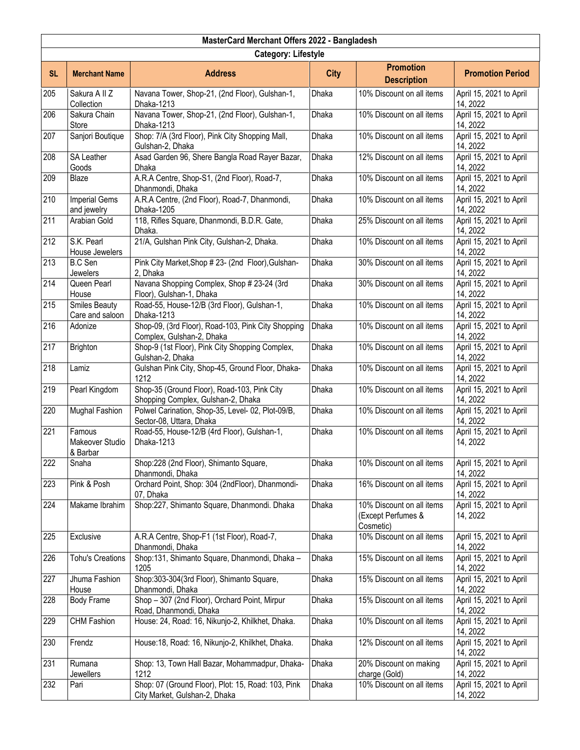| MasterCard Merchant Offers 2022 - Bangladesh | | | | | |
|---|---|---|---|---|---|
| **Category: Lifestyle** | | | | | |
| **SL** | **Merchant Name** | **Address** | **City** | **Promotion Description** | **Promotion Period** |
| 205 | Sakura A II Z Collection | Navana Tower, Shop-21, (2nd Floor), Gulshan-1, Dhaka-1213 | Dhaka | 10% Discount on all items | April 15, 2021 to April 14, 2022 |
| 206 | Sakura Chain Store | Navana Tower, Shop-21, (2nd Floor), Gulshan-1, Dhaka-1213 | Dhaka | 10% Discount on all items | April 15, 2021 to April 14, 2022 |
| 207 | Sanjori Boutique | Shop: 7/A (3rd Floor), Pink City Shopping Mall, Gulshan-2, Dhaka | Dhaka | 10% Discount on all items | April 15, 2021 to April 14, 2022 |
| 208 | SA Leather Goods | Asad Garden 96, Shere Bangla Road Rayer Bazar, Dhaka | Dhaka | 12% Discount on all items | April 15, 2021 to April 14, 2022 |
| 209 | Blaze | A.R.A Centre, Shop-S1, (2nd Floor), Road-7, Dhanmondi, Dhaka | Dhaka | 10% Discount on all items | April 15, 2021 to April 14, 2022 |
| 210 | Imperial Gems and jewelry | A.R.A Centre, (2nd Floor), Road-7, Dhanmondi, Dhaka-1205 | Dhaka | 10% Discount on all items | April 15, 2021 to April 14, 2022 |
| 211 | Arabian Gold | 118, Rifles Square, Dhanmondi, B.D.R. Gate, Dhaka. | Dhaka | 25% Discount on all items | April 15, 2021 to April 14, 2022 |
| 212 | S.K. Pearl House Jewelers | 21/A, Gulshan Pink City, Gulshan-2, Dhaka. | Dhaka | 10% Discount on all items | April 15, 2021 to April 14, 2022 |
| 213 | B.C Sen Jewelers | Pink City Market,Shop # 23- (2nd Floor),Gulshan-2, Dhaka | Dhaka | 30% Discount on all items | April 15, 2021 to April 14, 2022 |
| 214 | Queen Pearl House | Navana Shopping Complex, Shop # 23-24 (3rd Floor), Gulshan-1, Dhaka | Dhaka | 30% Discount on all items | April 15, 2021 to April 14, 2022 |
| 215 | Smiles Beauty Care and saloon | Road-55, House-12/B (3rd Floor), Gulshan-1, Dhaka-1213 | Dhaka | 10% Discount on all items | April 15, 2021 to April 14, 2022 |
| 216 | Adonize | Shop-09, (3rd Floor), Road-103, Pink City Shopping Complex, Gulshan-2, Dhaka | Dhaka | 10% Discount on all items | April 15, 2021 to April 14, 2022 |
| 217 | Brighton | Shop-9 (1st Floor), Pink City Shopping Complex, Gulshan-2, Dhaka | Dhaka | 10% Discount on all items | April 15, 2021 to April 14, 2022 |
| 218 | Lamiz | Gulshan Pink City, Shop-45, Ground Floor, Dhaka-1212 | Dhaka | 10% Discount on all items | April 15, 2021 to April 14, 2022 |
| 219 | Pearl Kingdom | Shop-35 (Ground Floor), Road-103, Pink City Shopping Complex, Gulshan-2, Dhaka | Dhaka | 10% Discount on all items | April 15, 2021 to April 14, 2022 |
| 220 | Mughal Fashion | Polwel Carination, Shop-35, Level- 02, Plot-09/B, Sector-08, Uttara, Dhaka | Dhaka | 10% Discount on all items | April 15, 2021 to April 14, 2022 |
| 221 | Famous Makeover Studio & Barbar | Road-55, House-12/B (4rd Floor), Gulshan-1, Dhaka-1213 | Dhaka | 10% Discount on all items | April 15, 2021 to April 14, 2022 |
| 222 | Snaha | Shop:228 (2nd Floor), Shimanto Square, Dhanmondi, Dhaka | Dhaka | 10% Discount on all items | April 15, 2021 to April 14, 2022 |
| 223 | Pink & Posh | Orchard Point, Shop: 304 (2ndFloor), Dhanmondi-07, Dhaka | Dhaka | 16% Discount on all items | April 15, 2021 to April 14, 2022 |
| 224 | Makame Ibrahim | Shop:227, Shimanto Square, Dhanmondi. Dhaka | Dhaka | 10% Discount on all items (Except Perfumes & Cosmetic) | April 15, 2021 to April 14, 2022 |
| 225 | Exclusive | A.R.A Centre, Shop-F1 (1st Floor), Road-7, Dhanmondi, Dhaka | Dhaka | 10% Discount on all items | April 15, 2021 to April 14, 2022 |
| 226 | Tohu's Creations | Shop:131, Shimanto Square, Dhanmondi, Dhaka – 1205 | Dhaka | 15% Discount on all items | April 15, 2021 to April 14, 2022 |
| 227 | Jhuma Fashion House | Shop:303-304(3rd Floor), Shimanto Square, Dhanmondi, Dhaka | Dhaka | 15% Discount on all items | April 15, 2021 to April 14, 2022 |
| 228 | Body Frame | Shop – 307 (2nd Floor), Orchard Point, Mirpur Road, Dhanmondi, Dhaka | Dhaka | 15% Discount on all items | April 15, 2021 to April 14, 2022 |
| 229 | CHM Fashion | House: 24, Road: 16, Nikunjo-2, Khilkhet, Dhaka. | Dhaka | 10% Discount on all items | April 15, 2021 to April 14, 2022 |
| 230 | Frendz | House:18, Road: 16, Nikunjo-2, Khilkhet, Dhaka. | Dhaka | 12% Discount on all items | April 15, 2021 to April 14, 2022 |
| 231 | Rumana Jewellers | Shop: 13, Town Hall Bazar, Mohammadpur, Dhaka-1212 | Dhaka | 20% Discount on making charge (Gold) | April 15, 2021 to April 14, 2022 |
| 232 | Pari | Shop: 07 (Ground Floor), Plot: 15, Road: 103, Pink City Market, Gulshan-2, Dhaka | Dhaka | 10% Discount on all items | April 15, 2021 to April 14, 2022 |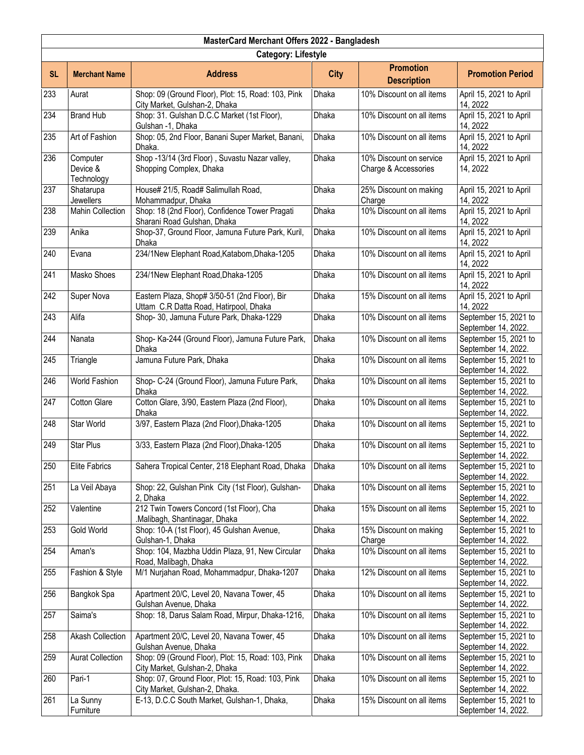| MasterCard Merchant Offers 2022 - Bangladesh | | | | | |
|---|---|---|---|---|---|
| **Category: Lifestyle** | | | | | |
| **SL** | **Merchant Name** | **Address** | **City** | **Promotion Description** | **Promotion Period** |
| 233 | Aurat | Shop: 09 (Ground Floor), Plot: 15, Road: 103, Pink City Market, Gulshan-2, Dhaka | Dhaka | 10% Discount on all items | April 15, 2021 to April 14, 2022 |
| 234 | Brand Hub | Shop: 31. Gulshan D.C.C Market (1st Floor), Gulshan -1, Dhaka | Dhaka | 10% Discount on all items | April 15, 2021 to April 14, 2022 |
| 235 | Art of Fashion | Shop: 05, 2nd Floor, Banani Super Market, Banani, Dhaka. | Dhaka | 10% Discount on all items | April 15, 2021 to April 14, 2022 |
| 236 | Computer Device & Technology | Shop -13/14 (3rd Floor) , Suvastu Nazar valley, Shopping Complex, Dhaka | Dhaka | 10% Discount on service Charge & Accessories | April 15, 2021 to April 14, 2022 |
| 237 | Shatarupa Jewellers | House# 21/5, Road# Salimullah Road, Mohammadpur, Dhaka | Dhaka | 25% Discount on making Charge | April 15, 2021 to April 14, 2022 |
| 238 | Mahin Collection | Shop: 18 (2nd Floor), Confidence Tower Pragati Sharani Road Gulshan, Dhaka | Dhaka | 10% Discount on all items | April 15, 2021 to April 14, 2022 |
| 239 | Anika | Shop-37, Ground Floor, Jamuna Future Park, Kuril, Dhaka | Dhaka | 10% Discount on all items | April 15, 2021 to April 14, 2022 |
| 240 | Evana | 234/1New Elephant Road,Katabom,Dhaka-1205 | Dhaka | 10% Discount on all items | April 15, 2021 to April 14, 2022 |
| 241 | Masko Shoes | 234/1New Elephant Road,Dhaka-1205 | Dhaka | 10% Discount on all items | April 15, 2021 to April 14, 2022 |
| 242 | Super Nova | Eastern Plaza, Shop# 3/50-51 (2nd Floor), Bir Uttam C.R Datta Road, Hatirpool, Dhaka | Dhaka | 15% Discount on all items | April 15, 2021 to April 14, 2022 |
| 243 | Alifa | Shop- 30, Jamuna Future Park, Dhaka-1229 | Dhaka | 10% Discount on all items | September 15, 2021 to September 14, 2022. |
| 244 | Nanata | Shop- Ka-244 (Ground Floor), Jamuna Future Park, Dhaka | Dhaka | 10% Discount on all items | September 15, 2021 to September 14, 2022. |
| 245 | Triangle | Jamuna Future Park, Dhaka | Dhaka | 10% Discount on all items | September 15, 2021 to September 14, 2022. |
| 246 | World Fashion | Shop- C-24 (Ground Floor), Jamuna Future Park, Dhaka | Dhaka | 10% Discount on all items | September 15, 2021 to September 14, 2022. |
| 247 | Cotton Glare | Cotton Glare, 3/90, Eastern Plaza (2nd Floor), Dhaka | Dhaka | 10% Discount on all items | September 15, 2021 to September 14, 2022. |
| 248 | Star World | 3/97, Eastern Plaza (2nd Floor),Dhaka-1205 | Dhaka | 10% Discount on all items | September 15, 2021 to September 14, 2022. |
| 249 | Star Plus | 3/33, Eastern Plaza (2nd Floor),Dhaka-1205 | Dhaka | 10% Discount on all items | September 15, 2021 to September 14, 2022. |
| 250 | Elite Fabrics | Sahera Tropical Center, 218 Elephant Road, Dhaka | Dhaka | 10% Discount on all items | September 15, 2021 to September 14, 2022. |
| 251 | La Veil Abaya | Shop: 22, Gulshan Pink City (1st Floor), Gulshan-2, Dhaka | Dhaka | 10% Discount on all items | September 15, 2021 to September 14, 2022. |
| 252 | Valentine | 212 Twin Towers Concord (1st Floor), Cha .Malibagh, Shantinagar, Dhaka | Dhaka | 15% Discount on all items | September 15, 2021 to September 14, 2022. |
| 253 | Gold World | Shop: 10-A (1st Floor), 45 Gulshan Avenue, Gulshan-1, Dhaka | Dhaka | 15% Discount on making Charge | September 15, 2021 to September 14, 2022. |
| 254 | Aman's | Shop: 104, Mazbha Uddin Plaza, 91, New Circular Road, Malibagh, Dhaka | Dhaka | 10% Discount on all items | September 15, 2021 to September 14, 2022. |
| 255 | Fashion & Style | M/1 Nurjahan Road, Mohammadpur, Dhaka-1207 | Dhaka | 12% Discount on all items | September 15, 2021 to September 14, 2022. |
| 256 | Bangkok Spa | Apartment 20/C, Level 20, Navana Tower, 45 Gulshan Avenue, Dhaka | Dhaka | 10% Discount on all items | September 15, 2021 to September 14, 2022. |
| 257 | Saima's | Shop: 18, Darus Salam Road, Mirpur, Dhaka-1216, | Dhaka | 10% Discount on all items | September 15, 2021 to September 14, 2022. |
| 258 | Akash Collection | Apartment 20/C, Level 20, Navana Tower, 45 Gulshan Avenue, Dhaka | Dhaka | 10% Discount on all items | September 15, 2021 to September 14, 2022. |
| 259 | Aurat Collection | Shop: 09 (Ground Floor), Plot: 15, Road: 103, Pink City Market, Gulshan-2, Dhaka | Dhaka | 10% Discount on all items | September 15, 2021 to September 14, 2022. |
| 260 | Pari-1 | Shop: 07, Ground Floor, Plot: 15, Road: 103, Pink City Market, Gulshan-2, Dhaka. | Dhaka | 10% Discount on all items | September 15, 2021 to September 14, 2022. |
| 261 | La Sunny Furniture | E-13, D.C.C South Market, Gulshan-1, Dhaka, | Dhaka | 15% Discount on all items | September 15, 2021 to September 14, 2022. |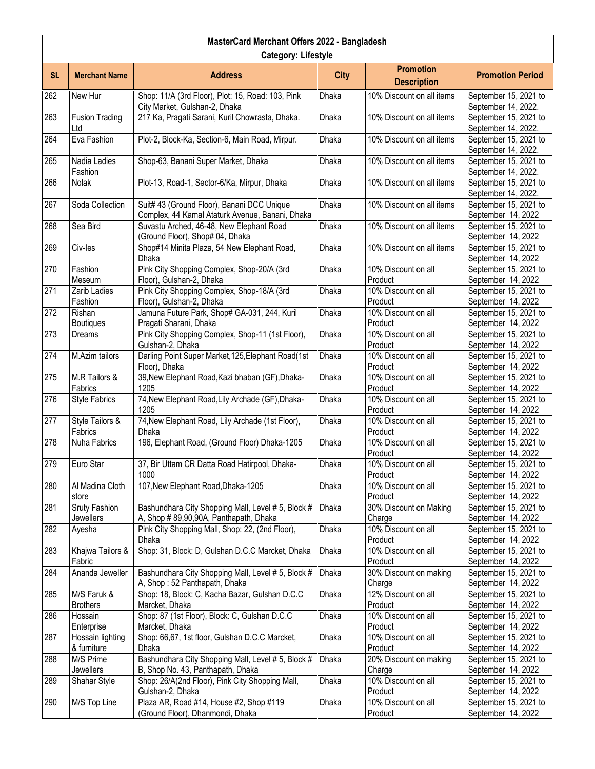| MasterCard Merchant Offers 2022 - Bangladesh | | | | | |
|---|---|---|---|---|---|
| **Category: Lifestyle** | | | | | |
| **SL** | **Merchant Name** | **Address** | **City** | **Promotion Description** | **Promotion Period** |
| 262 | New Hur | Shop: 11/A (3rd Floor), Plot: 15, Road: 103, Pink City Market, Gulshan-2, Dhaka | Dhaka | 10% Discount on all items | September 15, 2021 to September 14, 2022. |
| 263 | Fusion Trading Ltd | 217 Ka, Pragati Sarani, Kuril Chowrasta, Dhaka. | Dhaka | 10% Discount on all items | September 15, 2021 to September 14, 2022. |
| 264 | Eva Fashion | Plot-2, Block-Ka, Section-6, Main Road, Mirpur. | Dhaka | 10% Discount on all items | September 15, 2021 to September 14, 2022. |
| 265 | Nadia Ladies Fashion | Shop-63, Banani Super Market, Dhaka | Dhaka | 10% Discount on all items | September 15, 2021 to September 14, 2022. |
| 266 | Nolak | Plot-13, Road-1, Sector-6/Ka, Mirpur, Dhaka | Dhaka | 10% Discount on all items | September 15, 2021 to September 14, 2022. |
| 267 | Soda Collection | Suit# 43 (Ground Floor), Banani DCC Unique Complex, 44 Kamal Ataturk Avenue, Banani, Dhaka | Dhaka | 10% Discount on all items | September 15, 2021 to September 14, 2022 |
| 268 | Sea Bird | Suvastu Arched, 46-48, New Elephant Road (Ground Floor), Shop# 04, Dhaka | Dhaka | 10% Discount on all items | September 15, 2021 to September 14, 2022 |
| 269 | Civ-les | Shop#14 Minita Plaza, 54 New Elephant Road, Dhaka | Dhaka | 10% Discount on all items | September 15, 2021 to September 14, 2022 |
| 270 | Fashion Meseum | Pink City Shopping Complex, Shop-20/A (3rd Floor), Gulshan-2, Dhaka | Dhaka | 10% Discount on all Product | September 15, 2021 to September 14, 2022 |
| 271 | Zarib Ladies Fashion | Pink City Shopping Complex, Shop-18/A (3rd Floor), Gulshan-2, Dhaka | Dhaka | 10% Discount on all Product | September 15, 2021 to September 14, 2022 |
| 272 | Rishan Boutiques | Jamuna Future Park, Shop# GA-031, 244, Kuril Pragati Sharani, Dhaka | Dhaka | 10% Discount on all Product | September 15, 2021 to September 14, 2022 |
| 273 | Dreams | Pink City Shopping Complex, Shop-11 (1st Floor), Gulshan-2, Dhaka | Dhaka | 10% Discount on all Product | September 15, 2021 to September 14, 2022 |
| 274 | M.Azim tailors | Darling Point Super Market,125,Elephant Road(1st Floor), Dhaka | Dhaka | 10% Discount on all Product | September 15, 2021 to September 14, 2022 |
| 275 | M.R Tailors & Fabrics | 39,New Elephant Road,Kazi bhaban (GF),Dhaka-1205 | Dhaka | 10% Discount on all Product | September 15, 2021 to September 14, 2022 |
| 276 | Style Fabrics | 74,New Elephant Road,Lily Archade (GF),Dhaka-1205 | Dhaka | 10% Discount on all Product | September 15, 2021 to September 14, 2022 |
| 277 | Style Tailors & Fabrics | 74,New Elephant Road, Lily Archade (1st Floor), Dhaka | Dhaka | 10% Discount on all Product | September 15, 2021 to September 14, 2022 |
| 278 | Nuha Fabrics | 196, Elephant Road, (Ground Floor) Dhaka-1205 | Dhaka | 10% Discount on all Product | September 15, 2021 to September 14, 2022 |
| 279 | Euro Star | 37, Bir Uttam CR Datta Road Hatirpool, Dhaka-1000 | Dhaka | 10% Discount on all Product | September 15, 2021 to September 14, 2022 |
| 280 | Al Madina Cloth store | 107,New Elephant Road,Dhaka-1205 | Dhaka | 10% Discount on all Product | September 15, 2021 to September 14, 2022 |
| 281 | Sruty Fashion Jewellers | Bashundhara City Shopping Mall, Level # 5, Block # A, Shop # 89,90,90A, Panthapath, Dhaka | Dhaka | 30% Discount on Making Charge | September 15, 2021 to September 14, 2022 |
| 282 | Ayesha | Pink City Shopping Mall, Shop: 22, (2nd Floor), Dhaka | Dhaka | 10% Discount on all Product | September 15, 2021 to September 14, 2022 |
| 283 | Khajwa Tailors & Fabric | Shop: 31, Block: D, Gulshan D.C.C Marcket, Dhaka | Dhaka | 10% Discount on all Product | September 15, 2021 to September 14, 2022 |
| 284 | Ananda Jeweller | Bashundhara City Shopping Mall, Level # 5, Block # A, Shop : 52 Panthapath, Dhaka | Dhaka | 30% Discount on making Charge | September 15, 2021 to September 14, 2022 |
| 285 | M/S Faruk & Brothers | Shop: 18, Block: C, Kacha Bazar, Gulshan D.C.C Marcket, Dhaka | Dhaka | 12% Discount on all Product | September 15, 2021 to September 14, 2022 |
| 286 | Hossain Enterprise | Shop: 87 (1st Floor), Block: C, Gulshan D.C.C Marcket, Dhaka | Dhaka | 10% Discount on all Product | September 15, 2021 to September 14, 2022 |
| 287 | Hossain lighting & furniture | Shop: 66,67, 1st floor, Gulshan D.C.C Marcket, Dhaka | Dhaka | 10% Discount on all Product | September 15, 2021 to September 14, 2022 |
| 288 | M/S Prime Jewellers | Bashundhara City Shopping Mall, Level # 5, Block # B, Shop No. 43, Panthapath, Dhaka | Dhaka | 20% Discount on making Charge | September 15, 2021 to September 14, 2022 |
| 289 | Shahar Style | Shop: 26/A(2nd Floor), Pink City Shopping Mall, Gulshan-2, Dhaka | Dhaka | 10% Discount on all Product | September 15, 2021 to September 14, 2022 |
| 290 | M/S Top Line | Plaza AR, Road #14, House #2, Shop #119 (Ground Floor), Dhanmondi, Dhaka | Dhaka | 10% Discount on all Product | September 15, 2021 to September 14, 2022 |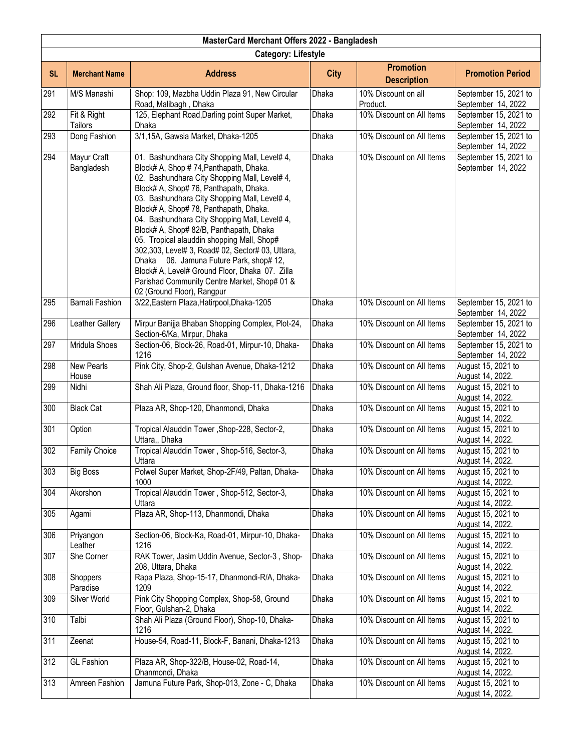| MasterCard Merchant Offers 2022 - Bangladesh | | | | | |
|---|---|---|---|---|---|
| Category: Lifestyle | | | | | |
| SL | Merchant Name | Address | City | Promotion Description | Promotion Period |
| 291 | M/S Manashi | Shop: 109, Mazbha Uddin Plaza 91, New Circular Road, Malibagh , Dhaka | Dhaka | 10% Discount on all Product. | September 15, 2021 to September 14, 2022 |
| 292 | Fit & Right Tailors | 125, Elephant Road,Darling point Super Market, Dhaka | Dhaka | 10% Discount on All Items | September 15, 2021 to September 14, 2022 |
| 293 | Dong Fashion | 3/1,15A, Gawsia Market, Dhaka-1205 | Dhaka | 10% Discount on All Items | September 15, 2021 to September 14, 2022 |
| 294 | Mayur Craft Bangladesh | 01. Bashundhara City Shopping Mall, Level# 4, Block# A, Shop # 74,Panthapath, Dhaka. 02. Bashundhara City Shopping Mall, Level# 4, Block# A, Shop# 76, Panthapath, Dhaka. 03. Bashundhara City Shopping Mall, Level# 4, Block# A, Shop# 78, Panthapath, Dhaka. 04. Bashundhara City Shopping Mall, Level# 4, Block# A, Shop# 82/B, Panthapath, Dhaka 05. Tropical alauddin shopping Mall, Shop# 302,303, Level# 3, Road# 02, Sector# 03, Uttara, Dhaka 06. Jamuna Future Park, shop# 12, Block# A, Level# Ground Floor, Dhaka 07. Zilla Parishad Community Centre Market, Shop# 01 & 02 (Ground Floor), Rangpur | Dhaka | 10% Discount on All Items | September 15, 2021 to September 14, 2022 |
| 295 | Barnali Fashion | 3/22,Eastern Plaza,Hatirpool,Dhaka-1205 | Dhaka | 10% Discount on All Items | September 15, 2021 to September 14, 2022 |
| 296 | Leather Gallery | Mirpur Banijja Bhaban Shopping Complex, Plot-24, Section-6/Ka, Mirpur, Dhaka | Dhaka | 10% Discount on All Items | September 15, 2021 to September 14, 2022 |
| 297 | Mridula Shoes | Section-06, Block-26, Road-01, Mirpur-10, Dhaka-1216 | Dhaka | 10% Discount on All Items | September 15, 2021 to September 14, 2022 |
| 298 | New Pearls House | Pink City, Shop-2, Gulshan Avenue, Dhaka-1212 | Dhaka | 10% Discount on All Items | August 15, 2021 to August 14, 2022. |
| 299 | Nidhi | Shah Ali Plaza, Ground floor, Shop-11, Dhaka-1216 | Dhaka | 10% Discount on All Items | August 15, 2021 to August 14, 2022. |
| 300 | Black Cat | Plaza AR, Shop-120, Dhanmondi, Dhaka | Dhaka | 10% Discount on All Items | August 15, 2021 to August 14, 2022. |
| 301 | Option | Tropical Alauddin Tower ,Shop-228, Sector-2, Uttara,, Dhaka | Dhaka | 10% Discount on All Items | August 15, 2021 to August 14, 2022. |
| 302 | Family Choice | Tropical Alauddin Tower , Shop-516, Sector-3, Uttara | Dhaka | 10% Discount on All Items | August 15, 2021 to August 14, 2022. |
| 303 | Big Boss | Polwel Super Market, Shop-2F/49, Paltan, Dhaka-1000 | Dhaka | 10% Discount on All Items | August 15, 2021 to August 14, 2022. |
| 304 | Akorshon | Tropical Alauddin Tower , Shop-512, Sector-3, Uttara | Dhaka | 10% Discount on All Items | August 15, 2021 to August 14, 2022. |
| 305 | Agami | Plaza AR, Shop-113, Dhanmondi, Dhaka | Dhaka | 10% Discount on All Items | August 15, 2021 to August 14, 2022. |
| 306 | Priyangon Leather | Section-06, Block-Ka, Road-01, Mirpur-10, Dhaka-1216 | Dhaka | 10% Discount on All Items | August 15, 2021 to August 14, 2022. |
| 307 | She Corner | RAK Tower, Jasim Uddin Avenue, Sector-3 , Shop-208, Uttara, Dhaka | Dhaka | 10% Discount on All Items | August 15, 2021 to August 14, 2022. |
| 308 | Shoppers Paradise | Rapa Plaza, Shop-15-17, Dhanmondi-R/A, Dhaka-1209 | Dhaka | 10% Discount on All Items | August 15, 2021 to August 14, 2022. |
| 309 | Silver World | Pink City Shopping Complex, Shop-58, Ground Floor, Gulshan-2, Dhaka | Dhaka | 10% Discount on All Items | August 15, 2021 to August 14, 2022. |
| 310 | Talbi | Shah Ali Plaza (Ground Floor), Shop-10, Dhaka-1216 | Dhaka | 10% Discount on All Items | August 15, 2021 to August 14, 2022. |
| 311 | Zeenat | House-54, Road-11, Block-F, Banani, Dhaka-1213 | Dhaka | 10% Discount on All Items | August 15, 2021 to August 14, 2022. |
| 312 | GL Fashion | Plaza AR, Shop-322/B, House-02, Road-14, Dhanmondi, Dhaka | Dhaka | 10% Discount on All Items | August 15, 2021 to August 14, 2022. |
| 313 | Amreen Fashion | Jamuna Future Park, Shop-013, Zone - C, Dhaka | Dhaka | 10% Discount on All Items | August 15, 2021 to August 14, 2022. |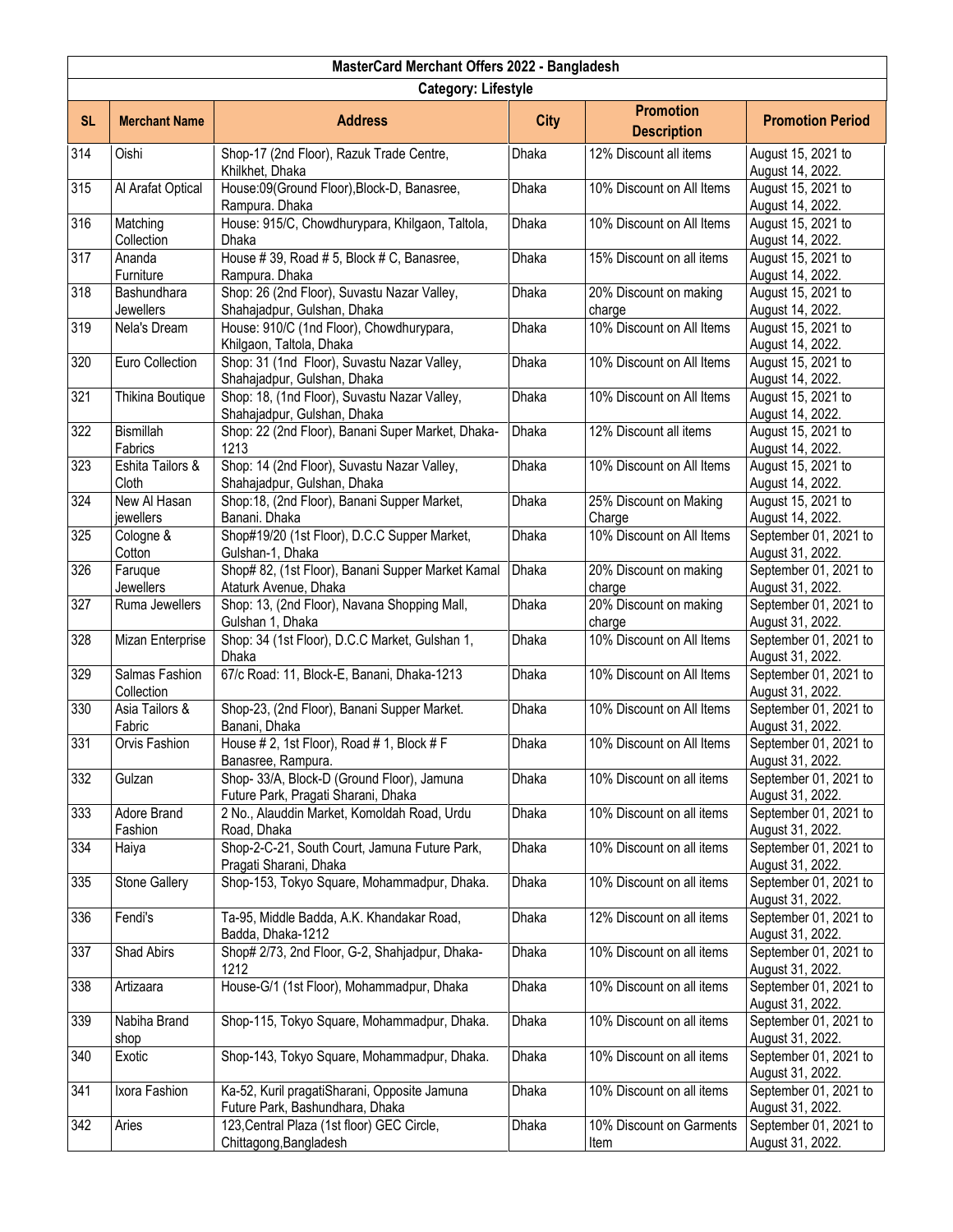| MasterCard Merchant Offers 2022 - Bangladesh | | | | | |
|---|---|---|---|---|---|
| **Category: Lifestyle** | | | | | |
| **SL** | **Merchant Name** | **Address** | **City** | **Promotion Description** | **Promotion Period** |
| 314 | Oishi | Shop-17 (2nd Floor), Razuk Trade Centre, Khilkhet, Dhaka | Dhaka | 12% Discount all items | August 15, 2021 to August 14, 2022. |
| 315 | Al Arafat Optical | House:09(Ground Floor),Block-D, Banasree, Rampura. Dhaka | Dhaka | 10% Discount on All Items | August 15, 2021 to August 14, 2022. |
| 316 | Matching Collection | House: 915/C, Chowdhurypara, Khilgaon, Taltola, Dhaka | Dhaka | 10% Discount on All Items | August 15, 2021 to August 14, 2022. |
| 317 | Ananda Furniture | House # 39, Road # 5, Block # C, Banasree, Rampura. Dhaka | Dhaka | 15% Discount on all items | August 15, 2021 to August 14, 2022. |
| 318 | Bashundhara Jewellers | Shop: 26 (2nd Floor), Suvastu Nazar Valley, Shahajadpur, Gulshan, Dhaka | Dhaka | 20% Discount on making charge | August 15, 2021 to August 14, 2022. |
| 319 | Nela's Dream | House: 910/C (1nd Floor), Chowdhurypara, Khilgaon, Taltola, Dhaka | Dhaka | 10% Discount on All Items | August 15, 2021 to August 14, 2022. |
| 320 | Euro Collection | Shop: 31 (1nd Floor), Suvastu Nazar Valley, Shahajadpur, Gulshan, Dhaka | Dhaka | 10% Discount on All Items | August 15, 2021 to August 14, 2022. |
| 321 | Thikina Boutique | Shop: 18, (1nd Floor), Suvastu Nazar Valley, Shahajadpur, Gulshan, Dhaka | Dhaka | 10% Discount on All Items | August 15, 2021 to August 14, 2022. |
| 322 | Bismillah Fabrics | Shop: 22 (2nd Floor), Banani Super Market, Dhaka-1213 | Dhaka | 12% Discount all items | August 15, 2021 to August 14, 2022. |
| 323 | Eshita Tailors & Cloth | Shop: 14 (2nd Floor), Suvastu Nazar Valley, Shahajadpur, Gulshan, Dhaka | Dhaka | 10% Discount on All Items | August 15, 2021 to August 14, 2022. |
| 324 | New Al Hasan jewellers | Shop:18, (2nd Floor), Banani Supper Market, Banani. Dhaka | Dhaka | 25% Discount on Making Charge | August 15, 2021 to August 14, 2022. |
| 325 | Cologne & Cotton | Shop#19/20 (1st Floor), D.C.C Supper Market, Gulshan-1, Dhaka | Dhaka | 10% Discount on All Items | September 01, 2021 to August 31, 2022. |
| 326 | Faruque Jewellers | Shop# 82, (1st Floor), Banani Supper Market Kamal Ataturk Avenue, Dhaka | Dhaka | 20% Discount on making charge | September 01, 2021 to August 31, 2022. |
| 327 | Ruma Jewellers | Shop: 13, (2nd Floor), Navana Shopping Mall, Gulshan 1, Dhaka | Dhaka | 20% Discount on making charge | September 01, 2021 to August 31, 2022. |
| 328 | Mizan Enterprise | Shop: 34 (1st Floor), D.C.C Market, Gulshan 1, Dhaka | Dhaka | 10% Discount on All Items | September 01, 2021 to August 31, 2022. |
| 329 | Salmas Fashion Collection | 67/c Road: 11, Block-E, Banani, Dhaka-1213 | Dhaka | 10% Discount on All Items | September 01, 2021 to August 31, 2022. |
| 330 | Asia Tailors & Fabric | Shop-23, (2nd Floor), Banani Supper Market. Banani, Dhaka | Dhaka | 10% Discount on All Items | September 01, 2021 to August 31, 2022. |
| 331 | Orvis Fashion | House # 2, 1st Floor), Road # 1, Block # F Banasree, Rampura. | Dhaka | 10% Discount on All Items | September 01, 2021 to August 31, 2022. |
| 332 | Gulzan | Shop- 33/A, Block-D (Ground Floor), Jamuna Future Park, Pragati Sharani, Dhaka | Dhaka | 10% Discount on all items | September 01, 2021 to August 31, 2022. |
| 333 | Adore Brand Fashion | 2 No., Alauddin Market, Komoldah Road, Urdu Road, Dhaka | Dhaka | 10% Discount on all items | September 01, 2021 to August 31, 2022. |
| 334 | Haiya | Shop-2-C-21, South Court, Jamuna Future Park, Pragati Sharani, Dhaka | Dhaka | 10% Discount on all items | September 01, 2021 to August 31, 2022. |
| 335 | Stone Gallery | Shop-153, Tokyo Square, Mohammadpur, Dhaka. | Dhaka | 10% Discount on all items | September 01, 2021 to August 31, 2022. |
| 336 | Fendi's | Ta-95, Middle Badda, A.K. Khandakar Road, Badda, Dhaka-1212 | Dhaka | 12% Discount on all items | September 01, 2021 to August 31, 2022. |
| 337 | Shad Abirs | Shop# 2/73, 2nd Floor, G-2, Shahjadpur, Dhaka-1212 | Dhaka | 10% Discount on all items | September 01, 2021 to August 31, 2022. |
| 338 | Artizaara | House-G/1 (1st Floor), Mohammadpur, Dhaka | Dhaka | 10% Discount on all items | September 01, 2021 to August 31, 2022. |
| 339 | Nabiha Brand shop | Shop-115, Tokyo Square, Mohammadpur, Dhaka. | Dhaka | 10% Discount on all items | September 01, 2021 to August 31, 2022. |
| 340 | Exotic | Shop-143, Tokyo Square, Mohammadpur, Dhaka. | Dhaka | 10% Discount on all items | September 01, 2021 to August 31, 2022. |
| 341 | Ixora Fashion | Ka-52, Kuril pragatiSharani, Opposite Jamuna Future Park, Bashundhara, Dhaka | Dhaka | 10% Discount on all items | September 01, 2021 to August 31, 2022. |
| 342 | Aries | 123,Central Plaza (1st floor) GEC Circle, Chittagong,Bangladesh | Dhaka | 10% Discount on Garments Item | September 01, 2021 to August 31, 2022. |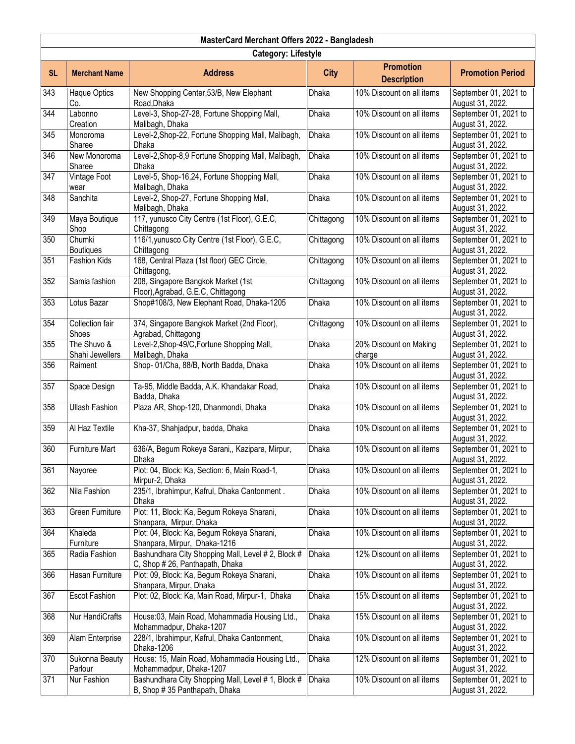| MasterCard Merchant Offers 2022 - Bangladesh | | | | | |
|---|---|---|---|---|---|
| **Category: Lifestyle** | | | | | |
| **SL** | **Merchant Name** | **Address** | **City** | **Promotion Description** | **Promotion Period** |
| 343 | Haque Optics Co. | New Shopping Center,53/B, New Elephant Road,Dhaka | Dhaka | 10% Discount on all items | September 01, 2021 to August 31, 2022. |
| 344 | Labonno Creation | Level-3, Shop-27-28, Fortune Shopping Mall, Malibagh, Dhaka | Dhaka | 10% Discount on all items | September 01, 2021 to August 31, 2022. |
| 345 | Monoroma Sharee | Level-2,Shop-22, Fortune Shopping Mall, Malibagh, Dhaka | Dhaka | 10% Discount on all items | September 01, 2021 to August 31, 2022. |
| 346 | New Monoroma Sharee | Level-2,Shop-8,9 Fortune Shopping Mall, Malibagh, Dhaka | Dhaka | 10% Discount on all items | September 01, 2021 to August 31, 2022. |
| 347 | Vintage Foot wear | Level-5, Shop-16,24, Fortune Shopping Mall, Malibagh, Dhaka | Dhaka | 10% Discount on all items | September 01, 2021 to August 31, 2022. |
| 348 | Sanchita | Level-2, Shop-27, Fortune Shopping Mall, Malibagh, Dhaka | Dhaka | 10% Discount on all items | September 01, 2021 to August 31, 2022. |
| 349 | Maya Boutique Shop | 117, yunusco City Centre (1st Floor), G.E.C, Chittagong | Chittagong | 10% Discount on all items | September 01, 2021 to August 31, 2022. |
| 350 | Chumki Boutiques | 116/1,yunusco City Centre (1st Floor), G.E.C, Chittagong | Chittagong | 10% Discount on all items | September 01, 2021 to August 31, 2022. |
| 351 | Fashion Kids | 168, Central Plaza (1st floor) GEC Circle, Chittagong, | Chittagong | 10% Discount on all items | September 01, 2021 to August 31, 2022. |
| 352 | Samia fashion | 208, Singapore Bangkok Market (1st Floor),Agrabad, G.E.C, Chittagong | Chittagong | 10% Discount on all items | September 01, 2021 to August 31, 2022. |
| 353 | Lotus Bazar | Shop#108/3, New Elephant Road, Dhaka-1205 | Dhaka | 10% Discount on all items | September 01, 2021 to August 31, 2022. |
| 354 | Collection fair Shoes | 374, Singapore Bangkok Market (2nd Floor), Agrabad, Chittagong | Chittagong | 10% Discount on all items | September 01, 2021 to August 31, 2022. |
| 355 | The Shuvo & Shahi Jewellers | Level-2,Shop-49/C,Fortune Shopping Mall, Malibagh, Dhaka | Dhaka | 20% Discount on Making charge | September 01, 2021 to August 31, 2022. |
| 356 | Raiment | Shop- 01/Cha, 88/B, North Badda, Dhaka | Dhaka | 10% Discount on all items | September 01, 2021 to August 31, 2022. |
| 357 | Space Design | Ta-95, Middle Badda, A.K. Khandakar Road, Badda, Dhaka | Dhaka | 10% Discount on all items | September 01, 2021 to August 31, 2022. |
| 358 | Ullash Fashion | Plaza AR, Shop-120, Dhanmondi, Dhaka | Dhaka | 10% Discount on all items | September 01, 2021 to August 31, 2022. |
| 359 | Al Haz Textile | Kha-37, Shahjadpur, badda, Dhaka | Dhaka | 10% Discount on all items | September 01, 2021 to August 31, 2022. |
| 360 | Furniture Mart | 636/A, Begum Rokeya Sarani,, Kazipara, Mirpur, Dhaka | Dhaka | 10% Discount on all items | September 01, 2021 to August 31, 2022. |
| 361 | Nayoree | Plot: 04, Block: Ka, Section: 6, Main Road-1, Mirpur-2, Dhaka | Dhaka | 10% Discount on all items | September 01, 2021 to August 31, 2022. |
| 362 | Nila Fashion | 235/1, Ibrahimpur, Kafrul, Dhaka Cantonment . Dhaka | Dhaka | 10% Discount on all items | September 01, 2021 to August 31, 2022. |
| 363 | Green Furniture | Plot: 11, Block: Ka, Begum Rokeya Sharani, Shanpara, Mirpur, Dhaka | Dhaka | 10% Discount on all items | September 01, 2021 to August 31, 2022. |
| 364 | Khaleda Furniture | Plot: 04, Block: Ka, Begum Rokeya Sharani, Shanpara, Mirpur, Dhaka-1216 | Dhaka | 10% Discount on all items | September 01, 2021 to August 31, 2022. |
| 365 | Radia Fashion | Bashundhara City Shopping Mall, Level # 2, Block # C, Shop # 26, Panthapath, Dhaka | Dhaka | 12% Discount on all items | September 01, 2021 to August 31, 2022. |
| 366 | Hasan Furniture | Plot: 09, Block: Ka, Begum Rokeya Sharani, Shanpara, Mirpur, Dhaka | Dhaka | 10% Discount on all items | September 01, 2021 to August 31, 2022. |
| 367 | Escot Fashion | Plot: 02, Block: Ka, Main Road, Mirpur-1, Dhaka | Dhaka | 15% Discount on all items | September 01, 2021 to August 31, 2022. |
| 368 | Nur HandiCrafts | House:03, Main Road, Mohammadia Housing Ltd., Mohammadpur, Dhaka-1207 | Dhaka | 15% Discount on all items | September 01, 2021 to August 31, 2022. |
| 369 | Alam Enterprise | 228/1, Ibrahimpur, Kafrul, Dhaka Cantonment, Dhaka-1206 | Dhaka | 10% Discount on all items | September 01, 2021 to August 31, 2022. |
| 370 | Sukonna Beauty Parlour | House: 15, Main Road, Mohammadia Housing Ltd., Mohammadpur, Dhaka-1207 | Dhaka | 12% Discount on all items | September 01, 2021 to August 31, 2022. |
| 371 | Nur Fashion | Bashundhara City Shopping Mall, Level # 1, Block # B, Shop # 35 Panthapath, Dhaka | Dhaka | 10% Discount on all items | September 01, 2021 to August 31, 2022. |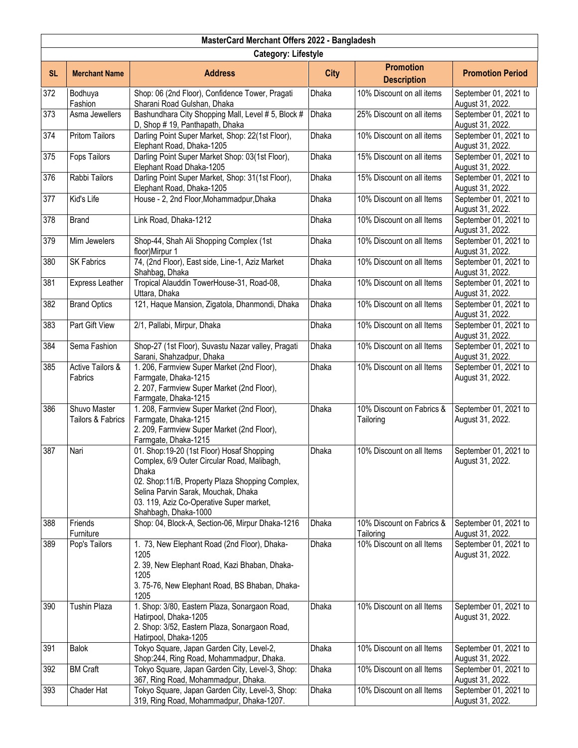| MasterCard Merchant Offers 2022 - Bangladesh | | | | | |
|---|---|---|---|---|---|
| **Category: Lifestyle** | | | | | |
| **SL** | **Merchant Name** | **Address** | **City** | **Promotion Description** | **Promotion Period** |
| 372 | Bodhuya Fashion | Shop: 06 (2nd Floor), Confidence Tower, Pragati Sharani Road Gulshan, Dhaka | Dhaka | 10% Discount on all items | September 01, 2021 to August 31, 2022. |
| 373 | Asma Jewellers | Bashundhara City Shopping Mall, Level # 5, Block # D, Shop # 19, Panthapath, Dhaka | Dhaka | 25% Discount on all items | September 01, 2021 to August 31, 2022. |
| 374 | Pritom Tailors | Darling Point Super Market, Shop: 22(1st Floor), Elephant Road, Dhaka-1205 | Dhaka | 10% Discount on all items | September 01, 2021 to August 31, 2022. |
| 375 | Fops Tailors | Darling Point Super Market Shop: 03(1st Floor), Elephant Road Dhaka-1205 | Dhaka | 15% Discount on all items | September 01, 2021 to August 31, 2022. |
| 376 | Rabbi Tailors | Darling Point Super Market, Shop: 31(1st Floor), Elephant Road, Dhaka-1205 | Dhaka | 15% Discount on all items | September 01, 2021 to August 31, 2022. |
| 377 | Kid's Life | House - 2, 2nd Floor,Mohammadpur,Dhaka | Dhaka | 10% Discount on all Items | September 01, 2021 to August 31, 2022. |
| 378 | Brand | Link Road, Dhaka-1212 | Dhaka | 10% Discount on all Items | September 01, 2021 to August 31, 2022. |
| 379 | Mim Jewelers | Shop-44, Shah Ali Shopping Complex (1st floor)Mirpur 1 | Dhaka | 10% Discount on all Items | September 01, 2021 to August 31, 2022. |
| 380 | SK Fabrics | 74, (2nd Floor), East side, Line-1, Aziz Market Shahbag, Dhaka | Dhaka | 10% Discount on all Items | September 01, 2021 to August 31, 2022. |
| 381 | Express Leather | Tropical Alauddin TowerHouse-31, Road-08, Uttara, Dhaka | Dhaka | 10% Discount on all Items | September 01, 2021 to August 31, 2022. |
| 382 | Brand Optics | 121, Haque Mansion, Zigatola, Dhanmondi, Dhaka | Dhaka | 10% Discount on all Items | September 01, 2021 to August 31, 2022. |
| 383 | Part Gift View | 2/1, Pallabi, Mirpur, Dhaka | Dhaka | 10% Discount on all Items | September 01, 2021 to August 31, 2022. |
| 384 | Sema Fashion | Shop-27 (1st Floor), Suvastu Nazar valley, Pragati Sarani, Shahzadpur, Dhaka | Dhaka | 10% Discount on all Items | September 01, 2021 to August 31, 2022. |
| 385 | Active Tailors & Fabrics | 1. 206, Farmview Super Market (2nd Floor), Farmgate, Dhaka-1215<br>2. 207, Farmview Super Market (2nd Floor), Farmgate, Dhaka-1215 | Dhaka | 10% Discount on all Items | September 01, 2021 to August 31, 2022. |
| 386 | Shuvo Master Tailors & Fabrics | 1. 208, Farmview Super Market (2nd Floor), Farmgate, Dhaka-1215<br>2. 209, Farmview Super Market (2nd Floor), Farmgate, Dhaka-1215 | Dhaka | 10% Discount on Fabrics & Tailoring | September 01, 2021 to August 31, 2022. |
| 387 | Nari | 01. Shop:19-20 (1st Floor) Hosaf Shopping Complex, 6/9 Outer Circular Road, Malibagh, Dhaka<br>02. Shop:11/B, Property Plaza Shopping Complex, Selina Parvin Sarak, Mouchak, Dhaka<br>03. 119, Aziz Co-Operative Super market, Shahbagh, Dhaka-1000 | Dhaka | 10% Discount on all Items | September 01, 2021 to August 31, 2022. |
| 388 | Friends Furniture | Shop: 04, Block-A, Section-06, Mirpur Dhaka-1216 | Dhaka | 10% Discount on Fabrics & Tailoring | September 01, 2021 to August 31, 2022. |
| 389 | Pop's Tailors | 1. 73, New Elephant Road (2nd Floor), Dhaka-1205<br>2. 39, New Elephant Road, Kazi Bhaban, Dhaka-1205<br>3. 75-76, New Elephant Road, BS Bhaban, Dhaka-1205 | Dhaka | 10% Discount on all Items | September 01, 2021 to August 31, 2022. |
| 390 | Tushin Plaza | 1. Shop: 3/80, Eastern Plaza, Sonargaon Road, Hatirpool, Dhaka-1205<br>2. Shop: 3/52, Eastern Plaza, Sonargaon Road, Hatirpool, Dhaka-1205 | Dhaka | 10% Discount on all Items | September 01, 2021 to August 31, 2022. |
| 391 | Balok | Tokyo Square, Japan Garden City, Level-2, Shop:244, Ring Road, Mohammadpur, Dhaka. | Dhaka | 10% Discount on all Items | September 01, 2021 to August 31, 2022. |
| 392 | BM Craft | Tokyo Square, Japan Garden City, Level-3, Shop: 367, Ring Road, Mohammadpur, Dhaka. | Dhaka | 10% Discount on all Items | September 01, 2021 to August 31, 2022. |
| 393 | Chader Hat | Tokyo Square, Japan Garden City, Level-3, Shop: 319, Ring Road, Mohammadpur, Dhaka-1207. | Dhaka | 10% Discount on all Items | September 01, 2021 to August 31, 2022. |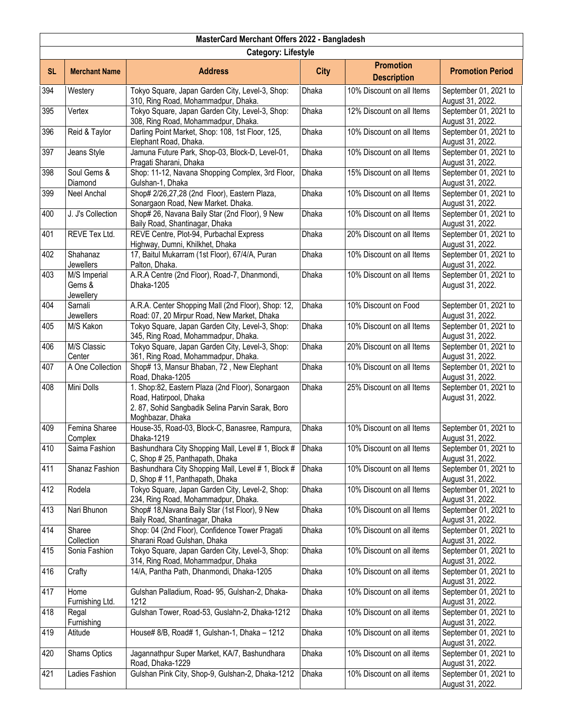| MasterCard Merchant Offers 2022 - Bangladesh | | | | | |
|---|---|---|---|---|---|
| Category: Lifestyle | | | | | |
| SL | Merchant Name | Address | City | Promotion Description | Promotion Period |
| 394 | Westery | Tokyo Square, Japan Garden City, Level-3, Shop: 310, Ring Road, Mohammadpur, Dhaka. | Dhaka | 10% Discount on all Items | September 01, 2021 to August 31, 2022. |
| 395 | Vertex | Tokyo Square, Japan Garden City, Level-3, Shop: 308, Ring Road, Mohammadpur, Dhaka. | Dhaka | 12% Discount on all Items | September 01, 2021 to August 31, 2022. |
| 396 | Reid & Taylor | Darling Point Market, Shop: 108, 1st Floor, 125, Elephant Road, Dhaka. | Dhaka | 10% Discount on all Items | September 01, 2021 to August 31, 2022. |
| 397 | Jeans Style | Jamuna Future Park, Shop-03, Block-D, Level-01, Pragati Sharani, Dhaka | Dhaka | 10% Discount on all Items | September 01, 2021 to August 31, 2022. |
| 398 | Soul Gems & Diamond | Shop: 11-12, Navana Shopping Complex, 3rd Floor, Gulshan-1, Dhaka | Dhaka | 15% Discount on all Items | September 01, 2021 to August 31, 2022. |
| 399 | Neel Anchal | Shop# 2/26,27,28 (2nd Floor), Eastern Plaza, Sonargaon Road, New Market. Dhaka. | Dhaka | 10% Discount on all Items | September 01, 2021 to August 31, 2022. |
| 400 | J. J's Collection | Shop# 26, Navana Baily Star (2nd Floor), 9 New Baily Road, Shantinagar, Dhaka | Dhaka | 10% Discount on all Items | September 01, 2021 to August 31, 2022. |
| 401 | REVE Tex Ltd. | REVE Centre, Plot-94, Purbachal Express Highway, Dumni, Khilkhet, Dhaka | Dhaka | 20% Discount on all Items | September 01, 2021 to August 31, 2022. |
| 402 | Shahanaz Jewellers | 17, Baitul Mukarram (1st Floor), 67/4/A, Puran Palton, Dhaka. | Dhaka | 10% Discount on all Items | September 01, 2021 to August 31, 2022. |
| 403 | M/S Imperial Gems & Jewellery | A.R.A Centre (2nd Floor), Road-7, Dhanmondi, Dhaka-1205 | Dhaka | 10% Discount on all Items | September 01, 2021 to August 31, 2022. |
| 404 | Sarnali Jewellers | A.R.A. Center Shopping Mall (2nd Floor), Shop: 12, Road: 07, 20 Mirpur Road, New Market, Dhaka | Dhaka | 10% Discount on Food | September 01, 2021 to August 31, 2022. |
| 405 | M/S Kakon | Tokyo Square, Japan Garden City, Level-3, Shop: 345, Ring Road, Mohammadpur, Dhaka. | Dhaka | 10% Discount on all Items | September 01, 2021 to August 31, 2022. |
| 406 | M/S Classic Center | Tokyo Square, Japan Garden City, Level-3, Shop: 361, Ring Road, Mohammadpur, Dhaka. | Dhaka | 20% Discount on all Items | September 01, 2021 to August 31, 2022. |
| 407 | A One Collection | Shop# 13, Mansur Bhaban, 72 , New Elephant Road, Dhaka-1205 | Dhaka | 10% Discount on all Items | September 01, 2021 to August 31, 2022. |
| 408 | Mini Dolls | 1. Shop:82, Eastern Plaza (2nd Floor), Sonargaon Road, Hatirpool, Dhaka 2. 87, Sohid Sangbadik Selina Parvin Sarak, Boro Moghbazar, Dhaka | Dhaka | 25% Discount on all Items | September 01, 2021 to August 31, 2022. |
| 409 | Femina Sharee Complex | House-35, Road-03, Block-C, Banasree, Rampura, Dhaka-1219 | Dhaka | 10% Discount on all Items | September 01, 2021 to August 31, 2022. |
| 410 | Saima Fashion | Bashundhara City Shopping Mall, Level # 1, Block # C, Shop # 25, Panthapath, Dhaka | Dhaka | 10% Discount on all Items | September 01, 2021 to August 31, 2022. |
| 411 | Shanaz Fashion | Bashundhara City Shopping Mall, Level # 1, Block # D, Shop # 11, Panthapath, Dhaka | Dhaka | 10% Discount on all Items | September 01, 2021 to August 31, 2022. |
| 412 | Rodela | Tokyo Square, Japan Garden City, Level-2, Shop: 234, Ring Road, Mohammadpur, Dhaka. | Dhaka | 10% Discount on all Items | September 01, 2021 to August 31, 2022. |
| 413 | Nari Bhunon | Shop# 18,Navana Baily Star (1st Floor), 9 New Baily Road, Shantinagar, Dhaka | Dhaka | 10% Discount on all Items | September 01, 2021 to August 31, 2022. |
| 414 | Sharee Collection | Shop: 04 (2nd Floor), Confidence Tower Pragati Sharani Road Gulshan, Dhaka | Dhaka | 10% Discount on all items | September 01, 2021 to August 31, 2022. |
| 415 | Sonia Fashion | Tokyo Square, Japan Garden City, Level-3, Shop: 314, Ring Road, Mohammadpur, Dhaka | Dhaka | 10% Discount on all items | September 01, 2021 to August 31, 2022. |
| 416 | Crafty | 14/A, Pantha Path, Dhanmondi, Dhaka-1205 | Dhaka | 10% Discount on all items | September 01, 2021 to August 31, 2022. |
| 417 | Home Furnishing Ltd. | Gulshan Palladium, Road- 95, Gulshan-2, Dhaka-1212 | Dhaka | 10% Discount on all items | September 01, 2021 to August 31, 2022. |
| 418 | Regal Furnishing | Gulshan Tower, Road-53, Guslahn-2, Dhaka-1212 | Dhaka | 10% Discount on all items | September 01, 2021 to August 31, 2022. |
| 419 | Atitude | House# 8/B, Road# 1, Gulshan-1, Dhaka – 1212 | Dhaka | 10% Discount on all items | September 01, 2021 to August 31, 2022. |
| 420 | Shams Optics | Jagannathpur Super Market, KA/7, Bashundhara Road, Dhaka-1229 | Dhaka | 10% Discount on all items | September 01, 2021 to August 31, 2022. |
| 421 | Ladies Fashion | Gulshan Pink City, Shop-9, Gulshan-2, Dhaka-1212 | Dhaka | 10% Discount on all items | September 01, 2021 to August 31, 2022. |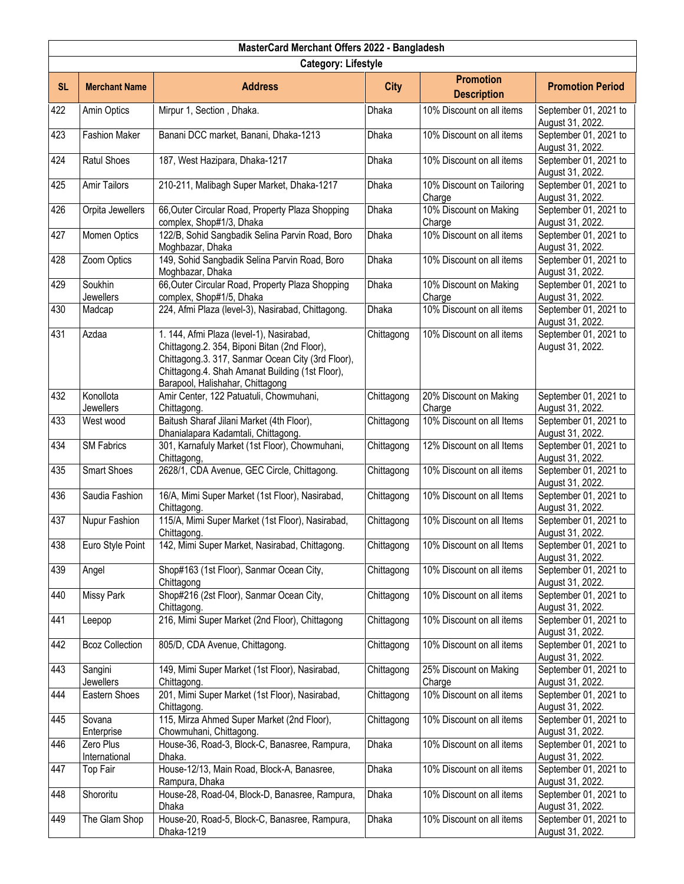| MasterCard Merchant Offers 2022 - Bangladesh | | | | | |
|---|---|---|---|---|---|
| **Category: Lifestyle** | | | | | |
| **SL** | **Merchant Name** | **Address** | **City** | **Promotion Description** | **Promotion Period** |
| 422 | Amin Optics | Mirpur 1, Section , Dhaka. | Dhaka | 10% Discount on all items | September 01, 2021 to August 31, 2022. |
| 423 | Fashion Maker | Banani DCC market, Banani, Dhaka-1213 | Dhaka | 10% Discount on all items | September 01, 2021 to August 31, 2022. |
| 424 | Ratul Shoes | 187, West Hazipara, Dhaka-1217 | Dhaka | 10% Discount on all items | September 01, 2021 to August 31, 2022. |
| 425 | Amir Tailors | 210-211, Malibagh Super Market, Dhaka-1217 | Dhaka | 10% Discount on Tailoring Charge | September 01, 2021 to August 31, 2022. |
| 426 | Orpita Jewellers | 66,Outer Circular Road, Property Plaza Shopping complex, Shop#1/3, Dhaka | Dhaka | 10% Discount on Making Charge | September 01, 2021 to August 31, 2022. |
| 427 | Momen Optics | 122/B, Sohid Sangbadik Selina Parvin Road, Boro Moghbazar, Dhaka | Dhaka | 10% Discount on all items | September 01, 2021 to August 31, 2022. |
| 428 | Zoom Optics | 149, Sohid Sangbadik Selina Parvin Road, Boro Moghbazar, Dhaka | Dhaka | 10% Discount on all items | September 01, 2021 to August 31, 2022. |
| 429 | Soukhin Jewellers | 66,Outer Circular Road, Property Plaza Shopping complex, Shop#1/5, Dhaka | Dhaka | 10% Discount on Making Charge | September 01, 2021 to August 31, 2022. |
| 430 | Madcap | 224, Afmi Plaza (level-3), Nasirabad, Chittagong. | Dhaka | 10% Discount on all items | September 01, 2021 to August 31, 2022. |
| 431 | Azdaa | 1. 144, Afmi Plaza (level-1), Nasirabad, Chittagong.2. 354, Biponi Bitan (2nd Floor), Chittagong.3. 317, Sanmar Ocean City (3rd Floor), Chittagong.4. Shah Amanat Building (1st Floor), Barapool, Halishahar, Chittagong | Chittagong | 10% Discount on all items | September 01, 2021 to August 31, 2022. |
| 432 | Konollota Jewellers | Amir Center, 122 Patuatuli, Chowmuhani, Chittagong. | Chittagong | 20% Discount on Making Charge | September 01, 2021 to August 31, 2022. |
| 433 | West wood | Baitush Sharaf Jilani Market (4th Floor), Dhanialapara Kadamtali, Chittagong. | Chittagong | 10% Discount on all Items | September 01, 2021 to August 31, 2022. |
| 434 | SM Fabrics | 301, Karnafuly Market (1st Floor), Chowmuhani, Chittagong, | Chittagong | 12% Discount on all Items | September 01, 2021 to August 31, 2022. |
| 435 | Smart Shoes | 2628/1, CDA Avenue, GEC Circle, Chittagong. | Chittagong | 10% Discount on all items | September 01, 2021 to August 31, 2022. |
| 436 | Saudia Fashion | 16/A, Mimi Super Market (1st Floor), Nasirabad, Chittagong. | Chittagong | 10% Discount on all Items | September 01, 2021 to August 31, 2022. |
| 437 | Nupur Fashion | 115/A, Mimi Super Market (1st Floor), Nasirabad, Chittagong. | Chittagong | 10% Discount on all Items | September 01, 2021 to August 31, 2022. |
| 438 | Euro Style Point | 142, Mimi Super Market, Nasirabad, Chittagong. | Chittagong | 10% Discount on all Items | September 01, 2021 to August 31, 2022. |
| 439 | Angel | Shop#163 (1st Floor), Sanmar Ocean City, Chittagong | Chittagong | 10% Discount on all items | September 01, 2021 to August 31, 2022. |
| 440 | Missy Park | Shop#216 (2st Floor), Sanmar Ocean City, Chittagong. | Chittagong | 10% Discount on all items | September 01, 2021 to August 31, 2022. |
| 441 | Leepop | 216, Mimi Super Market (2nd Floor), Chittagong | Chittagong | 10% Discount on all items | September 01, 2021 to August 31, 2022. |
| 442 | Bcoz Collection | 805/D, CDA Avenue, Chittagong. | Chittagong | 10% Discount on all items | September 01, 2021 to August 31, 2022. |
| 443 | Sangini Jewellers | 149, Mimi Super Market (1st Floor), Nasirabad, Chittagong. | Chittagong | 25% Discount on Making Charge | September 01, 2021 to August 31, 2022. |
| 444 | Eastern Shoes | 201, Mimi Super Market (1st Floor), Nasirabad, Chittagong. | Chittagong | 10% Discount on all items | September 01, 2021 to August 31, 2022. |
| 445 | Sovana Enterprise | 115, Mirza Ahmed Super Market (2nd Floor), Chowmuhani, Chittagong. | Chittagong | 10% Discount on all items | September 01, 2021 to August 31, 2022. |
| 446 | Zero Plus International | House-36, Road-3, Block-C, Banasree, Rampura, Dhaka. | Dhaka | 10% Discount on all items | September 01, 2021 to August 31, 2022. |
| 447 | Top Fair | House-12/13, Main Road, Block-A, Banasree, Rampura, Dhaka | Dhaka | 10% Discount on all items | September 01, 2021 to August 31, 2022. |
| 448 | Shororitu | House-28, Road-04, Block-D, Banasree, Rampura, Dhaka | Dhaka | 10% Discount on all items | September 01, 2021 to August 31, 2022. |
| 449 | The Glam Shop | House-20, Road-5, Block-C, Banasree, Rampura, Dhaka-1219 | Dhaka | 10% Discount on all items | September 01, 2021 to August 31, 2022. |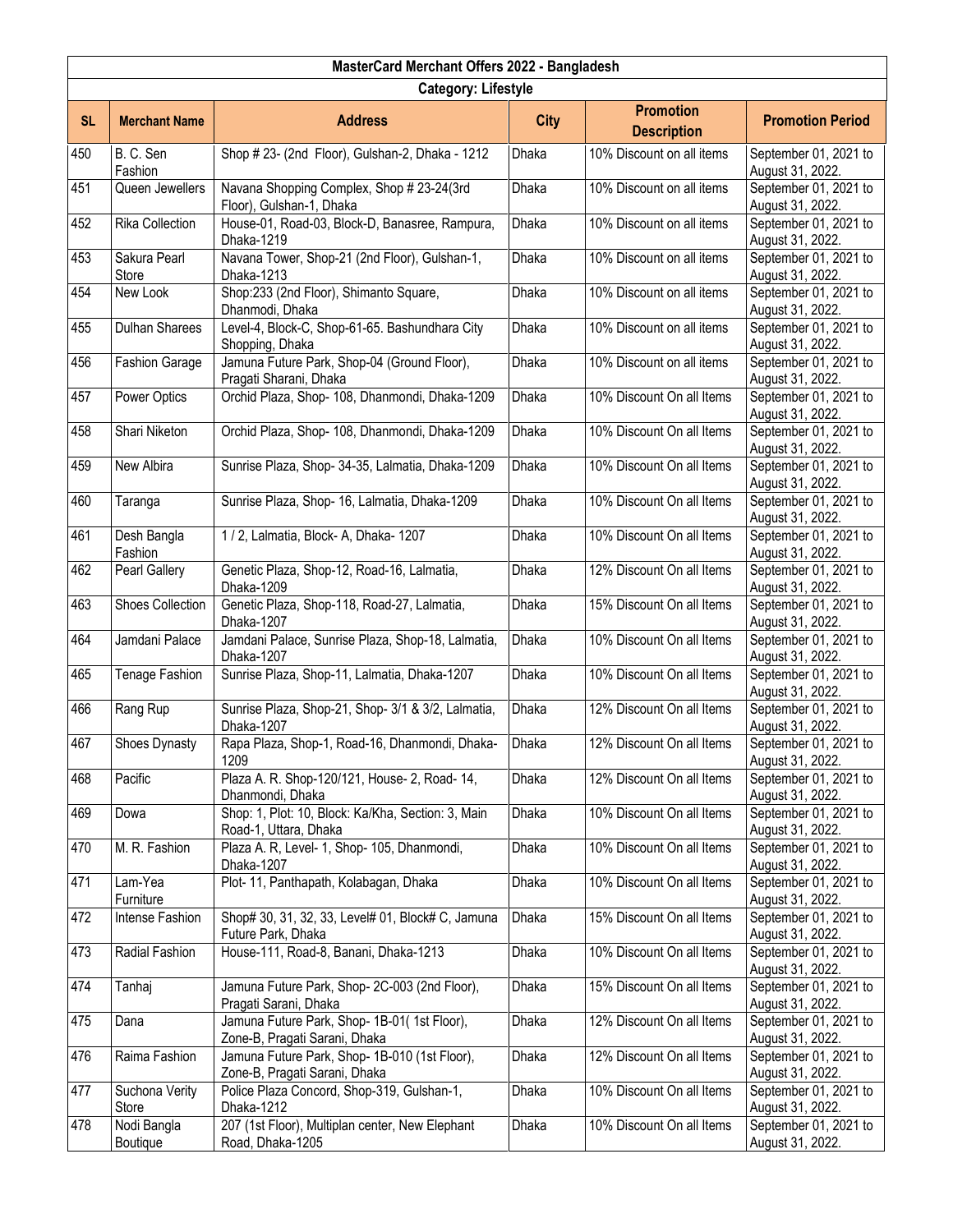| MasterCard Merchant Offers 2022 - Bangladesh | | | | | |
|---|---|---|---|---|---|
| **Category: Lifestyle** | | | | | |
| **SL** | **Merchant Name** | **Address** | **City** | **Promotion Description** | **Promotion Period** |
| 450 | B. C. Sen Fashion | Shop # 23- (2nd Floor), Gulshan-2, Dhaka - 1212 | Dhaka | 10% Discount on all items | September 01, 2021 to August 31, 2022. |
| 451 | Queen Jewellers | Navana Shopping Complex, Shop # 23-24(3rd Floor), Gulshan-1, Dhaka | Dhaka | 10% Discount on all items | September 01, 2021 to August 31, 2022. |
| 452 | Rika Collection | House-01, Road-03, Block-D, Banasree, Rampura, Dhaka-1219 | Dhaka | 10% Discount on all items | September 01, 2021 to August 31, 2022. |
| 453 | Sakura Pearl Store | Navana Tower, Shop-21 (2nd Floor), Gulshan-1, Dhaka-1213 | Dhaka | 10% Discount on all items | September 01, 2021 to August 31, 2022. |
| 454 | New Look | Shop:233 (2nd Floor), Shimanto Square, Dhanmodi, Dhaka | Dhaka | 10% Discount on all items | September 01, 2021 to August 31, 2022. |
| 455 | Dulhan Sharees | Level-4, Block-C, Shop-61-65. Bashundhara City Shopping, Dhaka | Dhaka | 10% Discount on all items | September 01, 2021 to August 31, 2022. |
| 456 | Fashion Garage | Jamuna Future Park, Shop-04 (Ground Floor), Pragati Sharani, Dhaka | Dhaka | 10% Discount on all items | September 01, 2021 to August 31, 2022. |
| 457 | Power Optics | Orchid Plaza, Shop- 108, Dhanmondi, Dhaka-1209 | Dhaka | 10% Discount On all Items | September 01, 2021 to August 31, 2022. |
| 458 | Shari Niketon | Orchid Plaza, Shop- 108, Dhanmondi, Dhaka-1209 | Dhaka | 10% Discount On all Items | September 01, 2021 to August 31, 2022. |
| 459 | New Albira | Sunrise Plaza, Shop- 34-35, Lalmatia, Dhaka-1209 | Dhaka | 10% Discount On all Items | September 01, 2021 to August 31, 2022. |
| 460 | Taranga | Sunrise Plaza, Shop- 16, Lalmatia, Dhaka-1209 | Dhaka | 10% Discount On all Items | September 01, 2021 to August 31, 2022. |
| 461 | Desh Bangla Fashion | 1 / 2, Lalmatia, Block- A, Dhaka- 1207 | Dhaka | 10% Discount On all Items | September 01, 2021 to August 31, 2022. |
| 462 | Pearl Gallery | Genetic Plaza, Shop-12, Road-16, Lalmatia, Dhaka-1209 | Dhaka | 12% Discount On all Items | September 01, 2021 to August 31, 2022. |
| 463 | Shoes Collection | Genetic Plaza, Shop-118, Road-27, Lalmatia, Dhaka-1207 | Dhaka | 15% Discount On all Items | September 01, 2021 to August 31, 2022. |
| 464 | Jamdani Palace | Jamdani Palace, Sunrise Plaza, Shop-18, Lalmatia, Dhaka-1207 | Dhaka | 10% Discount On all Items | September 01, 2021 to August 31, 2022. |
| 465 | Tenage Fashion | Sunrise Plaza, Shop-11, Lalmatia, Dhaka-1207 | Dhaka | 10% Discount On all Items | September 01, 2021 to August 31, 2022. |
| 466 | Rang Rup | Sunrise Plaza, Shop-21, Shop- 3/1 & 3/2, Lalmatia, Dhaka-1207 | Dhaka | 12% Discount On all Items | September 01, 2021 to August 31, 2022. |
| 467 | Shoes Dynasty | Rapa Plaza, Shop-1, Road-16, Dhanmondi, Dhaka-1209 | Dhaka | 12% Discount On all Items | September 01, 2021 to August 31, 2022. |
| 468 | Pacific | Plaza A. R. Shop-120/121, House- 2, Road- 14, Dhanmondi, Dhaka | Dhaka | 12% Discount On all Items | September 01, 2021 to August 31, 2022. |
| 469 | Dowa | Shop: 1, Plot: 10, Block: Ka/Kha, Section: 3, Main Road-1, Uttara, Dhaka | Dhaka | 10% Discount On all Items | September 01, 2021 to August 31, 2022. |
| 470 | M. R. Fashion | Plaza A. R, Level- 1, Shop- 105, Dhanmondi, Dhaka-1207 | Dhaka | 10% Discount On all Items | September 01, 2021 to August 31, 2022. |
| 471 | Lam-Yea Furniture | Plot- 11, Panthapath, Kolabagan, Dhaka | Dhaka | 10% Discount On all Items | September 01, 2021 to August 31, 2022. |
| 472 | Intense Fashion | Shop# 30, 31, 32, 33, Level# 01, Block# C, Jamuna Future Park, Dhaka | Dhaka | 15% Discount On all Items | September 01, 2021 to August 31, 2022. |
| 473 | Radial Fashion | House-111, Road-8, Banani, Dhaka-1213 | Dhaka | 10% Discount On all Items | September 01, 2021 to August 31, 2022. |
| 474 | Tanhaj | Jamuna Future Park, Shop- 2C-003 (2nd Floor), Pragati Sarani, Dhaka | Dhaka | 15% Discount On all Items | September 01, 2021 to August 31, 2022. |
| 475 | Dana | Jamuna Future Park, Shop- 1B-01( 1st Floor), Zone-B, Pragati Sarani, Dhaka | Dhaka | 12% Discount On all Items | September 01, 2021 to August 31, 2022. |
| 476 | Raima Fashion | Jamuna Future Park, Shop- 1B-010 (1st Floor), Zone-B, Pragati Sarani, Dhaka | Dhaka | 12% Discount On all Items | September 01, 2021 to August 31, 2022. |
| 477 | Suchona Verity Store | Police Plaza Concord, Shop-319, Gulshan-1, Dhaka-1212 | Dhaka | 10% Discount On all Items | September 01, 2021 to August 31, 2022. |
| 478 | Nodi Bangla Boutique | 207 (1st Floor), Multiplan center, New Elephant Road, Dhaka-1205 | Dhaka | 10% Discount On all Items | September 01, 2021 to August 31, 2022. |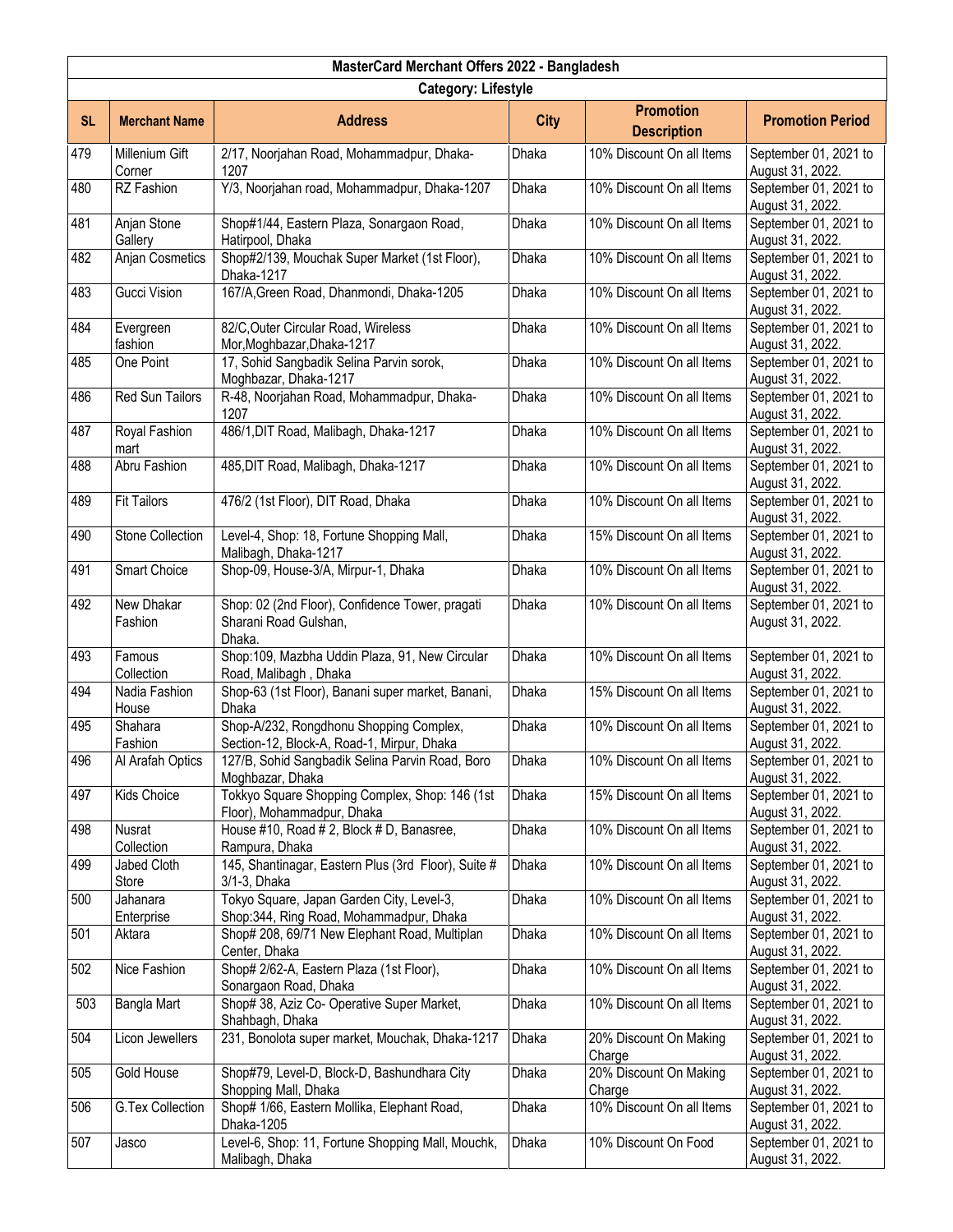| MasterCard Merchant Offers 2022 - Bangladesh | | | | | |
|---|---|---|---|---|---|
| Category: Lifestyle | | | | | |
| SL | Merchant Name | Address | City | Promotion Description | Promotion Period |
| 479 | Millenium Gift Corner | 2/17, Noorjahan Road, Mohammadpur, Dhaka-1207 | Dhaka | 10% Discount On all Items | September 01, 2021 to August 31, 2022. |
| 480 | RZ Fashion | Y/3, Noorjahan road, Mohammadpur, Dhaka-1207 | Dhaka | 10% Discount On all Items | September 01, 2021 to August 31, 2022. |
| 481 | Anjan Stone Gallery | Shop#1/44, Eastern Plaza, Sonargaon Road, Hatirpool, Dhaka | Dhaka | 10% Discount On all Items | September 01, 2021 to August 31, 2022. |
| 482 | Anjan Cosmetics | Shop#2/139, Mouchak Super Market (1st Floor), Dhaka-1217 | Dhaka | 10% Discount On all Items | September 01, 2021 to August 31, 2022. |
| 483 | Gucci Vision | 167/A,Green Road, Dhanmondi, Dhaka-1205 | Dhaka | 10% Discount On all Items | September 01, 2021 to August 31, 2022. |
| 484 | Evergreen fashion | 82/C,Outer Circular Road, Wireless Mor,Moghbazar,Dhaka-1217 | Dhaka | 10% Discount On all Items | September 01, 2021 to August 31, 2022. |
| 485 | One Point | 17, Sohid Sangbadik Selina Parvin sorok, Moghbazar, Dhaka-1217 | Dhaka | 10% Discount On all Items | September 01, 2021 to August 31, 2022. |
| 486 | Red Sun Tailors | R-48, Noorjahan Road, Mohammadpur, Dhaka-1207 | Dhaka | 10% Discount On all Items | September 01, 2021 to August 31, 2022. |
| 487 | Royal Fashion mart | 486/1,DIT Road, Malibagh, Dhaka-1217 | Dhaka | 10% Discount On all Items | September 01, 2021 to August 31, 2022. |
| 488 | Abru Fashion | 485,DIT Road, Malibagh, Dhaka-1217 | Dhaka | 10% Discount On all Items | September 01, 2021 to August 31, 2022. |
| 489 | Fit Tailors | 476/2 (1st Floor), DIT Road, Dhaka | Dhaka | 10% Discount On all Items | September 01, 2021 to August 31, 2022. |
| 490 | Stone Collection | Level-4, Shop: 18, Fortune Shopping Mall, Malibagh, Dhaka-1217 | Dhaka | 15% Discount On all Items | September 01, 2021 to August 31, 2022. |
| 491 | Smart Choice | Shop-09, House-3/A, Mirpur-1, Dhaka | Dhaka | 10% Discount On all Items | September 01, 2021 to August 31, 2022. |
| 492 | New Dhakar Fashion | Shop: 02 (2nd Floor), Confidence Tower, pragati Sharani Road Gulshan, Dhaka. | Dhaka | 10% Discount On all Items | September 01, 2021 to August 31, 2022. |
| 493 | Famous Collection | Shop:109, Mazbha Uddin Plaza, 91, New Circular Road, Malibagh , Dhaka | Dhaka | 10% Discount On all Items | September 01, 2021 to August 31, 2022. |
| 494 | Nadia Fashion House | Shop-63 (1st Floor), Banani super market, Banani, Dhaka | Dhaka | 15% Discount On all Items | September 01, 2021 to August 31, 2022. |
| 495 | Shahara Fashion | Shop-A/232, Rongdhonu Shopping Complex, Section-12, Block-A, Road-1, Mirpur, Dhaka | Dhaka | 10% Discount On all Items | September 01, 2021 to August 31, 2022. |
| 496 | Al Arafah Optics | 127/B, Sohid Sangbadik Selina Parvin Road, Boro Moghbazar, Dhaka | Dhaka | 10% Discount On all Items | September 01, 2021 to August 31, 2022. |
| 497 | Kids Choice | Tokkyo Square Shopping Complex, Shop: 146 (1st Floor), Mohammadpur, Dhaka | Dhaka | 15% Discount On all Items | September 01, 2021 to August 31, 2022. |
| 498 | Nusrat Collection | House #10, Road # 2, Block # D, Banasree, Rampura, Dhaka | Dhaka | 10% Discount On all Items | September 01, 2021 to August 31, 2022. |
| 499 | Jabed Cloth Store | 145, Shantinagar, Eastern Plus (3rd Floor), Suite # 3/1-3, Dhaka | Dhaka | 10% Discount On all Items | September 01, 2021 to August 31, 2022. |
| 500 | Jahanara Enterprise | Tokyo Square, Japan Garden City, Level-3, Shop:344, Ring Road, Mohammadpur, Dhaka | Dhaka | 10% Discount On all Items | September 01, 2021 to August 31, 2022. |
| 501 | Aktara | Shop# 208, 69/71 New Elephant Road, Multiplan Center, Dhaka | Dhaka | 10% Discount On all Items | September 01, 2021 to August 31, 2022. |
| 502 | Nice Fashion | Shop# 2/62-A, Eastern Plaza (1st Floor), Sonargaon Road, Dhaka | Dhaka | 10% Discount On all Items | September 01, 2021 to August 31, 2022. |
| 503 | Bangla Mart | Shop# 38, Aziz Co- Operative Super Market, Shahbagh, Dhaka | Dhaka | 10% Discount On all Items | September 01, 2021 to August 31, 2022. |
| 504 | Licon Jewellers | 231, Bonolota super market, Mouchak, Dhaka-1217 | Dhaka | 20% Discount On Making Charge | September 01, 2021 to August 31, 2022. |
| 505 | Gold House | Shop#79, Level-D, Block-D, Bashundhara City Shopping Mall, Dhaka | Dhaka | 20% Discount On Making Charge | September 01, 2021 to August 31, 2022. |
| 506 | G.Tex Collection | Shop# 1/66, Eastern Mollika, Elephant Road, Dhaka-1205 | Dhaka | 10% Discount On all Items | September 01, 2021 to August 31, 2022. |
| 507 | Jasco | Level-6, Shop: 11, Fortune Shopping Mall, Mouchk, Malibagh, Dhaka | Dhaka | 10% Discount On Food | September 01, 2021 to August 31, 2022. |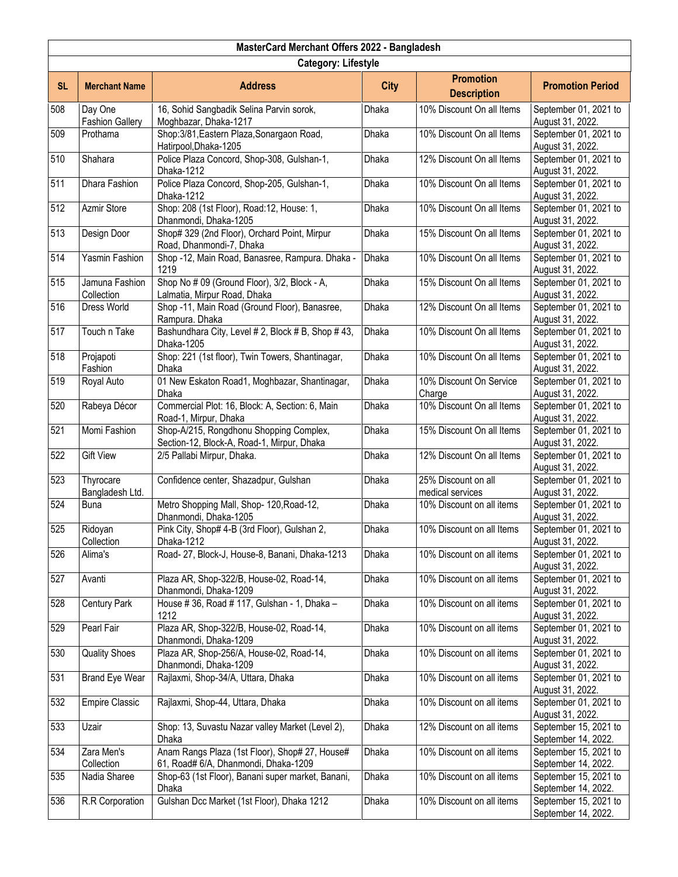| MasterCard Merchant Offers 2022 - Bangladesh | | | | | |
|---|---|---|---|---|---|
| **Category: Lifestyle** | | | | | |
| **SL** | **Merchant Name** | **Address** | **City** | **Promotion Description** | **Promotion Period** |
| 508 | Day One Fashion Gallery | 16, Sohid Sangbadik Selina Parvin sorok, Moghbazar, Dhaka-1217 | Dhaka | 10% Discount On all Items | September 01, 2021 to August 31, 2022. |
| 509 | Prothama | Shop:3/81,Eastern Plaza,Sonargaon Road, Hatirpool,Dhaka-1205 | Dhaka | 10% Discount On all Items | September 01, 2021 to August 31, 2022. |
| 510 | Shahara | Police Plaza Concord, Shop-308, Gulshan-1, Dhaka-1212 | Dhaka | 12% Discount On all Items | September 01, 2021 to August 31, 2022. |
| 511 | Dhara Fashion | Police Plaza Concord, Shop-205, Gulshan-1, Dhaka-1212 | Dhaka | 10% Discount On all Items | September 01, 2021 to August 31, 2022. |
| 512 | Azmir Store | Shop: 208 (1st Floor), Road:12, House: 1, Dhanmondi, Dhaka-1205 | Dhaka | 10% Discount On all Items | September 01, 2021 to August 31, 2022. |
| 513 | Design Door | Shop# 329 (2nd Floor), Orchard Point, Mirpur Road, Dhanmondi-7, Dhaka | Dhaka | 15% Discount On all Items | September 01, 2021 to August 31, 2022. |
| 514 | Yasmin Fashion | Shop -12, Main Road, Banasree, Rampura. Dhaka - 1219 | Dhaka | 10% Discount On all Items | September 01, 2021 to August 31, 2022. |
| 515 | Jamuna Fashion Collection | Shop No # 09 (Ground Floor), 3/2, Block - A, Lalmatia, Mirpur Road, Dhaka | Dhaka | 15% Discount On all Items | September 01, 2021 to August 31, 2022. |
| 516 | Dress World | Shop -11, Main Road (Ground Floor), Banasree, Rampura. Dhaka | Dhaka | 12% Discount On all Items | September 01, 2021 to August 31, 2022. |
| 517 | Touch n Take | Bashundhara City, Level # 2, Block # B, Shop # 43, Dhaka-1205 | Dhaka | 10% Discount On all Items | September 01, 2021 to August 31, 2022. |
| 518 | Projapoti Fashion | Shop: 221 (1st floor), Twin Towers, Shantinagar, Dhaka | Dhaka | 10% Discount On all Items | September 01, 2021 to August 31, 2022. |
| 519 | Royal Auto | 01 New Eskaton Road1, Moghbazar, Shantinagar, Dhaka | Dhaka | 10% Discount On Service Charge | September 01, 2021 to August 31, 2022. |
| 520 | Rabeya Décor | Commercial Plot: 16, Block: A, Section: 6, Main Road-1, Mirpur, Dhaka | Dhaka | 10% Discount On all Items | September 01, 2021 to August 31, 2022. |
| 521 | Momi Fashion | Shop-A/215, Rongdhonu Shopping Complex, Section-12, Block-A, Road-1, Mirpur, Dhaka | Dhaka | 15% Discount On all Items | September 01, 2021 to August 31, 2022. |
| 522 | Gift View | 2/5 Pallabi Mirpur, Dhaka. | Dhaka | 12% Discount On all Items | September 01, 2021 to August 31, 2022. |
| 523 | Thyrocare Bangladesh Ltd. | Confidence center, Shazadpur, Gulshan | Dhaka | 25% Discount on all medical services | September 01, 2021 to August 31, 2022. |
| 524 | Buna | Metro Shopping Mall, Shop- 120,Road-12, Dhanmondi, Dhaka-1205 | Dhaka | 10% Discount on all items | September 01, 2021 to August 31, 2022. |
| 525 | Ridoyan Collection | Pink City, Shop# 4-B (3rd Floor), Gulshan 2, Dhaka-1212 | Dhaka | 10% Discount on all Items | September 01, 2021 to August 31, 2022. |
| 526 | Alima's | Road- 27, Block-J, House-8, Banani, Dhaka-1213 | Dhaka | 10% Discount on all items | September 01, 2021 to August 31, 2022. |
| 527 | Avanti | Plaza AR, Shop-322/B, House-02, Road-14, Dhanmondi, Dhaka-1209 | Dhaka | 10% Discount on all items | September 01, 2021 to August 31, 2022. |
| 528 | Century Park | House # 36, Road # 117, Gulshan - 1, Dhaka – 1212 | Dhaka | 10% Discount on all items | September 01, 2021 to August 31, 2022. |
| 529 | Pearl Fair | Plaza AR, Shop-322/B, House-02, Road-14, Dhanmondi, Dhaka-1209 | Dhaka | 10% Discount on all items | September 01, 2021 to August 31, 2022. |
| 530 | Quality Shoes | Plaza AR, Shop-256/A, House-02, Road-14, Dhanmondi, Dhaka-1209 | Dhaka | 10% Discount on all items | September 01, 2021 to August 31, 2022. |
| 531 | Brand Eye Wear | Rajlaxmi, Shop-34/A, Uttara, Dhaka | Dhaka | 10% Discount on all items | September 01, 2021 to August 31, 2022. |
| 532 | Empire Classic | Rajlaxmi, Shop-44, Uttara, Dhaka | Dhaka | 10% Discount on all items | September 01, 2021 to August 31, 2022. |
| 533 | Uzair | Shop: 13, Suvastu Nazar valley Market (Level 2), Dhaka | Dhaka | 12% Discount on all items | September 15, 2021 to September 14, 2022. |
| 534 | Zara Men's Collection | Anam Rangs Plaza (1st Floor), Shop# 27, House# 61, Road# 6/A, Dhanmondi, Dhaka-1209 | Dhaka | 10% Discount on all items | September 15, 2021 to September 14, 2022. |
| 535 | Nadia Sharee | Shop-63 (1st Floor), Banani super market, Banani, Dhaka | Dhaka | 10% Discount on all items | September 15, 2021 to September 14, 2022. |
| 536 | R.R Corporation | Gulshan Dcc Market (1st Floor), Dhaka 1212 | Dhaka | 10% Discount on all items | September 15, 2021 to September 14, 2022. |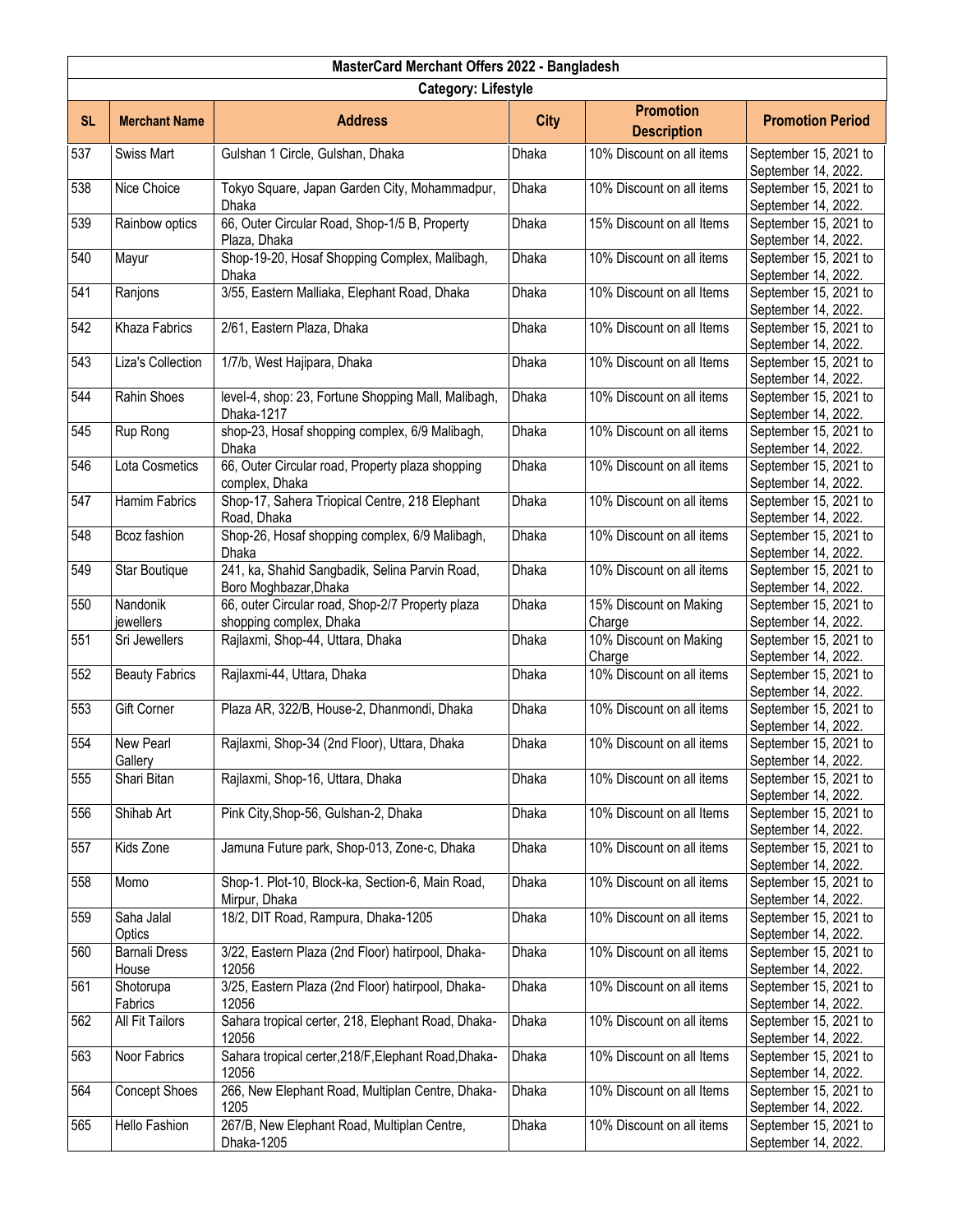| MasterCard Merchant Offers 2022 - Bangladesh | | | | | |
|---|---|---|---|---|---|
| Category: Lifestyle | | | | | |
| **SL** | **Merchant Name** | **Address** | **City** | **Promotion Description** | **Promotion Period** |
| 537 | Swiss Mart | Gulshan 1 Circle, Gulshan, Dhaka | Dhaka | 10% Discount on all items | September 15, 2021 to September 14, 2022. |
| 538 | Nice Choice | Tokyo Square, Japan Garden City, Mohammadpur, Dhaka | Dhaka | 10% Discount on all items | September 15, 2021 to September 14, 2022. |
| 539 | Rainbow optics | 66, Outer Circular Road, Shop-1/5 B, Property Plaza, Dhaka | Dhaka | 15% Discount on all Items | September 15, 2021 to September 14, 2022. |
| 540 | Mayur | Shop-19-20, Hosaf Shopping Complex, Malibagh, Dhaka | Dhaka | 10% Discount on all items | September 15, 2021 to September 14, 2022. |
| 541 | Ranjons | 3/55, Eastern Malliaka, Elephant Road, Dhaka | Dhaka | 10% Discount on all Items | September 15, 2021 to September 14, 2022. |
| 542 | Khaza Fabrics | 2/61, Eastern Plaza, Dhaka | Dhaka | 10% Discount on all Items | September 15, 2021 to September 14, 2022. |
| 543 | Liza's Collection | 1/7/b, West Hajipara, Dhaka | Dhaka | 10% Discount on all Items | September 15, 2021 to September 14, 2022. |
| 544 | Rahin Shoes | level-4, shop: 23, Fortune Shopping Mall, Malibagh, Dhaka-1217 | Dhaka | 10% Discount on all items | September 15, 2021 to September 14, 2022. |
| 545 | Rup Rong | shop-23, Hosaf shopping complex, 6/9 Malibagh, Dhaka | Dhaka | 10% Discount on all items | September 15, 2021 to September 14, 2022. |
| 546 | Lota Cosmetics | 66, Outer Circular road, Property plaza shopping complex, Dhaka | Dhaka | 10% Discount on all items | September 15, 2021 to September 14, 2022. |
| 547 | Hamim Fabrics | Shop-17, Sahera Triopical Centre, 218 Elephant Road, Dhaka | Dhaka | 10% Discount on all items | September 15, 2021 to September 14, 2022. |
| 548 | Bcoz fashion | Shop-26, Hosaf shopping complex, 6/9 Malibagh, Dhaka | Dhaka | 10% Discount on all items | September 15, 2021 to September 14, 2022. |
| 549 | Star Boutique | 241, ka, Shahid Sangbadik, Selina Parvin Road, Boro Moghbazar,Dhaka | Dhaka | 10% Discount on all items | September 15, 2021 to September 14, 2022. |
| 550 | Nandonik jewellers | 66, outer Circular road, Shop-2/7 Property plaza shopping complex, Dhaka | Dhaka | 15% Discount on Making Charge | September 15, 2021 to September 14, 2022. |
| 551 | Sri Jewellers | Rajlaxmi, Shop-44, Uttara, Dhaka | Dhaka | 10% Discount on Making Charge | September 15, 2021 to September 14, 2022. |
| 552 | Beauty Fabrics | Rajlaxmi-44, Uttara, Dhaka | Dhaka | 10% Discount on all items | September 15, 2021 to September 14, 2022. |
| 553 | Gift Corner | Plaza AR, 322/B, House-2, Dhanmondi, Dhaka | Dhaka | 10% Discount on all items | September 15, 2021 to September 14, 2022. |
| 554 | New Pearl Gallery | Rajlaxmi, Shop-34 (2nd Floor), Uttara, Dhaka | Dhaka | 10% Discount on all items | September 15, 2021 to September 14, 2022. |
| 555 | Shari Bitan | Rajlaxmi, Shop-16, Uttara, Dhaka | Dhaka | 10% Discount on all items | September 15, 2021 to September 14, 2022. |
| 556 | Shihab Art | Pink City,Shop-56, Gulshan-2, Dhaka | Dhaka | 10% Discount on all Items | September 15, 2021 to September 14, 2022. |
| 557 | Kids Zone | Jamuna Future park, Shop-013, Zone-c, Dhaka | Dhaka | 10% Discount on all items | September 15, 2021 to September 14, 2022. |
| 558 | Momo | Shop-1. Plot-10, Block-ka, Section-6, Main Road, Mirpur, Dhaka | Dhaka | 10% Discount on all items | September 15, 2021 to September 14, 2022. |
| 559 | Saha Jalal Optics | 18/2, DIT Road, Rampura, Dhaka-1205 | Dhaka | 10% Discount on all items | September 15, 2021 to September 14, 2022. |
| 560 | Barnali Dress House | 3/22, Eastern Plaza (2nd Floor) hatirpool, Dhaka-12056 | Dhaka | 10% Discount on all items | September 15, 2021 to September 14, 2022. |
| 561 | Shotorupa Fabrics | 3/25, Eastern Plaza (2nd Floor) hatirpool, Dhaka-12056 | Dhaka | 10% Discount on all items | September 15, 2021 to September 14, 2022. |
| 562 | All Fit Tailors | Sahara tropical certer, 218, Elephant Road, Dhaka-12056 | Dhaka | 10% Discount on all items | September 15, 2021 to September 14, 2022. |
| 563 | Noor Fabrics | Sahara tropical certer,218/F,Elephant Road,Dhaka-12056 | Dhaka | 10% Discount on all Items | September 15, 2021 to September 14, 2022. |
| 564 | Concept Shoes | 266, New Elephant Road, Multiplan Centre, Dhaka-1205 | Dhaka | 10% Discount on all Items | September 15, 2021 to September 14, 2022. |
| 565 | Hello Fashion | 267/B, New Elephant Road, Multiplan Centre, Dhaka-1205 | Dhaka | 10% Discount on all items | September 15, 2021 to September 14, 2022. |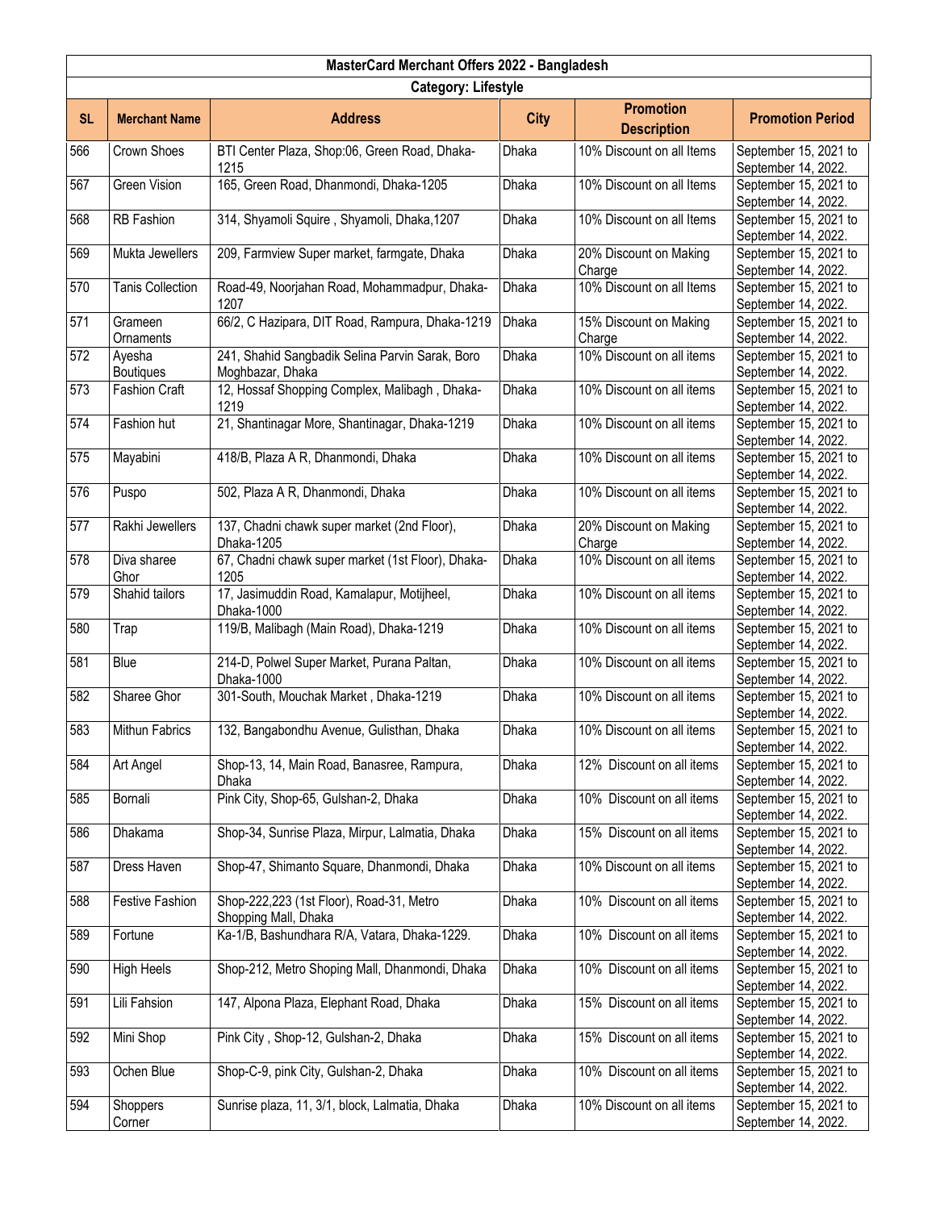| MasterCard Merchant Offers 2022 - Bangladesh | | | | | |
|---|---|---|---|---|---|
| **Category: Lifestyle** | | | | | |
| **SL** | **Merchant Name** | **Address** | **City** | **Promotion Description** | **Promotion Period** |
| 566 | Crown Shoes | BTI Center Plaza, Shop:06, Green Road, Dhaka-1215 | Dhaka | 10% Discount on all Items | September 15, 2021 to September 14, 2022. |
| 567 | Green Vision | 165, Green Road, Dhanmondi, Dhaka-1205 | Dhaka | 10% Discount on all Items | September 15, 2021 to September 14, 2022. |
| 568 | RB Fashion | 314, Shyamoli Squire , Shyamoli, Dhaka,1207 | Dhaka | 10% Discount on all Items | September 15, 2021 to September 14, 2022. |
| 569 | Mukta Jewellers | 209, Farmview Super market, farmgate, Dhaka | Dhaka | 20% Discount on Making Charge | September 15, 2021 to September 14, 2022. |
| 570 | Tanis Collection | Road-49, Noorjahan Road, Mohammadpur, Dhaka-1207 | Dhaka | 10% Discount on all Items | September 15, 2021 to September 14, 2022. |
| 571 | Grameen Ornaments | 66/2, C Hazipara, DIT Road, Rampura, Dhaka-1219 | Dhaka | 15% Discount on Making Charge | September 15, 2021 to September 14, 2022. |
| 572 | Ayesha Boutiques | 241, Shahid Sangbadik Selina Parvin Sarak, Boro Moghbazar, Dhaka | Dhaka | 10% Discount on all items | September 15, 2021 to September 14, 2022. |
| 573 | Fashion Craft | 12, Hossaf Shopping Complex, Malibagh , Dhaka-1219 | Dhaka | 10% Discount on all items | September 15, 2021 to September 14, 2022. |
| 574 | Fashion hut | 21, Shantinagar More, Shantinagar, Dhaka-1219 | Dhaka | 10% Discount on all items | September 15, 2021 to September 14, 2022. |
| 575 | Mayabini | 418/B, Plaza A R, Dhanmondi, Dhaka | Dhaka | 10% Discount on all items | September 15, 2021 to September 14, 2022. |
| 576 | Puspo | 502, Plaza A R, Dhanmondi, Dhaka | Dhaka | 10% Discount on all items | September 15, 2021 to September 14, 2022. |
| 577 | Rakhi Jewellers | 137, Chadni chawk super market (2nd Floor), Dhaka-1205 | Dhaka | 20% Discount on Making Charge | September 15, 2021 to September 14, 2022. |
| 578 | Diva sharee Ghor | 67, Chadni chawk super market (1st Floor), Dhaka-1205 | Dhaka | 10% Discount on all items | September 15, 2021 to September 14, 2022. |
| 579 | Shahid tailors | 17, Jasimuddin Road, Kamalapur, Motijheel, Dhaka-1000 | Dhaka | 10% Discount on all items | September 15, 2021 to September 14, 2022. |
| 580 | Trap | 119/B, Malibagh (Main Road), Dhaka-1219 | Dhaka | 10% Discount on all items | September 15, 2021 to September 14, 2022. |
| 581 | Blue | 214-D, Polwel Super Market, Purana Paltan, Dhaka-1000 | Dhaka | 10% Discount on all items | September 15, 2021 to September 14, 2022. |
| 582 | Sharee Ghor | 301-South, Mouchak Market , Dhaka-1219 | Dhaka | 10% Discount on all items | September 15, 2021 to September 14, 2022. |
| 583 | Mithun Fabrics | 132, Bangabondhu Avenue, Gulisthan, Dhaka | Dhaka | 10% Discount on all items | September 15, 2021 to September 14, 2022. |
| 584 | Art Angel | Shop-13, 14, Main Road, Banasree, Rampura, Dhaka | Dhaka | 12% Discount on all items | September 15, 2021 to September 14, 2022. |
| 585 | Bornali | Pink City, Shop-65, Gulshan-2, Dhaka | Dhaka | 10% Discount on all items | September 15, 2021 to September 14, 2022. |
| 586 | Dhakama | Shop-34, Sunrise Plaza, Mirpur, Lalmatia, Dhaka | Dhaka | 15% Discount on all items | September 15, 2021 to September 14, 2022. |
| 587 | Dress Haven | Shop-47, Shimanto Square, Dhanmondi, Dhaka | Dhaka | 10% Discount on all items | September 15, 2021 to September 14, 2022. |
| 588 | Festive Fashion | Shop-222,223 (1st Floor), Road-31, Metro Shopping Mall, Dhaka | Dhaka | 10% Discount on all items | September 15, 2021 to September 14, 2022. |
| 589 | Fortune | Ka-1/B, Bashundhara R/A, Vatara, Dhaka-1229. | Dhaka | 10% Discount on all items | September 15, 2021 to September 14, 2022. |
| 590 | High Heels | Shop-212, Metro Shoping Mall, Dhanmondi, Dhaka | Dhaka | 10% Discount on all items | September 15, 2021 to September 14, 2022. |
| 591 | Lili Fahsion | 147, Alpona Plaza, Elephant Road, Dhaka | Dhaka | 15% Discount on all items | September 15, 2021 to September 14, 2022. |
| 592 | Mini Shop | Pink City , Shop-12, Gulshan-2, Dhaka | Dhaka | 15% Discount on all items | September 15, 2021 to September 14, 2022. |
| 593 | Ochen Blue | Shop-C-9, pink City, Gulshan-2, Dhaka | Dhaka | 10% Discount on all items | September 15, 2021 to September 14, 2022. |
| 594 | Shoppers Corner | Sunrise plaza, 11, 3/1, block, Lalmatia, Dhaka | Dhaka | 10% Discount on all items | September 15, 2021 to September 14, 2022. |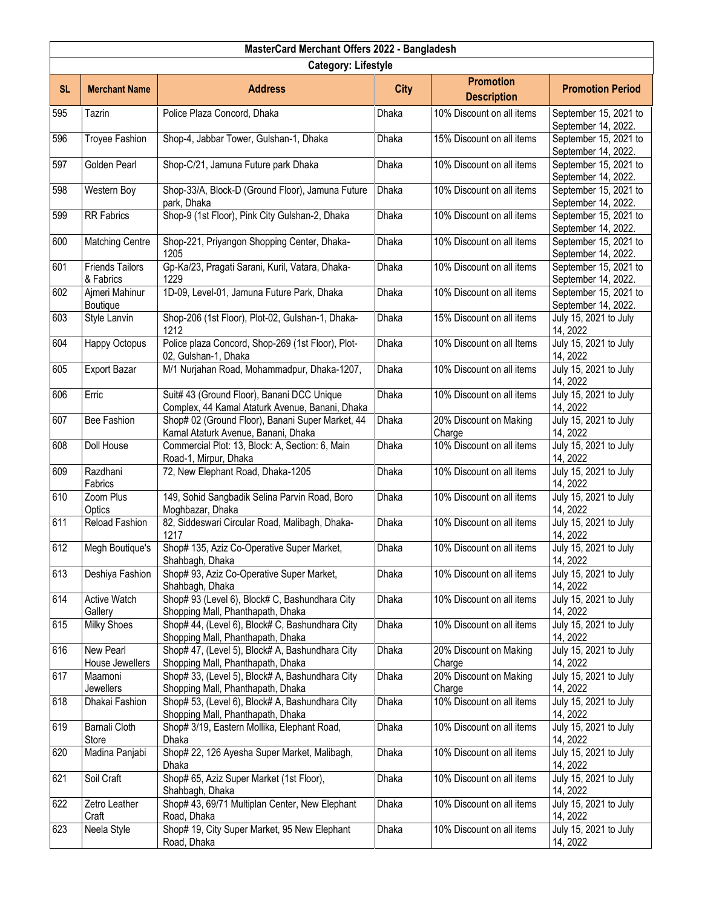| MasterCard Merchant Offers 2022 - Bangladesh | | | | | |
|---|---|---|---|---|---|
| Category: Lifestyle | | | | | |
| SL | Merchant Name | Address | City | Promotion Description | Promotion Period |
| 595 | Tazrin | Police Plaza Concord, Dhaka | Dhaka | 10% Discount on all items | September 15, 2021 to September 14, 2022. |
| 596 | Troyee Fashion | Shop-4, Jabbar Tower, Gulshan-1, Dhaka | Dhaka | 15% Discount on all items | September 15, 2021 to September 14, 2022. |
| 597 | Golden Pearl | Shop-C/21, Jamuna Future park Dhaka | Dhaka | 10% Discount on all items | September 15, 2021 to September 14, 2022. |
| 598 | Western Boy | Shop-33/A, Block-D (Ground Floor), Jamuna Future park, Dhaka | Dhaka | 10% Discount on all items | September 15, 2021 to September 14, 2022. |
| 599 | RR Fabrics | Shop-9 (1st Floor), Pink City Gulshan-2, Dhaka | Dhaka | 10% Discount on all items | September 15, 2021 to September 14, 2022. |
| 600 | Matching Centre | Shop-221, Priyangon Shopping Center, Dhaka-1205 | Dhaka | 10% Discount on all items | September 15, 2021 to September 14, 2022. |
| 601 | Friends Tailors & Fabrics | Gp-Ka/23, Pragati Sarani, Kuril, Vatara, Dhaka-1229 | Dhaka | 10% Discount on all items | September 15, 2021 to September 14, 2022. |
| 602 | Ajmeri Mahinur Boutique | 1D-09, Level-01, Jamuna Future Park, Dhaka | Dhaka | 10% Discount on all items | September 15, 2021 to September 14, 2022. |
| 603 | Style Lanvin | Shop-206 (1st Floor), Plot-02, Gulshan-1, Dhaka-1212 | Dhaka | 15% Discount on all items | July 15, 2021 to July 14, 2022 |
| 604 | Happy Octopus | Police plaza Concord, Shop-269 (1st Floor), Plot-02, Gulshan-1, Dhaka | Dhaka | 10% Discount on all Items | July 15, 2021 to July 14, 2022 |
| 605 | Export Bazar | M/1 Nurjahan Road, Mohammadpur, Dhaka-1207, | Dhaka | 10% Discount on all items | July 15, 2021 to July 14, 2022 |
| 606 | Erric | Suit# 43 (Ground Floor), Banani DCC Unique Complex, 44 Kamal Ataturk Avenue, Banani, Dhaka | Dhaka | 10% Discount on all items | July 15, 2021 to July 14, 2022 |
| 607 | Bee Fashion | Shop# 02 (Ground Floor), Banani Super Market, 44 Kamal Ataturk Avenue, Banani, Dhaka | Dhaka | 20% Discount on Making Charge | July 15, 2021 to July 14, 2022 |
| 608 | Doll House | Commercial Plot: 13, Block: A, Section: 6, Main Road-1, Mirpur, Dhaka | Dhaka | 10% Discount on all items | July 15, 2021 to July 14, 2022 |
| 609 | Razdhani Fabrics | 72, New Elephant Road, Dhaka-1205 | Dhaka | 10% Discount on all items | July 15, 2021 to July 14, 2022 |
| 610 | Zoom Plus Optics | 149, Sohid Sangbadik Selina Parvin Road, Boro Moghbazar, Dhaka | Dhaka | 10% Discount on all items | July 15, 2021 to July 14, 2022 |
| 611 | Reload Fashion | 82, Siddeswari Circular Road, Malibagh, Dhaka-1217 | Dhaka | 10% Discount on all items | July 15, 2021 to July 14, 2022 |
| 612 | Megh Boutique's | Shop# 135, Aziz Co-Operative Super Market, Shahbagh, Dhaka | Dhaka | 10% Discount on all items | July 15, 2021 to July 14, 2022 |
| 613 | Deshiya Fashion | Shop# 93, Aziz Co-Operative Super Market, Shahbagh, Dhaka | Dhaka | 10% Discount on all items | July 15, 2021 to July 14, 2022 |
| 614 | Active Watch Gallery | Shop# 93 (Level 6), Block# C, Bashundhara City Shopping Mall, Phanthapath, Dhaka | Dhaka | 10% Discount on all items | July 15, 2021 to July 14, 2022 |
| 615 | Milky Shoes | Shop# 44, (Level 6), Block# C, Bashundhara City Shopping Mall, Phanthapath, Dhaka | Dhaka | 10% Discount on all items | July 15, 2021 to July 14, 2022 |
| 616 | New Pearl House Jewellers | Shop# 47, (Level 5), Block# A, Bashundhara City Shopping Mall, Phanthapath, Dhaka | Dhaka | 20% Discount on Making Charge | July 15, 2021 to July 14, 2022 |
| 617 | Maamoni Jewellers | Shop# 33, (Level 5), Block# A, Bashundhara City Shopping Mall, Phanthapath, Dhaka | Dhaka | 20% Discount on Making Charge | July 15, 2021 to July 14, 2022 |
| 618 | Dhakai Fashion | Shop# 53, (Level 6), Block# A, Bashundhara City Shopping Mall, Phanthapath, Dhaka | Dhaka | 10% Discount on all items | July 15, 2021 to July 14, 2022 |
| 619 | Barnali Cloth Store | Shop# 3/19, Eastern Mollika, Elephant Road, Dhaka | Dhaka | 10% Discount on all items | July 15, 2021 to July 14, 2022 |
| 620 | Madina Panjabi | Shop# 22, 126 Ayesha Super Market, Malibagh, Dhaka | Dhaka | 10% Discount on all items | July 15, 2021 to July 14, 2022 |
| 621 | Soil Craft | Shop# 65, Aziz Super Market (1st Floor), Shahbagh, Dhaka | Dhaka | 10% Discount on all items | July 15, 2021 to July 14, 2022 |
| 622 | Zetro Leather Craft | Shop# 43, 69/71 Multiplan Center, New Elephant Road, Dhaka | Dhaka | 10% Discount on all items | July 15, 2021 to July 14, 2022 |
| 623 | Neela Style | Shop# 19, City Super Market, 95 New Elephant Road, Dhaka | Dhaka | 10% Discount on all items | July 15, 2021 to July 14, 2022 |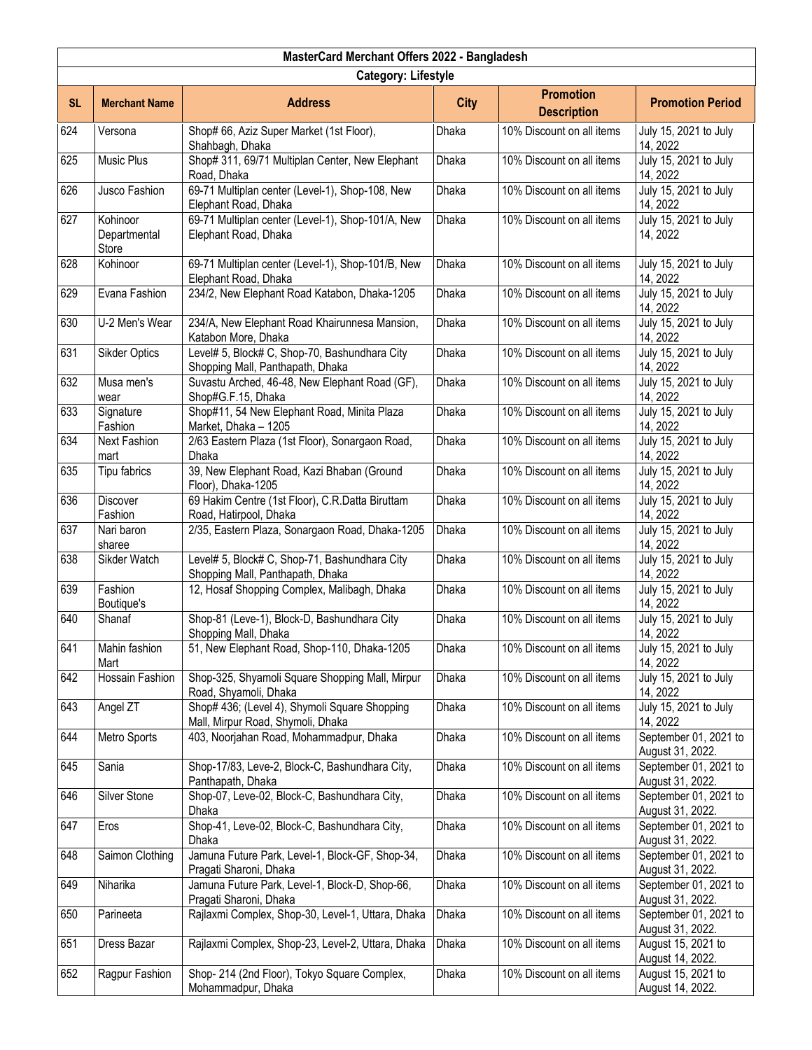| MasterCard Merchant Offers 2022 - Bangladesh | | | | | |
|---|---|---|---|---|---|
| **Category: Lifestyle** | | | | | |
| **SL** | **Merchant Name** | **Address** | **City** | **Promotion Description** | **Promotion Period** |
| 624 | Versona | Shop# 66, Aziz Super Market (1st Floor), Shahbagh, Dhaka | Dhaka | 10% Discount on all items | July 15, 2021 to July 14, 2022 |
| 625 | Music Plus | Shop# 311, 69/71 Multiplan Center, New Elephant Road, Dhaka | Dhaka | 10% Discount on all items | July 15, 2021 to July 14, 2022 |
| 626 | Jusco Fashion | 69-71 Multiplan center (Level-1), Shop-108, New Elephant Road, Dhaka | Dhaka | 10% Discount on all items | July 15, 2021 to July 14, 2022 |
| 627 | Kohinoor Departmental Store | 69-71 Multiplan center (Level-1), Shop-101/A, New Elephant Road, Dhaka | Dhaka | 10% Discount on all items | July 15, 2021 to July 14, 2022 |
| 628 | Kohinoor | 69-71 Multiplan center (Level-1), Shop-101/B, New Elephant Road, Dhaka | Dhaka | 10% Discount on all items | July 15, 2021 to July 14, 2022 |
| 629 | Evana Fashion | 234/2, New Elephant Road Katabon, Dhaka-1205 | Dhaka | 10% Discount on all items | July 15, 2021 to July 14, 2022 |
| 630 | U-2 Men's Wear | 234/A, New Elephant Road Khairunnesa Mansion, Katabon More, Dhaka | Dhaka | 10% Discount on all items | July 15, 2021 to July 14, 2022 |
| 631 | Sikder Optics | Level# 5, Block# C, Shop-70, Bashundhara City Shopping Mall, Panthapath, Dhaka | Dhaka | 10% Discount on all items | July 15, 2021 to July 14, 2022 |
| 632 | Musa men's wear | Suvastu Arched, 46-48, New Elephant Road (GF), Shop#G.F.15, Dhaka | Dhaka | 10% Discount on all items | July 15, 2021 to July 14, 2022 |
| 633 | Signature Fashion | Shop#11, 54 New Elephant Road, Minita Plaza Market, Dhaka – 1205 | Dhaka | 10% Discount on all items | July 15, 2021 to July 14, 2022 |
| 634 | Next Fashion mart | 2/63 Eastern Plaza (1st Floor), Sonargaon Road, Dhaka | Dhaka | 10% Discount on all items | July 15, 2021 to July 14, 2022 |
| 635 | Tipu fabrics | 39, New Elephant Road, Kazi Bhaban (Ground Floor), Dhaka-1205 | Dhaka | 10% Discount on all items | July 15, 2021 to July 14, 2022 |
| 636 | Discover Fashion | 69 Hakim Centre (1st Floor), C.R.Datta Biruttam Road, Hatirpool, Dhaka | Dhaka | 10% Discount on all items | July 15, 2021 to July 14, 2022 |
| 637 | Nari baron sharee | 2/35, Eastern Plaza, Sonargaon Road, Dhaka-1205 | Dhaka | 10% Discount on all items | July 15, 2021 to July 14, 2022 |
| 638 | Sikder Watch | Level# 5, Block# C, Shop-71, Bashundhara City Shopping Mall, Panthapath, Dhaka | Dhaka | 10% Discount on all items | July 15, 2021 to July 14, 2022 |
| 639 | Fashion Boutique's | 12, Hosaf Shopping Complex, Malibagh, Dhaka | Dhaka | 10% Discount on all items | July 15, 2021 to July 14, 2022 |
| 640 | Shanaf | Shop-81 (Leve-1), Block-D, Bashundhara City Shopping Mall, Dhaka | Dhaka | 10% Discount on all items | July 15, 2021 to July 14, 2022 |
| 641 | Mahin fashion Mart | 51, New Elephant Road, Shop-110, Dhaka-1205 | Dhaka | 10% Discount on all items | July 15, 2021 to July 14, 2022 |
| 642 | Hossain Fashion | Shop-325, Shyamoli Square Shopping Mall, Mirpur Road, Shyamoli, Dhaka | Dhaka | 10% Discount on all items | July 15, 2021 to July 14, 2022 |
| 643 | Angel ZT | Shop# 436; (Level 4), Shymoli Square Shopping Mall, Mirpur Road, Shymoli, Dhaka | Dhaka | 10% Discount on all items | July 15, 2021 to July 14, 2022 |
| 644 | Metro Sports | 403, Noorjahan Road, Mohammadpur, Dhaka | Dhaka | 10% Discount on all items | September 01, 2021 to August 31, 2022. |
| 645 | Sania | Shop-17/83, Leve-2, Block-C, Bashundhara City, Panthapath, Dhaka | Dhaka | 10% Discount on all items | September 01, 2021 to August 31, 2022. |
| 646 | Silver Stone | Shop-07, Leve-02, Block-C, Bashundhara City, Dhaka | Dhaka | 10% Discount on all items | September 01, 2021 to August 31, 2022. |
| 647 | Eros | Shop-41, Leve-02, Block-C, Bashundhara City, Dhaka | Dhaka | 10% Discount on all items | September 01, 2021 to August 31, 2022. |
| 648 | Saimon Clothing | Jamuna Future Park, Level-1, Block-GF, Shop-34, Pragati Sharoni, Dhaka | Dhaka | 10% Discount on all items | September 01, 2021 to August 31, 2022. |
| 649 | Niharika | Jamuna Future Park, Level-1, Block-D, Shop-66, Pragati Sharoni, Dhaka | Dhaka | 10% Discount on all items | September 01, 2021 to August 31, 2022. |
| 650 | Parineeta | Rajlaxmi Complex, Shop-30, Level-1, Uttara, Dhaka | Dhaka | 10% Discount on all items | September 01, 2021 to August 31, 2022. |
| 651 | Dress Bazar | Rajlaxmi Complex, Shop-23, Level-2, Uttara, Dhaka | Dhaka | 10% Discount on all items | August 15, 2021 to August 14, 2022. |
| 652 | Ragpur Fashion | Shop- 214 (2nd Floor), Tokyo Square Complex, Mohammadpur, Dhaka | Dhaka | 10% Discount on all items | August 15, 2021 to August 14, 2022. |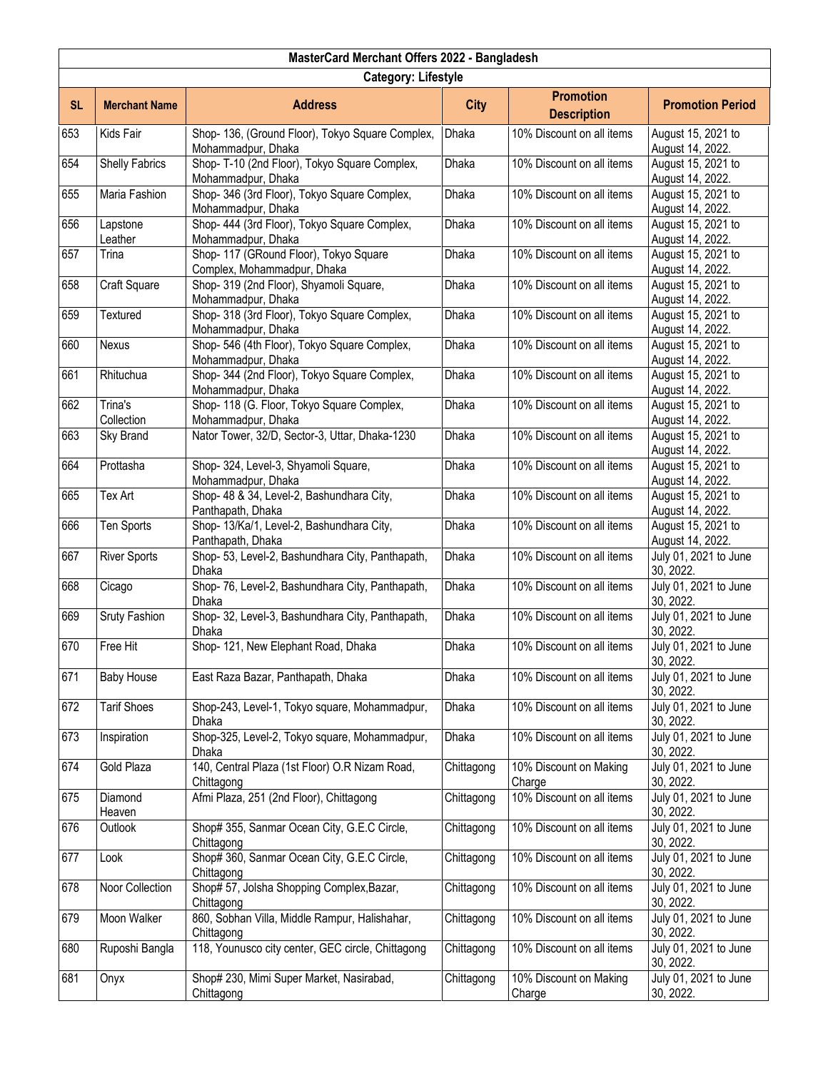| MasterCard Merchant Offers 2022 - Bangladesh | | | | | |
|---|---|---|---|---|---|
| Category: Lifestyle | | | | | |
| SL | Merchant Name | Address | City | Promotion Description | Promotion Period |
| 653 | Kids Fair | Shop- 136, (Ground Floor), Tokyo Square Complex, Mohammadpur, Dhaka | Dhaka | 10% Discount on all items | August 15, 2021 to August 14, 2022. |
| 654 | Shelly Fabrics | Shop- T-10 (2nd Floor), Tokyo Square Complex, Mohammadpur, Dhaka | Dhaka | 10% Discount on all items | August 15, 2021 to August 14, 2022. |
| 655 | Maria Fashion | Shop- 346 (3rd Floor), Tokyo Square Complex, Mohammadpur, Dhaka | Dhaka | 10% Discount on all items | August 15, 2021 to August 14, 2022. |
| 656 | Lapstone Leather | Shop- 444 (3rd Floor), Tokyo Square Complex, Mohammadpur, Dhaka | Dhaka | 10% Discount on all items | August 15, 2021 to August 14, 2022. |
| 657 | Trina | Shop- 117 (GRound Floor), Tokyo Square Complex, Mohammadpur, Dhaka | Dhaka | 10% Discount on all items | August 15, 2021 to August 14, 2022. |
| 658 | Craft Square | Shop- 319 (2nd Floor), Shyamoli Square, Mohammadpur, Dhaka | Dhaka | 10% Discount on all items | August 15, 2021 to August 14, 2022. |
| 659 | Textured | Shop- 318 (3rd Floor), Tokyo Square Complex, Mohammadpur, Dhaka | Dhaka | 10% Discount on all items | August 15, 2021 to August 14, 2022. |
| 660 | Nexus | Shop- 546 (4th Floor), Tokyo Square Complex, Mohammadpur, Dhaka | Dhaka | 10% Discount on all items | August 15, 2021 to August 14, 2022. |
| 661 | Rhituchua | Shop- 344 (2nd Floor), Tokyo Square Complex, Mohammadpur, Dhaka | Dhaka | 10% Discount on all items | August 15, 2021 to August 14, 2022. |
| 662 | Trina's Collection | Shop- 118 (G. Floor, Tokyo Square Complex, Mohammadpur, Dhaka | Dhaka | 10% Discount on all items | August 15, 2021 to August 14, 2022. |
| 663 | Sky Brand | Nator Tower, 32/D, Sector-3, Uttar, Dhaka-1230 | Dhaka | 10% Discount on all items | August 15, 2021 to August 14, 2022. |
| 664 | Prottasha | Shop- 324, Level-3, Shyamoli Square, Mohammadpur, Dhaka | Dhaka | 10% Discount on all items | August 15, 2021 to August 14, 2022. |
| 665 | Tex Art | Shop- 48 & 34, Level-2, Bashundhara City, Panthapath, Dhaka | Dhaka | 10% Discount on all items | August 15, 2021 to August 14, 2022. |
| 666 | Ten Sports | Shop- 13/Ka/1, Level-2, Bashundhara City, Panthapath, Dhaka | Dhaka | 10% Discount on all items | August 15, 2021 to August 14, 2022. |
| 667 | River Sports | Shop- 53, Level-2, Bashundhara City, Panthapath, Dhaka | Dhaka | 10% Discount on all items | July 01, 2021 to June 30, 2022. |
| 668 | Cicago | Shop- 76, Level-2, Bashundhara City, Panthapath, Dhaka | Dhaka | 10% Discount on all items | July 01, 2021 to June 30, 2022. |
| 669 | Sruty Fashion | Shop- 32, Level-3, Bashundhara City, Panthapath, Dhaka | Dhaka | 10% Discount on all items | July 01, 2021 to June 30, 2022. |
| 670 | Free Hit | Shop- 121, New Elephant Road, Dhaka | Dhaka | 10% Discount on all items | July 01, 2021 to June 30, 2022. |
| 671 | Baby House | East Raza Bazar, Panthapath, Dhaka | Dhaka | 10% Discount on all items | July 01, 2021 to June 30, 2022. |
| 672 | Tarif Shoes | Shop-243, Level-1, Tokyo square, Mohammadpur, Dhaka | Dhaka | 10% Discount on all items | July 01, 2021 to June 30, 2022. |
| 673 | Inspiration | Shop-325, Level-2, Tokyo square, Mohammadpur, Dhaka | Dhaka | 10% Discount on all items | July 01, 2021 to June 30, 2022. |
| 674 | Gold Plaza | 140, Central Plaza (1st Floor) O.R Nizam Road, Chittagong | Chittagong | 10% Discount on Making Charge | July 01, 2021 to June 30, 2022. |
| 675 | Diamond Heaven | Afmi Plaza, 251 (2nd Floor), Chittagong | Chittagong | 10% Discount on all items | July 01, 2021 to June 30, 2022. |
| 676 | Outlook | Shop# 355, Sanmar Ocean City, G.E.C Circle, Chittagong | Chittagong | 10% Discount on all items | July 01, 2021 to June 30, 2022. |
| 677 | Look | Shop# 360, Sanmar Ocean City, G.E.C Circle, Chittagong | Chittagong | 10% Discount on all items | July 01, 2021 to June 30, 2022. |
| 678 | Noor Collection | Shop# 57, Jolsha Shopping Complex,Bazar, Chittagong | Chittagong | 10% Discount on all items | July 01, 2021 to June 30, 2022. |
| 679 | Moon Walker | 860, Sobhan Villa, Middle Rampur, Halishahar, Chittagong | Chittagong | 10% Discount on all items | July 01, 2021 to June 30, 2022. |
| 680 | Ruposhi Bangla | 118, Younusco city center, GEC circle, Chittagong | Chittagong | 10% Discount on all items | July 01, 2021 to June 30, 2022. |
| 681 | Onyx | Shop# 230, Mimi Super Market, Nasirabad, Chittagong | Chittagong | 10% Discount on Making Charge | July 01, 2021 to June 30, 2022. |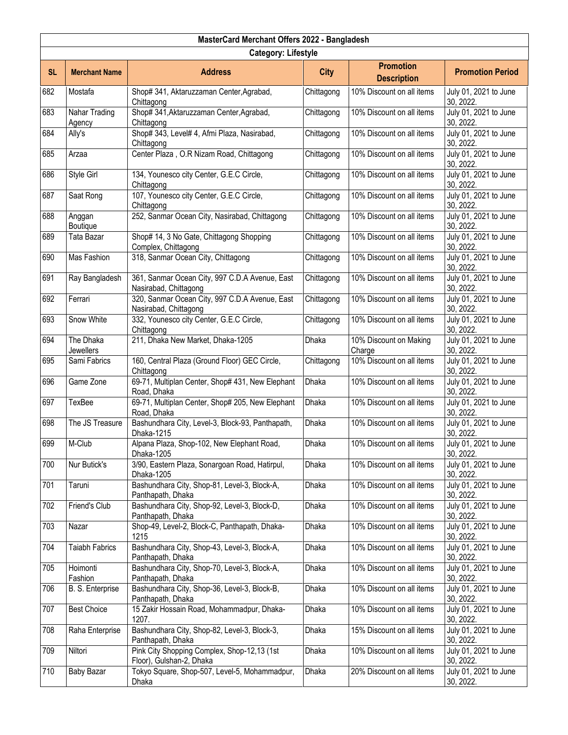| MasterCard Merchant Offers 2022 - Bangladesh | | | | | |
|---|---|---|---|---|---|
| **Category: Lifestyle** | | | | | |
| **SL** | **Merchant Name** | **Address** | **City** | **Promotion Description** | **Promotion Period** |
| 682 | Mostafa | Shop# 341, Aktaruzzaman Center,Agrabad, Chittagong | Chittagong | 10% Discount on all items | July 01, 2021 to June 30, 2022. |
| 683 | Nahar Trading Agency | Shop# 341,Aktaruzzaman Center,Agrabad, Chittagong | Chittagong | 10% Discount on all items | July 01, 2021 to June 30, 2022. |
| 684 | Ally's | Shop# 343, Level# 4, Afmi Plaza, Nasirabad, Chittagong | Chittagong | 10% Discount on all items | July 01, 2021 to June 30, 2022. |
| 685 | Arzaa | Center Plaza , O.R Nizam Road, Chittagong | Chittagong | 10% Discount on all items | July 01, 2021 to June 30, 2022. |
| 686 | Style Girl | 134, Younesco city Center, G.E.C Circle, Chittagong | Chittagong | 10% Discount on all items | July 01, 2021 to June 30, 2022. |
| 687 | Saat Rong | 107, Younesco city Center, G.E.C Circle, Chittagong | Chittagong | 10% Discount on all items | July 01, 2021 to June 30, 2022. |
| 688 | Anggan Boutique | 252, Sanmar Ocean City, Nasirabad, Chittagong | Chittagong | 10% Discount on all items | July 01, 2021 to June 30, 2022. |
| 689 | Tata Bazar | Shop# 14, 3 No Gate, Chittagong Shopping Complex, Chittagong | Chittagong | 10% Discount on all items | July 01, 2021 to June 30, 2022. |
| 690 | Mas Fashion | 318, Sanmar Ocean City, Chittagong | Chittagong | 10% Discount on all items | July 01, 2021 to June 30, 2022. |
| 691 | Ray Bangladesh | 361, Sanmar Ocean City, 997 C.D.A Avenue, East Nasirabad, Chittagong | Chittagong | 10% Discount on all items | July 01, 2021 to June 30, 2022. |
| 692 | Ferrari | 320, Sanmar Ocean City, 997 C.D.A Avenue, East Nasirabad, Chittagong | Chittagong | 10% Discount on all items | July 01, 2021 to June 30, 2022. |
| 693 | Snow White | 332, Younesco city Center, G.E.C Circle, Chittagong | Chittagong | 10% Discount on all items | July 01, 2021 to June 30, 2022. |
| 694 | The Dhaka Jewellers | 211, Dhaka New Market, Dhaka-1205 | Dhaka | 10% Discount on Making Charge | July 01, 2021 to June 30, 2022. |
| 695 | Sami Fabrics | 160, Central Plaza (Ground Floor) GEC Circle, Chittagong | Chittagong | 10% Discount on all items | July 01, 2021 to June 30, 2022. |
| 696 | Game Zone | 69-71, Multiplan Center, Shop# 431, New Elephant Road, Dhaka | Dhaka | 10% Discount on all items | July 01, 2021 to June 30, 2022. |
| 697 | TexBee | 69-71, Multiplan Center, Shop# 205, New Elephant Road, Dhaka | Dhaka | 10% Discount on all items | July 01, 2021 to June 30, 2022. |
| 698 | The JS Treasure | Bashundhara City, Level-3, Block-93, Panthapath, Dhaka-1215 | Dhaka | 10% Discount on all items | July 01, 2021 to June 30, 2022. |
| 699 | M-Club | Alpana Plaza, Shop-102, New Elephant Road, Dhaka-1205 | Dhaka | 10% Discount on all items | July 01, 2021 to June 30, 2022. |
| 700 | Nur Butick's | 3/90, Eastern Plaza, Sonargoan Road, Hatirpul, Dhaka-1205 | Dhaka | 10% Discount on all items | July 01, 2021 to June 30, 2022. |
| 701 | Taruni | Bashundhara City, Shop-81, Level-3, Block-A, Panthapath, Dhaka | Dhaka | 10% Discount on all items | July 01, 2021 to June 30, 2022. |
| 702 | Friend's Club | Bashundhara City, Shop-92, Level-3, Block-D, Panthapath, Dhaka | Dhaka | 10% Discount on all items | July 01, 2021 to June 30, 2022. |
| 703 | Nazar | Shop-49, Level-2, Block-C, Panthapath, Dhaka-1215 | Dhaka | 10% Discount on all items | July 01, 2021 to June 30, 2022. |
| 704 | Taiabh Fabrics | Bashundhara City, Shop-43, Level-3, Block-A, Panthapath, Dhaka | Dhaka | 10% Discount on all items | July 01, 2021 to June 30, 2022. |
| 705 | Hoimonti Fashion | Bashundhara City, Shop-70, Level-3, Block-A, Panthapath, Dhaka | Dhaka | 10% Discount on all items | July 01, 2021 to June 30, 2022. |
| 706 | B. S. Enterprise | Bashundhara City, Shop-36, Level-3, Block-B, Panthapath, Dhaka | Dhaka | 10% Discount on all items | July 01, 2021 to June 30, 2022. |
| 707 | Best Choice | 15 Zakir Hossain Road, Mohammadpur, Dhaka-1207. | Dhaka | 10% Discount on all items | July 01, 2021 to June 30, 2022. |
| 708 | Raha Enterprise | Bashundhara City, Shop-82, Level-3, Block-3, Panthapath, Dhaka | Dhaka | 15% Discount on all items | July 01, 2021 to June 30, 2022. |
| 709 | Niltori | Pink City Shopping Complex, Shop-12,13 (1st Floor), Gulshan-2, Dhaka | Dhaka | 10% Discount on all items | July 01, 2021 to June 30, 2022. |
| 710 | Baby Bazar | Tokyo Square, Shop-507, Level-5, Mohammadpur, Dhaka | Dhaka | 20% Discount on all items | July 01, 2021 to June 30, 2022. |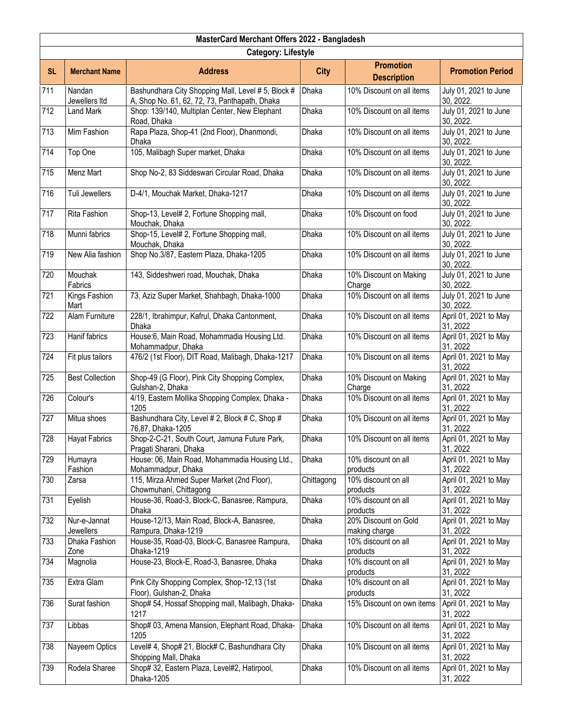| MasterCard Merchant Offers 2022 - Bangladesh | | | | | |
|---|---|---|---|---|---|
| **Category: Lifestyle** | | | | | |
| **SL** | **Merchant Name** | **Address** | **City** | **Promotion Description** | **Promotion Period** |
| 711 | Nandan Jewellers ltd | Bashundhara City Shopping Mall, Level # 5, Block # A, Shop No. 61, 62, 72, 73, Panthapath, Dhaka | Dhaka | 10% Discount on all items | July 01, 2021 to June 30, 2022. |
| 712 | Land Mark | Shop: 139/140, Multiplan Center, New Elephant Road, Dhaka | Dhaka | 10% Discount on all items | July 01, 2021 to June 30, 2022. |
| 713 | Mim Fashion | Rapa Plaza, Shop-41 (2nd Floor), Dhanmondi, Dhaka | Dhaka | 10% Discount on all items | July 01, 2021 to June 30, 2022. |
| 714 | Top One | 105, Malibagh Super market, Dhaka | Dhaka | 10% Discount on all items | July 01, 2021 to June 30, 2022. |
| 715 | Menz Mart | Shop No-2, 83 Siddeswari Circular Road, Dhaka | Dhaka | 10% Discount on all items | July 01, 2021 to June 30, 2022. |
| 716 | Tuli Jewellers | D-4/1, Mouchak Market, Dhaka-1217 | Dhaka | 10% Discount on all items | July 01, 2021 to June 30, 2022. |
| 717 | Rita Fashion | Shop-13, Level# 2, Fortune Shopping mall, Mouchak, Dhaka | Dhaka | 10% Discount on food | July 01, 2021 to June 30, 2022. |
| 718 | Munni fabrics | Shop-15, Level# 2, Fortune Shopping mall, Mouchak, Dhaka | Dhaka | 10% Discount on all items | July 01, 2021 to June 30, 2022. |
| 719 | New Alia fashion | Shop No.3/87, Eastern Plaza, Dhaka-1205 | Dhaka | 10% Discount on all items | July 01, 2021 to June 30, 2022. |
| 720 | Mouchak Fabrics | 143, Siddeshweri road, Mouchak, Dhaka | Dhaka | 10% Discount on Making Charge | July 01, 2021 to June 30, 2022. |
| 721 | Kings Fashion Mart | 73, Aziz Super Market, Shahbagh, Dhaka-1000 | Dhaka | 10% Discount on all items | July 01, 2021 to June 30, 2022. |
| 722 | Alam Furniture | 228/1, Ibrahimpur, Kafrul, Dhaka Cantonment, Dhaka | Dhaka | 10% Discount on all items | April 01, 2021 to May 31, 2022 |
| 723 | Hanif fabrics | House:6, Main Road, Mohammadia Housing Ltd. Mohammadpur, Dhaka | Dhaka | 10% Discount on all items | April 01, 2021 to May 31, 2022 |
| 724 | Fit plus tailors | 476/2 (1st Floor), DIT Road, Malibagh, Dhaka-1217 | Dhaka | 10% Discount on all items | April 01, 2021 to May 31, 2022 |
| 725 | Best Collection | Shop-49 (G Floor), Pink City Shopping Complex, Gulshan-2, Dhaka | Dhaka | 10% Discount on Making Charge | April 01, 2021 to May 31, 2022 |
| 726 | Colour's | 4/19, Eastern Mollika Shopping Complex, Dhaka - 1205 | Dhaka | 10% Discount on all items | April 01, 2021 to May 31, 2022 |
| 727 | Mitua shoes | Bashundhara City, Level # 2, Block # C, Shop # 76,87, Dhaka-1205 | Dhaka | 10% Discount on all items | April 01, 2021 to May 31, 2022 |
| 728 | Hayat Fabrics | Shop-2-C-21, South Court, Jamuna Future Park, Pragati Sharani, Dhaka | Dhaka | 10% Discount on all items | April 01, 2021 to May 31, 2022 |
| 729 | Humayra Fashion | House: 06, Main Road, Mohammadia Housing Ltd., Mohammadpur, Dhaka | Dhaka | 10% discount on all products | April 01, 2021 to May 31, 2022 |
| 730 | Zarsa | 115, Mirza Ahmed Super Market (2nd Floor), Chowmuhani, Chittagong | Chittagong | 10% discount on all products | April 01, 2021 to May 31, 2022 |
| 731 | Eyelish | House-36, Road-3, Block-C, Banasree, Rampura, Dhaka | Dhaka | 10% discount on all products | April 01, 2021 to May 31, 2022 |
| 732 | Nur-e-Jannat Jewellers | House-12/13, Main Road, Block-A, Banasree, Rampura, Dhaka-1219 | Dhaka | 20% Discount on Gold making charge | April 01, 2021 to May 31, 2022 |
| 733 | Dhaka Fashion Zone | House-35, Road-03, Block-C, Banasree Rampura, Dhaka-1219 | Dhaka | 10% discount on all products | April 01, 2021 to May 31, 2022 |
| 734 | Magnolia | House-23, Block-E, Road-3, Banasree, Dhaka | Dhaka | 10% discount on all products | April 01, 2021 to May 31, 2022 |
| 735 | Extra Glam | Pink City Shopping Complex, Shop-12,13 (1st Floor), Gulshan-2, Dhaka | Dhaka | 10% discount on all products | April 01, 2021 to May 31, 2022 |
| 736 | Surat fashion | Shop# 54, Hossaf Shopping mall, Malibagh, Dhaka-1217 | Dhaka | 15% Discount on own items | April 01, 2021 to May 31, 2022 |
| 737 | Libbas | Shop# 03, Amena Mansion, Elephant Road, Dhaka-1205 | Dhaka | 10% Discount on all items | April 01, 2021 to May 31, 2022 |
| 738 | Nayeem Optics | Level# 4, Shop# 21, Block# C, Bashundhara City Shopping Mall, Dhaka | Dhaka | 10% Discount on all items | April 01, 2021 to May 31, 2022 |
| 739 | Rodela Sharee | Shop# 32, Eastern Plaza, Level#2, Hatirpool, Dhaka-1205 | Dhaka | 10% Discount on all items | April 01, 2021 to May 31, 2022 |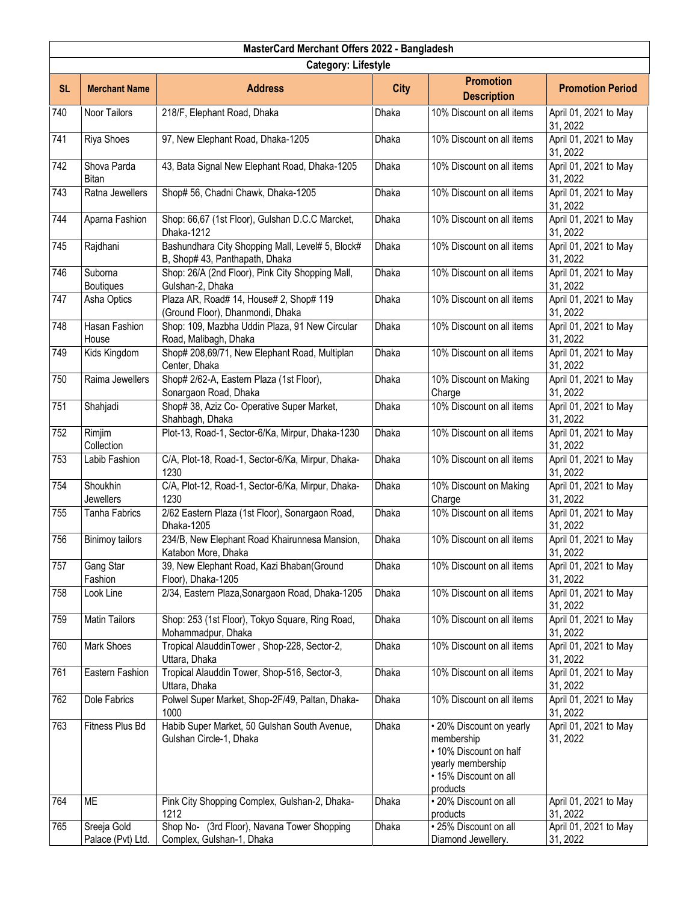| MasterCard Merchant Offers 2022 - Bangladesh | | | | | |
|---|---|---|---|---|---|
| Category: Lifestyle | | | | | |
| **SL** | **Merchant Name** | **Address** | **City** | **Promotion Description** | **Promotion Period** |
| 740 | Noor Tailors | 218/F, Elephant Road, Dhaka | Dhaka | 10% Discount on all items | April 01, 2021 to May 31, 2022 |
| 741 | Riya Shoes | 97, New Elephant Road, Dhaka-1205 | Dhaka | 10% Discount on all items | April 01, 2021 to May 31, 2022 |
| 742 | Shova Parda Bitan | 43, Bata Signal New Elephant Road, Dhaka-1205 | Dhaka | 10% Discount on all items | April 01, 2021 to May 31, 2022 |
| 743 | Ratna Jewellers | Shop# 56, Chadni Chawk, Dhaka-1205 | Dhaka | 10% Discount on all items | April 01, 2021 to May 31, 2022 |
| 744 | Aparna Fashion | Shop: 66,67 (1st Floor), Gulshan D.C.C Marcket, Dhaka-1212 | Dhaka | 10% Discount on all items | April 01, 2021 to May 31, 2022 |
| 745 | Rajdhani | Bashundhara City Shopping Mall, Level# 5, Block# B, Shop# 43, Panthapath, Dhaka | Dhaka | 10% Discount on all items | April 01, 2021 to May 31, 2022 |
| 746 | Suborna Boutiques | Shop: 26/A (2nd Floor), Pink City Shopping Mall, Gulshan-2, Dhaka | Dhaka | 10% Discount on all items | April 01, 2021 to May 31, 2022 |
| 747 | Asha Optics | Plaza AR, Road# 14, House# 2, Shop# 119 (Ground Floor), Dhanmondi, Dhaka | Dhaka | 10% Discount on all items | April 01, 2021 to May 31, 2022 |
| 748 | Hasan Fashion House | Shop: 109, Mazbha Uddin Plaza, 91 New Circular Road, Malibagh, Dhaka | Dhaka | 10% Discount on all items | April 01, 2021 to May 31, 2022 |
| 749 | Kids Kingdom | Shop# 208,69/71, New Elephant Road, Multiplan Center, Dhaka | Dhaka | 10% Discount on all items | April 01, 2021 to May 31, 2022 |
| 750 | Raima Jewellers | Shop# 2/62-A, Eastern Plaza (1st Floor), Sonargaon Road, Dhaka | Dhaka | 10% Discount on Making Charge | April 01, 2021 to May 31, 2022 |
| 751 | Shahjadi | Shop# 38, Aziz Co- Operative Super Market, Shahbagh, Dhaka | Dhaka | 10% Discount on all items | April 01, 2021 to May 31, 2022 |
| 752 | Rimjim Collection | Plot-13, Road-1, Sector-6/Ka, Mirpur, Dhaka-1230 | Dhaka | 10% Discount on all items | April 01, 2021 to May 31, 2022 |
| 753 | Labib Fashion | C/A, Plot-18, Road-1, Sector-6/Ka, Mirpur, Dhaka-1230 | Dhaka | 10% Discount on all items | April 01, 2021 to May 31, 2022 |
| 754 | Shoukhin Jewellers | C/A, Plot-12, Road-1, Sector-6/Ka, Mirpur, Dhaka-1230 | Dhaka | 10% Discount on Making Charge | April 01, 2021 to May 31, 2022 |
| 755 | Tanha Fabrics | 2/62 Eastern Plaza (1st Floor), Sonargaon Road, Dhaka-1205 | Dhaka | 10% Discount on all items | April 01, 2021 to May 31, 2022 |
| 756 | Binimoy tailors | 234/B, New Elephant Road Khairunnesa Mansion, Katabon More, Dhaka | Dhaka | 10% Discount on all items | April 01, 2021 to May 31, 2022 |
| 757 | Gang Star Fashion | 39, New Elephant Road, Kazi Bhaban(Ground Floor), Dhaka-1205 | Dhaka | 10% Discount on all items | April 01, 2021 to May 31, 2022 |
| 758 | Look Line | 2/34, Eastern Plaza,Sonargaon Road, Dhaka-1205 | Dhaka | 10% Discount on all items | April 01, 2021 to May 31, 2022 |
| 759 | Matin Tailors | Shop: 253 (1st Floor), Tokyo Square, Ring Road, Mohammadpur, Dhaka | Dhaka | 10% Discount on all items | April 01, 2021 to May 31, 2022 |
| 760 | Mark Shoes | Tropical AlauddinTower , Shop-228, Sector-2, Uttara, Dhaka | Dhaka | 10% Discount on all items | April 01, 2021 to May 31, 2022 |
| 761 | Eastern Fashion | Tropical Alauddin Tower, Shop-516, Sector-3, Uttara, Dhaka | Dhaka | 10% Discount on all items | April 01, 2021 to May 31, 2022 |
| 762 | Dole Fabrics | Polwel Super Market, Shop-2F/49, Paltan, Dhaka-1000 | Dhaka | 10% Discount on all items | April 01, 2021 to May 31, 2022 |
| 763 | Fitness Plus Bd | Habib Super Market, 50 Gulshan South Avenue, Gulshan Circle-1, Dhaka | Dhaka | • 20% Discount on yearly membership<br>• 10% Discount on half yearly membership<br>• 15% Discount on all products | April 01, 2021 to May 31, 2022 |
| 764 | ME | Pink City Shopping Complex, Gulshan-2, Dhaka-1212 | Dhaka | • 20% Discount on all products | April 01, 2021 to May 31, 2022 |
| 765 | Sreeja Gold Palace (Pvt) Ltd. | Shop No- (3rd Floor), Navana Tower Shopping Complex, Gulshan-1, Dhaka | Dhaka | • 25% Discount on all Diamond Jewellery. | April 01, 2021 to May 31, 2022 |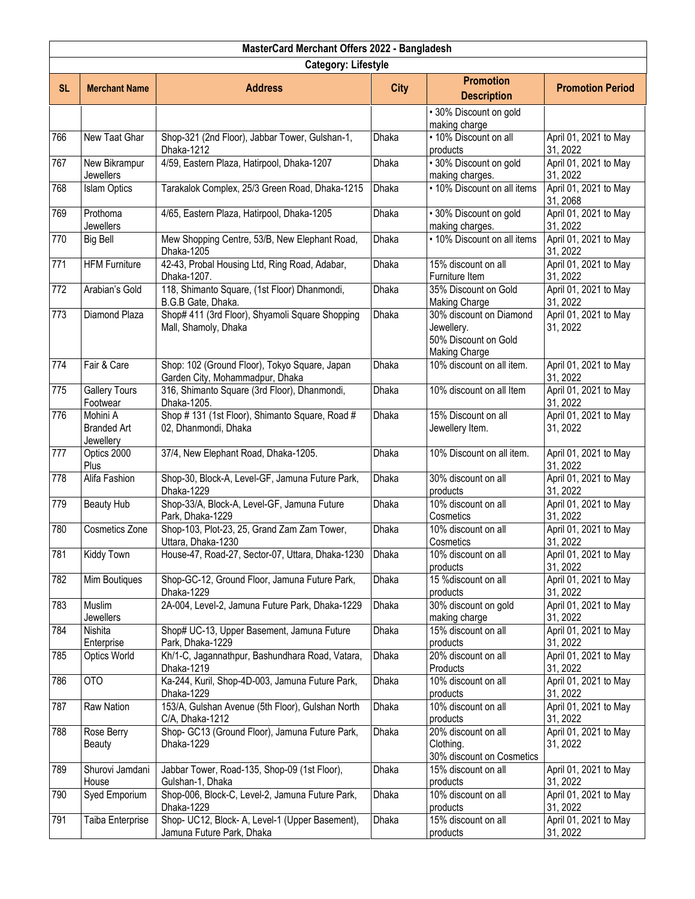| MasterCard Merchant Offers 2022 - Bangladesh | | | | | |
|---|---|---|---|---|---|
| **Category: Lifestyle** | | | | | |
| **SL** | **Merchant Name** | **Address** | **City** | **Promotion Description** | **Promotion Period** |
| | | | | • 30% Discount on gold making charge | |
| 766 | New Taat Ghar | Shop-321 (2nd Floor), Jabbar Tower, Gulshan-1, Dhaka-1212 | Dhaka | • 10% Discount on all products | April 01, 2021 to May 31, 2022 |
| 767 | New Bikrampur Jewellers | 4/59, Eastern Plaza, Hatirpool, Dhaka-1207 | Dhaka | • 30% Discount on gold making charges. | April 01, 2021 to May 31, 2022 |
| 768 | Islam Optics | Tarakalok Complex, 25/3 Green Road, Dhaka-1215 | Dhaka | • 10% Discount on all items | April 01, 2021 to May 31, 2068 |
| 769 | Prothoma Jewellers | 4/65, Eastern Plaza, Hatirpool, Dhaka-1205 | Dhaka | • 30% Discount on gold making charges. | April 01, 2021 to May 31, 2022 |
| 770 | Big Bell | Mew Shopping Centre, 53/B, New Elephant Road, Dhaka-1205 | Dhaka | • 10% Discount on all items | April 01, 2021 to May 31, 2022 |
| 771 | HFM Furniture | 42-43, Probal Housing Ltd, Ring Road, Adabar, Dhaka-1207. | Dhaka | 15% discount on all Furniture Item | April 01, 2021 to May 31, 2022 |
| 772 | Arabian's Gold | 118, Shimanto Square, (1st Floor) Dhanmondi, B.G.B Gate, Dhaka. | Dhaka | 35% Discount on Gold Making Charge | April 01, 2021 to May 31, 2022 |
| 773 | Diamond Plaza | Shop# 411 (3rd Floor), Shyamoli Square Shopping Mall, Shamoly, Dhaka | Dhaka | 30% discount on Diamond Jewellery. 50% Discount on Gold Making Charge | April 01, 2021 to May 31, 2022 |
| 774 | Fair & Care | Shop: 102 (Ground Floor), Tokyo Square, Japan Garden City, Mohammadpur, Dhaka | Dhaka | 10% discount on all item. | April 01, 2021 to May 31, 2022 |
| 775 | Gallery Tours Footwear | 316, Shimanto Square (3rd Floor), Dhanmondi, Dhaka-1205. | Dhaka | 10% discount on all Item | April 01, 2021 to May 31, 2022 |
| 776 | Mohini A Branded Art Jewellery | Shop # 131 (1st Floor), Shimanto Square, Road # 02, Dhanmondi, Dhaka | Dhaka | 15% Discount on all Jewellery Item. | April 01, 2021 to May 31, 2022 |
| 777 | Optics 2000 Plus | 37/4, New Elephant Road, Dhaka-1205. | Dhaka | 10% Discount on all item. | April 01, 2021 to May 31, 2022 |
| 778 | Alifa Fashion | Shop-30, Block-A, Level-GF, Jamuna Future Park, Dhaka-1229 | Dhaka | 30% discount on all products | April 01, 2021 to May 31, 2022 |
| 779 | Beauty Hub | Shop-33/A, Block-A, Level-GF, Jamuna Future Park, Dhaka-1229 | Dhaka | 10% discount on all Cosmetics | April 01, 2021 to May 31, 2022 |
| 780 | Cosmetics Zone | Shop-103, Plot-23, 25, Grand Zam Zam Tower, Uttara, Dhaka-1230 | Dhaka | 10% discount on all Cosmetics | April 01, 2021 to May 31, 2022 |
| 781 | Kiddy Town | House-47, Road-27, Sector-07, Uttara, Dhaka-1230 | Dhaka | 10% discount on all products | April 01, 2021 to May 31, 2022 |
| 782 | Mim Boutiques | Shop-GC-12, Ground Floor, Jamuna Future Park, Dhaka-1229 | Dhaka | 15 %discount on all products | April 01, 2021 to May 31, 2022 |
| 783 | Muslim Jewellers | 2A-004, Level-2, Jamuna Future Park, Dhaka-1229 | Dhaka | 30% discount on gold making charge | April 01, 2021 to May 31, 2022 |
| 784 | Nishita Enterprise | Shop# UC-13, Upper Basement, Jamuna Future Park, Dhaka-1229 | Dhaka | 15% discount on all products | April 01, 2021 to May 31, 2022 |
| 785 | Optics World | Kh/1-C, Jagannathpur, Bashundhara Road, Vatara, Dhaka-1219 | Dhaka | 20% discount on all Products | April 01, 2021 to May 31, 2022 |
| 786 | OTO | Ka-244, Kuril, Shop-4D-003, Jamuna Future Park, Dhaka-1229 | Dhaka | 10% discount on all products | April 01, 2021 to May 31, 2022 |
| 787 | Raw Nation | 153/A, Gulshan Avenue (5th Floor), Gulshan North C/A, Dhaka-1212 | Dhaka | 10% discount on all products | April 01, 2021 to May 31, 2022 |
| 788 | Rose Berry Beauty | Shop- GC13 (Ground Floor), Jamuna Future Park, Dhaka-1229 | Dhaka | 20% discount on all Clothing. 30% discount on Cosmetics | April 01, 2021 to May 31, 2022 |
| 789 | Shurovi Jamdani House | Jabbar Tower, Road-135, Shop-09 (1st Floor), Gulshan-1, Dhaka | Dhaka | 15% discount on all products | April 01, 2021 to May 31, 2022 |
| 790 | Syed Emporium | Shop-006, Block-C, Level-2, Jamuna Future Park, Dhaka-1229 | Dhaka | 10% discount on all products | April 01, 2021 to May 31, 2022 |
| 791 | Taiba Enterprise | Shop- UC12, Block- A, Level-1 (Upper Basement), Jamuna Future Park, Dhaka | Dhaka | 15% discount on all products | April 01, 2021 to May 31, 2022 |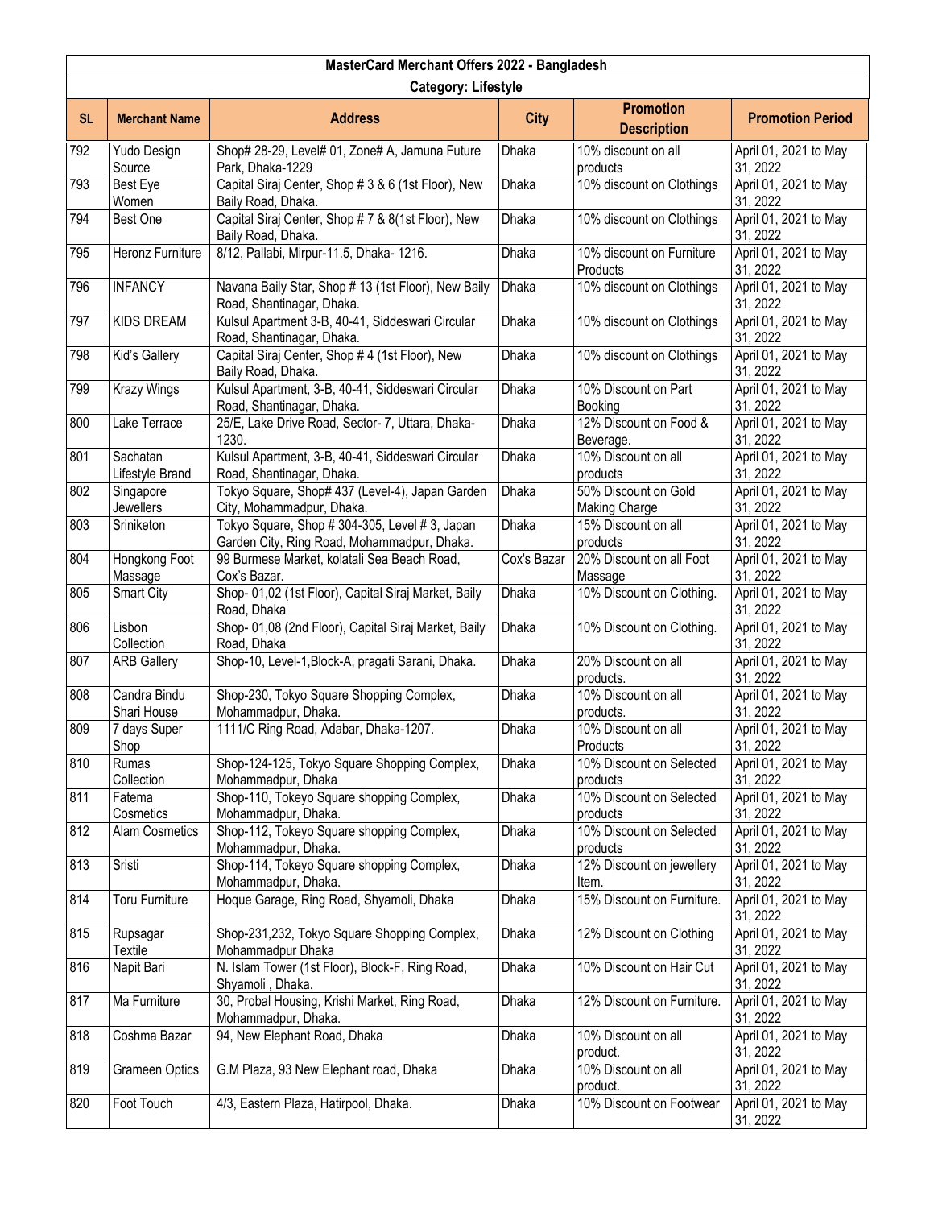| MasterCard Merchant Offers 2022 - Bangladesh | | | | | |
|---|---|---|---|---|---|
| **Category: Lifestyle** | | | | | |
| **SL** | **Merchant Name** | **Address** | **City** | **Promotion Description** | **Promotion Period** |
| 792 | Yudo Design Source | Shop# 28-29, Level# 01, Zone# A, Jamuna Future Park, Dhaka-1229 | Dhaka | 10% discount on all products | April 01, 2021 to May 31, 2022 |
| 793 | Best Eye Women | Capital Siraj Center, Shop # 3 & 6 (1st Floor), New Baily Road, Dhaka. | Dhaka | 10% discount on Clothings | April 01, 2021 to May 31, 2022 |
| 794 | Best One | Capital Siraj Center, Shop # 7 & 8(1st Floor), New Baily Road, Dhaka. | Dhaka | 10% discount on Clothings | April 01, 2021 to May 31, 2022 |
| 795 | Heronz Furniture | 8/12, Pallabi, Mirpur-11.5, Dhaka- 1216. | Dhaka | 10% discount on Furniture Products | April 01, 2021 to May 31, 2022 |
| 796 | INFANCY | Navana Baily Star, Shop # 13 (1st Floor), New Baily Road, Shantinagar, Dhaka. | Dhaka | 10% discount on Clothings | April 01, 2021 to May 31, 2022 |
| 797 | KIDS DREAM | Kulsul Apartment 3-B, 40-41, Siddeswari Circular Road, Shantinagar, Dhaka. | Dhaka | 10% discount on Clothings | April 01, 2021 to May 31, 2022 |
| 798 | Kid's Gallery | Capital Siraj Center, Shop # 4 (1st Floor), New Baily Road, Dhaka. | Dhaka | 10% discount on Clothings | April 01, 2021 to May 31, 2022 |
| 799 | Krazy Wings | Kulsul Apartment, 3-B, 40-41, Siddeswari Circular Road, Shantinagar, Dhaka. | Dhaka | 10% Discount on Part Booking | April 01, 2021 to May 31, 2022 |
| 800 | Lake Terrace | 25/E, Lake Drive Road, Sector- 7, Uttara, Dhaka-1230. | Dhaka | 12% Discount on Food & Beverage. | April 01, 2021 to May 31, 2022 |
| 801 | Sachatan Lifestyle Brand | Kulsul Apartment, 3-B, 40-41, Siddeswari Circular Road, Shantinagar, Dhaka. | Dhaka | 10% Discount on all products | April 01, 2021 to May 31, 2022 |
| 802 | Singapore Jewellers | Tokyo Square, Shop# 437 (Level-4), Japan Garden City, Mohammadpur, Dhaka. | Dhaka | 50% Discount on Gold Making Charge | April 01, 2021 to May 31, 2022 |
| 803 | Sriniketon | Tokyo Square, Shop # 304-305, Level # 3, Japan Garden City, Ring Road, Mohammadpur, Dhaka. | Dhaka | 15% Discount on all products | April 01, 2021 to May 31, 2022 |
| 804 | Hongkong Foot Massage | 99 Burmese Market, kolatali Sea Beach Road, Cox's Bazar. | Cox's Bazar | 20% Discount on all Foot Massage | April 01, 2021 to May 31, 2022 |
| 805 | Smart City | Shop- 01,02 (1st Floor), Capital Siraj Market, Baily Road, Dhaka | Dhaka | 10% Discount on Clothing. | April 01, 2021 to May 31, 2022 |
| 806 | Lisbon Collection | Shop- 01,08 (2nd Floor), Capital Siraj Market, Baily Road, Dhaka | Dhaka | 10% Discount on Clothing. | April 01, 2021 to May 31, 2022 |
| 807 | ARB Gallery | Shop-10, Level-1,Block-A, pragati Sarani, Dhaka. | Dhaka | 20% Discount on all products. | April 01, 2021 to May 31, 2022 |
| 808 | Candra Bindu Shari House | Shop-230, Tokyo Square Shopping Complex, Mohammadpur, Dhaka. | Dhaka | 10% Discount on all products. | April 01, 2021 to May 31, 2022 |
| 809 | 7 days Super Shop | 1111/C Ring Road, Adabar, Dhaka-1207. | Dhaka | 10% Discount on all Products | April 01, 2021 to May 31, 2022 |
| 810 | Rumas Collection | Shop-124-125, Tokyo Square Shopping Complex, Mohammadpur, Dhaka | Dhaka | 10% Discount on Selected products | April 01, 2021 to May 31, 2022 |
| 811 | Fatema Cosmetics | Shop-110, Tokeyo Square shopping Complex, Mohammadpur, Dhaka. | Dhaka | 10% Discount on Selected products | April 01, 2021 to May 31, 2022 |
| 812 | Alam Cosmetics | Shop-112, Tokeyo Square shopping Complex, Mohammadpur, Dhaka. | Dhaka | 10% Discount on Selected products | April 01, 2021 to May 31, 2022 |
| 813 | Sristi | Shop-114, Tokeyo Square shopping Complex, Mohammadpur, Dhaka. | Dhaka | 12% Discount on jewellery Item. | April 01, 2021 to May 31, 2022 |
| 814 | Toru Furniture | Hoque Garage, Ring Road, Shyamoli, Dhaka | Dhaka | 15% Discount on Furniture. | April 01, 2021 to May 31, 2022 |
| 815 | Rupsagar Textile | Shop-231,232, Tokyo Square Shopping Complex, Mohammadpur Dhaka | Dhaka | 12% Discount on Clothing | April 01, 2021 to May 31, 2022 |
| 816 | Napit Bari | N. Islam Tower (1st Floor), Block-F, Ring Road, Shyamoli , Dhaka. | Dhaka | 10% Discount on Hair Cut | April 01, 2021 to May 31, 2022 |
| 817 | Ma Furniture | 30, Probal Housing, Krishi Market, Ring Road, Mohammadpur, Dhaka. | Dhaka | 12% Discount on Furniture. | April 01, 2021 to May 31, 2022 |
| 818 | Coshma Bazar | 94, New Elephant Road, Dhaka | Dhaka | 10% Discount on all product. | April 01, 2021 to May 31, 2022 |
| 819 | Grameen Optics | G.M Plaza, 93 New Elephant road, Dhaka | Dhaka | 10% Discount on all product. | April 01, 2021 to May 31, 2022 |
| 820 | Foot Touch | 4/3, Eastern Plaza, Hatirpool, Dhaka. | Dhaka | 10% Discount on Footwear | April 01, 2021 to May 31, 2022 |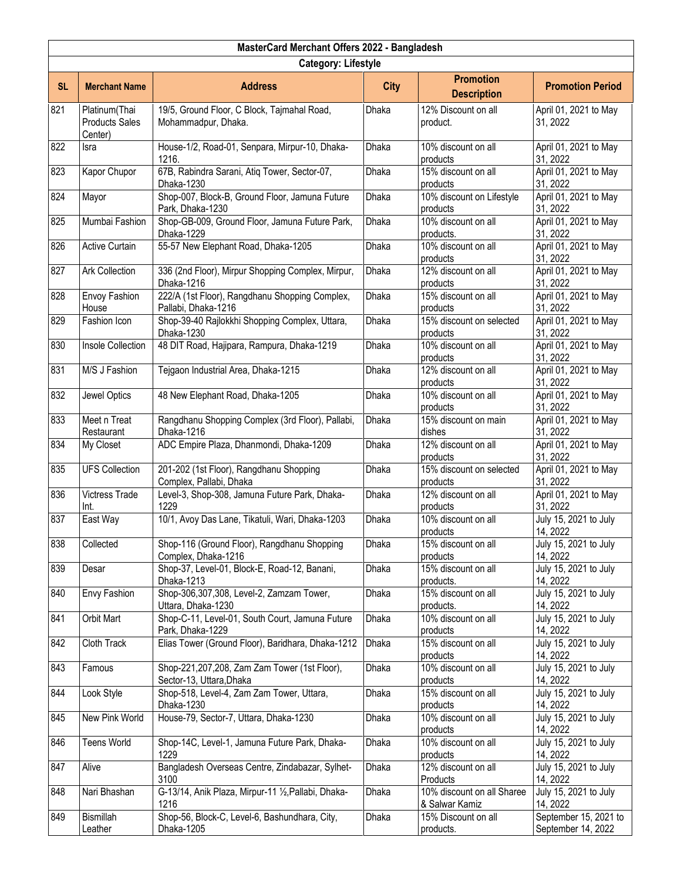| MasterCard Merchant Offers 2022 - Bangladesh | | | | | |
|---|---|---|---|---|---|
| Category: Lifestyle | | | | | |
| SL | Merchant Name | Address | City | Promotion Description | Promotion Period |
| 821 | Platinum(Thai Products Sales Center) | 19/5, Ground Floor, C Block, Tajmahal Road, Mohammadpur, Dhaka. | Dhaka | 12% Discount on all product. | April 01, 2021 to May 31, 2022 |
| 822 | Isra | House-1/2, Road-01, Senpara, Mirpur-10, Dhaka-1216. | Dhaka | 10% discount on all products | April 01, 2021 to May 31, 2022 |
| 823 | Kapor Chupor | 67B, Rabindra Sarani, Atiq Tower, Sector-07, Dhaka-1230 | Dhaka | 15% discount on all products | April 01, 2021 to May 31, 2022 |
| 824 | Mayor | Shop-007, Block-B, Ground Floor, Jamuna Future Park, Dhaka-1230 | Dhaka | 10% discount on Lifestyle products | April 01, 2021 to May 31, 2022 |
| 825 | Mumbai Fashion | Shop-GB-009, Ground Floor, Jamuna Future Park, Dhaka-1229 | Dhaka | 10% discount on all products. | April 01, 2021 to May 31, 2022 |
| 826 | Active Curtain | 55-57 New Elephant Road, Dhaka-1205 | Dhaka | 10% discount on all products | April 01, 2021 to May 31, 2022 |
| 827 | Ark Collection | 336 (2nd Floor), Mirpur Shopping Complex, Mirpur, Dhaka-1216 | Dhaka | 12% discount on all products | April 01, 2021 to May 31, 2022 |
| 828 | Envoy Fashion House | 222/A (1st Floor), Rangdhanu Shopping Complex, Pallabi, Dhaka-1216 | Dhaka | 15% discount on all products | April 01, 2021 to May 31, 2022 |
| 829 | Fashion Icon | Shop-39-40 Rajlokkhi Shopping Complex, Uttara, Dhaka-1230 | Dhaka | 15% discount on selected products | April 01, 2021 to May 31, 2022 |
| 830 | Insole Collection | 48 DIT Road, Hajipara, Rampura, Dhaka-1219 | Dhaka | 10% discount on all products | April 01, 2021 to May 31, 2022 |
| 831 | M/S J Fashion | Tejgaon Industrial Area, Dhaka-1215 | Dhaka | 12% discount on all products | April 01, 2021 to May 31, 2022 |
| 832 | Jewel Optics | 48 New Elephant Road, Dhaka-1205 | Dhaka | 10% discount on all products | April 01, 2021 to May 31, 2022 |
| 833 | Meet n Treat Restaurant | Rangdhanu Shopping Complex (3rd Floor), Pallabi, Dhaka-1216 | Dhaka | 15% discount on main dishes | April 01, 2021 to May 31, 2022 |
| 834 | My Closet | ADC Empire Plaza, Dhanmondi, Dhaka-1209 | Dhaka | 12% discount on all products | April 01, 2021 to May 31, 2022 |
| 835 | UFS Collection | 201-202 (1st Floor), Rangdhanu Shopping Complex, Pallabi, Dhaka | Dhaka | 15% discount on selected products | April 01, 2021 to May 31, 2022 |
| 836 | Victress Trade Int. | Level-3, Shop-308, Jamuna Future Park, Dhaka-1229 | Dhaka | 12% discount on all products | April 01, 2021 to May 31, 2022 |
| 837 | East Way | 10/1, Avoy Das Lane, Tikatuli, Wari, Dhaka-1203 | Dhaka | 10% discount on all products | July 15, 2021 to July 14, 2022 |
| 838 | Collected | Shop-116 (Ground Floor), Rangdhanu Shopping Complex, Dhaka-1216 | Dhaka | 15% discount on all products | July 15, 2021 to July 14, 2022 |
| 839 | Desar | Shop-37, Level-01, Block-E, Road-12, Banani, Dhaka-1213 | Dhaka | 15% discount on all products. | July 15, 2021 to July 14, 2022 |
| 840 | Envy Fashion | Shop-306,307,308, Level-2, Zamzam Tower, Uttara, Dhaka-1230 | Dhaka | 15% discount on all products. | July 15, 2021 to July 14, 2022 |
| 841 | Orbit Mart | Shop-C-11, Level-01, South Court, Jamuna Future Park, Dhaka-1229 | Dhaka | 10% discount on all products | July 15, 2021 to July 14, 2022 |
| 842 | Cloth Track | Elias Tower (Ground Floor), Baridhara, Dhaka-1212 | Dhaka | 15% discount on all products | July 15, 2021 to July 14, 2022 |
| 843 | Famous | Shop-221,207,208, Zam Zam Tower (1st Floor), Sector-13, Uttara,Dhaka | Dhaka | 10% discount on all products | July 15, 2021 to July 14, 2022 |
| 844 | Look Style | Shop-518, Level-4, Zam Zam Tower, Uttara, Dhaka-1230 | Dhaka | 15% discount on all products | July 15, 2021 to July 14, 2022 |
| 845 | New Pink World | House-79, Sector-7, Uttara, Dhaka-1230 | Dhaka | 10% discount on all products | July 15, 2021 to July 14, 2022 |
| 846 | Teens World | Shop-14C, Level-1, Jamuna Future Park, Dhaka-1229 | Dhaka | 10% discount on all products | July 15, 2021 to July 14, 2022 |
| 847 | Alive | Bangladesh Overseas Centre, Zindabazar, Sylhet-3100 | Dhaka | 12% discount on all Products | July 15, 2021 to July 14, 2022 |
| 848 | Nari Bhashan | G-13/14, Anik Plaza, Mirpur-11 ½,Pallabi, Dhaka-1216 | Dhaka | 10% discount on all Sharee & Salwar Kamiz | July 15, 2021 to July 14, 2022 |
| 849 | Bismillah Leather | Shop-56, Block-C, Level-6, Bashundhara, City, Dhaka-1205 | Dhaka | 15% Discount on all products. | September 15, 2021 to September 14, 2022 |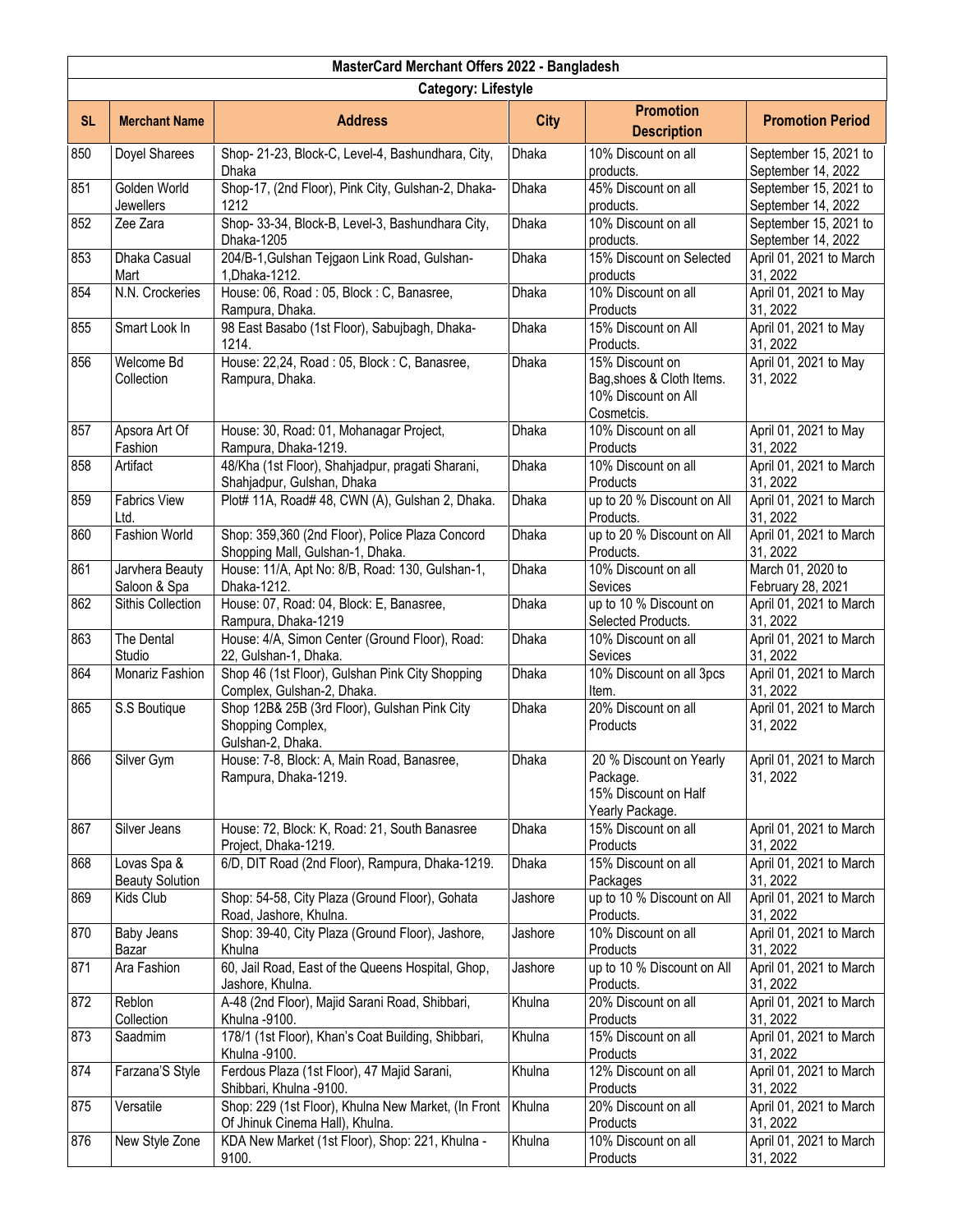# MasterCard Merchant Offers 2022 - Bangladesh

## Category: Lifestyle

| SL | Merchant Name | Address | City | Promotion Description | Promotion Period |
|---|---|---|---|---|---|
| 850 | Doyel Sharees | Shop- 21-23, Block-C, Level-4, Bashundhara, City, Dhaka | Dhaka | 10% Discount on all products. | September 15, 2021 to September 14, 2022 |
| 851 | Golden World Jewellers | Shop-17, (2nd Floor), Pink City, Gulshan-2, Dhaka-1212 | Dhaka | 45% Discount on all products. | September 15, 2021 to September 14, 2022 |
| 852 | Zee Zara | Shop- 33-34, Block-B, Level-3, Bashundhara City, Dhaka-1205 | Dhaka | 10% Discount on all products. | September 15, 2021 to September 14, 2022 |
| 853 | Dhaka Casual Mart | 204/B-1,Gulshan Tejgaon Link Road, Gulshan-1,Dhaka-1212. | Dhaka | 15% Discount on Selected products | April 01, 2021 to March 31, 2022 |
| 854 | N.N. Crockeries | House: 06, Road : 05, Block : C, Banasree, Rampura, Dhaka. | Dhaka | 10% Discount on all Products | April 01, 2021 to May 31, 2022 |
| 855 | Smart Look In | 98 East Basabo (1st Floor), Sabujbagh, Dhaka-1214. | Dhaka | 15% Discount on All Products. | April 01, 2021 to May 31, 2022 |
| 856 | Welcome Bd Collection | House: 22,24, Road : 05, Block : C, Banasree, Rampura, Dhaka. | Dhaka | 15% Discount on Bag,shoes & Cloth Items. 10% Discount on All Cosmetcis. | April 01, 2021 to May 31, 2022 |
| 857 | Apsora Art Of Fashion | House: 30, Road: 01, Mohanagar Project, Rampura, Dhaka-1219. | Dhaka | 10% Discount on all Products | April 01, 2021 to May 31, 2022 |
| 858 | Artifact | 48/Kha (1st Floor), Shahjadpur, pragati Sharani, Shahjadpur, Gulshan, Dhaka | Dhaka | 10% Discount on all Products | April 01, 2021 to March 31, 2022 |
| 859 | Fabrics View Ltd. | Plot# 11A, Road# 48, CWN (A), Gulshan 2, Dhaka. | Dhaka | up to 20 % Discount on All Products. | April 01, 2021 to March 31, 2022 |
| 860 | Fashion World | Shop: 359,360 (2nd Floor), Police Plaza Concord Shopping Mall, Gulshan-1, Dhaka. | Dhaka | up to 20 % Discount on All Products. | April 01, 2021 to March 31, 2022 |
| 861 | Jarvhera Beauty Saloon & Spa | House: 11/A, Apt No: 8/B, Road: 130, Gulshan-1, Dhaka-1212. | Dhaka | 10% Discount on all Sevices | March 01, 2020 to February 28, 2021 |
| 862 | Sithis Collection | House: 07, Road: 04, Block: E, Banasree, Rampura, Dhaka-1219 | Dhaka | up to 10 % Discount on Selected Products. | April 01, 2021 to March 31, 2022 |
| 863 | The Dental Studio | House: 4/A, Simon Center (Ground Floor), Road: 22, Gulshan-1, Dhaka. | Dhaka | 10% Discount on all Sevices | April 01, 2021 to March 31, 2022 |
| 864 | Monariz Fashion | Shop 46 (1st Floor), Gulshan Pink City Shopping Complex, Gulshan-2, Dhaka. | Dhaka | 10% Discount on all 3pcs Item. | April 01, 2021 to March 31, 2022 |
| 865 | S.S Boutique | Shop 12B& 25B (3rd Floor), Gulshan Pink City Shopping Complex, Gulshan-2, Dhaka. | Dhaka | 20% Discount on all Products | April 01, 2021 to March 31, 2022 |
| 866 | Silver Gym | House: 7-8, Block: A, Main Road, Banasree, Rampura, Dhaka-1219. | Dhaka | 20 % Discount on Yearly Package. 15% Discount on Half Yearly Package. | April 01, 2021 to March 31, 2022 |
| 867 | Silver Jeans | House: 72, Block: K, Road: 21, South Banasree Project, Dhaka-1219. | Dhaka | 15% Discount on all Products | April 01, 2021 to March 31, 2022 |
| 868 | Lovas Spa & Beauty Solution | 6/D, DIT Road (2nd Floor), Rampura, Dhaka-1219. | Dhaka | 15% Discount on all Packages | April 01, 2021 to March 31, 2022 |
| 869 | Kids Club | Shop: 54-58, City Plaza (Ground Floor), Gohata Road, Jashore, Khulna. | Jashore | up to 10 % Discount on All Products. | April 01, 2021 to March 31, 2022 |
| 870 | Baby Jeans Bazar | Shop: 39-40, City Plaza (Ground Floor), Jashore, Khulna | Jashore | 10% Discount on all Products | April 01, 2021 to March 31, 2022 |
| 871 | Ara Fashion | 60, Jail Road, East of the Queens Hospital, Ghop, Jashore, Khulna. | Jashore | up to 10 % Discount on All Products. | April 01, 2021 to March 31, 2022 |
| 872 | Reblon Collection | A-48 (2nd Floor), Majid Sarani Road, Shibbari, Khulna -9100. | Khulna | 20% Discount on all Products | April 01, 2021 to March 31, 2022 |
| 873 | Saadmim | 178/1 (1st Floor), Khan's Coat Building, Shibbari, Khulna -9100. | Khulna | 15% Discount on all Products | April 01, 2021 to March 31, 2022 |
| 874 | Farzana'S Style | Ferdous Plaza (1st Floor), 47 Majid Sarani, Shibbari, Khulna -9100. | Khulna | 12% Discount on all Products | April 01, 2021 to March 31, 2022 |
| 875 | Versatile | Shop: 229 (1st Floor), Khulna New Market, (In Front Of Jhinuk Cinema Hall), Khulna. | Khulna | 20% Discount on all Products | April 01, 2021 to March 31, 2022 |
| 876 | New Style Zone | KDA New Market (1st Floor), Shop: 221, Khulna - 9100. | Khulna | 10% Discount on all Products | April 01, 2021 to March 31, 2022 |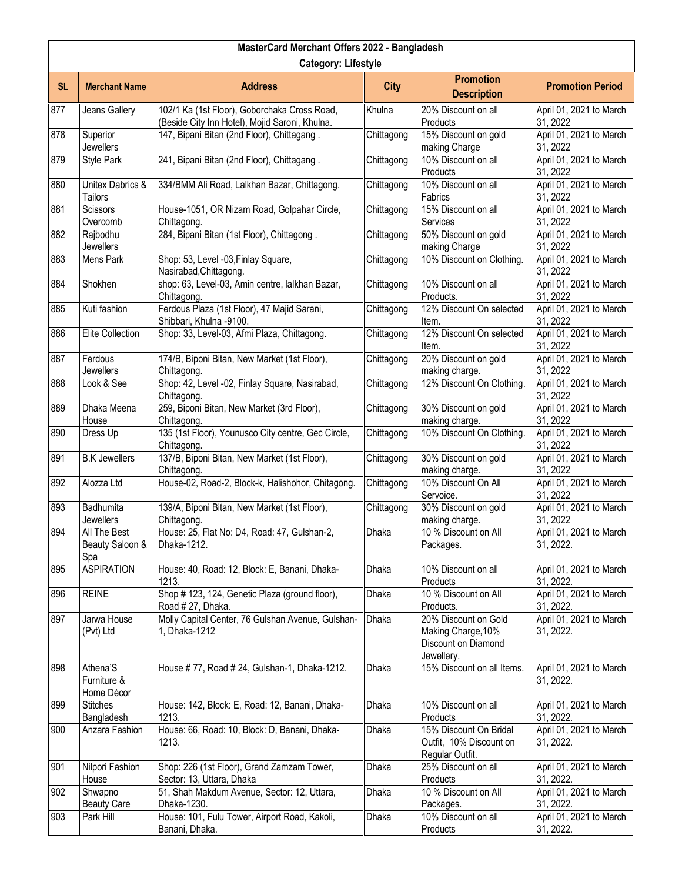| MasterCard Merchant Offers 2022 - Bangladesh | | | | | |
|---|---|---|---|---|---|
| Category: Lifestyle | | | | | |
| SL | Merchant Name | Address | City | Promotion Description | Promotion Period |
| 877 | Jeans Gallery | 102/1 Ka (1st Floor), Goborchaka Cross Road, (Beside City Inn Hotel), Mojid Saroni, Khulna. | Khulna | 20% Discount on all Products | April 01, 2021 to March 31, 2022 |
| 878 | Superior Jewellers | 147, Bipani Bitan (2nd Floor), Chittagang . | Chittagong | 15% Discount on gold making Charge | April 01, 2021 to March 31, 2022 |
| 879 | Style Park | 241, Bipani Bitan (2nd Floor), Chittagang . | Chittagong | 10% Discount on all Products | April 01, 2021 to March 31, 2022 |
| 880 | Unitex Dabrics & Tailors | 334/BMM Ali Road, Lalkhan Bazar, Chittagong. | Chittagong | 10% Discount on all Fabrics | April 01, 2021 to March 31, 2022 |
| 881 | Scissors Overcomb | House-1051, OR Nizam Road, Golpahar Circle, Chittagong. | Chittagong | 15% Discount on all Services | April 01, 2021 to March 31, 2022 |
| 882 | Rajbodhu Jewellers | 284, Bipani Bitan (1st Floor), Chittagong . | Chittagong | 50% Discount on gold making Charge | April 01, 2021 to March 31, 2022 |
| 883 | Mens Park | Shop: 53, Level -03,Finlay Square, Nasirabad,Chittagong. | Chittagong | 10% Discount on Clothing. | April 01, 2021 to March 31, 2022 |
| 884 | Shokhen | shop: 63, Level-03, Amin centre, lalkhan Bazar, Chittagong. | Chittagong | 10% Discount on all Products. | April 01, 2021 to March 31, 2022 |
| 885 | Kuti fashion | Ferdous Plaza (1st Floor), 47 Majid Sarani, Shibbari, Khulna -9100. | Chittagong | 12% Discount On selected Item. | April 01, 2021 to March 31, 2022 |
| 886 | Elite Collection | Shop: 33, Level-03, Afmi Plaza, Chittagong. | Chittagong | 12% Discount On selected Item. | April 01, 2021 to March 31, 2022 |
| 887 | Ferdous Jewellers | 174/B, Biponi Bitan, New Market (1st Floor), Chittagong. | Chittagong | 20% Discount on gold making charge. | April 01, 2021 to March 31, 2022 |
| 888 | Look & See | Shop: 42, Level -02, Finlay Square, Nasirabad, Chittagong. | Chittagong | 12% Discount On Clothing. | April 01, 2021 to March 31, 2022 |
| 889 | Dhaka Meena House | 259, Biponi Bitan, New Market (3rd Floor), Chittagong. | Chittagong | 30% Discount on gold making charge. | April 01, 2021 to March 31, 2022 |
| 890 | Dress Up | 135 (1st Floor), Younusco City centre, Gec Circle, Chittagong. | Chittagong | 10% Discount On Clothing. | April 01, 2021 to March 31, 2022 |
| 891 | B.K Jewellers | 137/B, Biponi Bitan, New Market (1st Floor), Chittagong. | Chittagong | 30% Discount on gold making charge. | April 01, 2021 to March 31, 2022 |
| 892 | Alozza Ltd | House-02, Road-2, Block-k, Halishohor, Chitagong. | Chittagong | 10% Discount On All Servoice. | April 01, 2021 to March 31, 2022 |
| 893 | Badhumita Jewellers | 139/A, Biponi Bitan, New Market (1st Floor), Chittagong. | Chittagong | 30% Discount on gold making charge. | April 01, 2021 to March 31, 2022 |
| 894 | All The Best Beauty Saloon & Spa | House: 25, Flat No: D4, Road: 47, Gulshan-2, Dhaka-1212. | Dhaka | 10 % Discount on All Packages. | April 01, 2021 to March 31, 2022. |
| 895 | ASPIRATION | House: 40, Road: 12, Block: E, Banani, Dhaka-1213. | Dhaka | 10% Discount on all Products | April 01, 2021 to March 31, 2022. |
| 896 | REINE | Shop # 123, 124, Genetic Plaza (ground floor), Road # 27, Dhaka. | Dhaka | 10 % Discount on All Products. | April 01, 2021 to March 31, 2022. |
| 897 | Jarwa House (Pvt) Ltd | Molly Capital Center, 76 Gulshan Avenue, Gulshan-1, Dhaka-1212 | Dhaka | 20% Discount on Gold Making Charge,10% Discount on Diamond Jewellery. | April 01, 2021 to March 31, 2022. |
| 898 | Athena'S Furniture & Home Décor | House # 77, Road # 24, Gulshan-1, Dhaka-1212. | Dhaka | 15% Discount on all Items. | April 01, 2021 to March 31, 2022. |
| 899 | Stitches Bangladesh | House: 142, Block: E, Road: 12, Banani, Dhaka-1213. | Dhaka | 10% Discount on all Products | April 01, 2021 to March 31, 2022. |
| 900 | Anzara Fashion | House: 66, Road: 10, Block: D, Banani, Dhaka-1213. | Dhaka | 15% Discount On Bridal Outfit, 10% Discount on Regular Outfit. | April 01, 2021 to March 31, 2022. |
| 901 | Nilpori Fashion House | Shop: 226 (1st Floor), Grand Zamzam Tower, Sector: 13, Uttara, Dhaka | Dhaka | 25% Discount on all Products | April 01, 2021 to March 31, 2022. |
| 902 | Shwapno Beauty Care | 51, Shah Makdum Avenue, Sector: 12, Uttara, Dhaka-1230. | Dhaka | 10 % Discount on All Packages. | April 01, 2021 to March 31, 2022. |
| 903 | Park Hill | House: 101, Fulu Tower, Airport Road, Kakoli, Banani, Dhaka. | Dhaka | 10% Discount on all Products | April 01, 2021 to March 31, 2022. |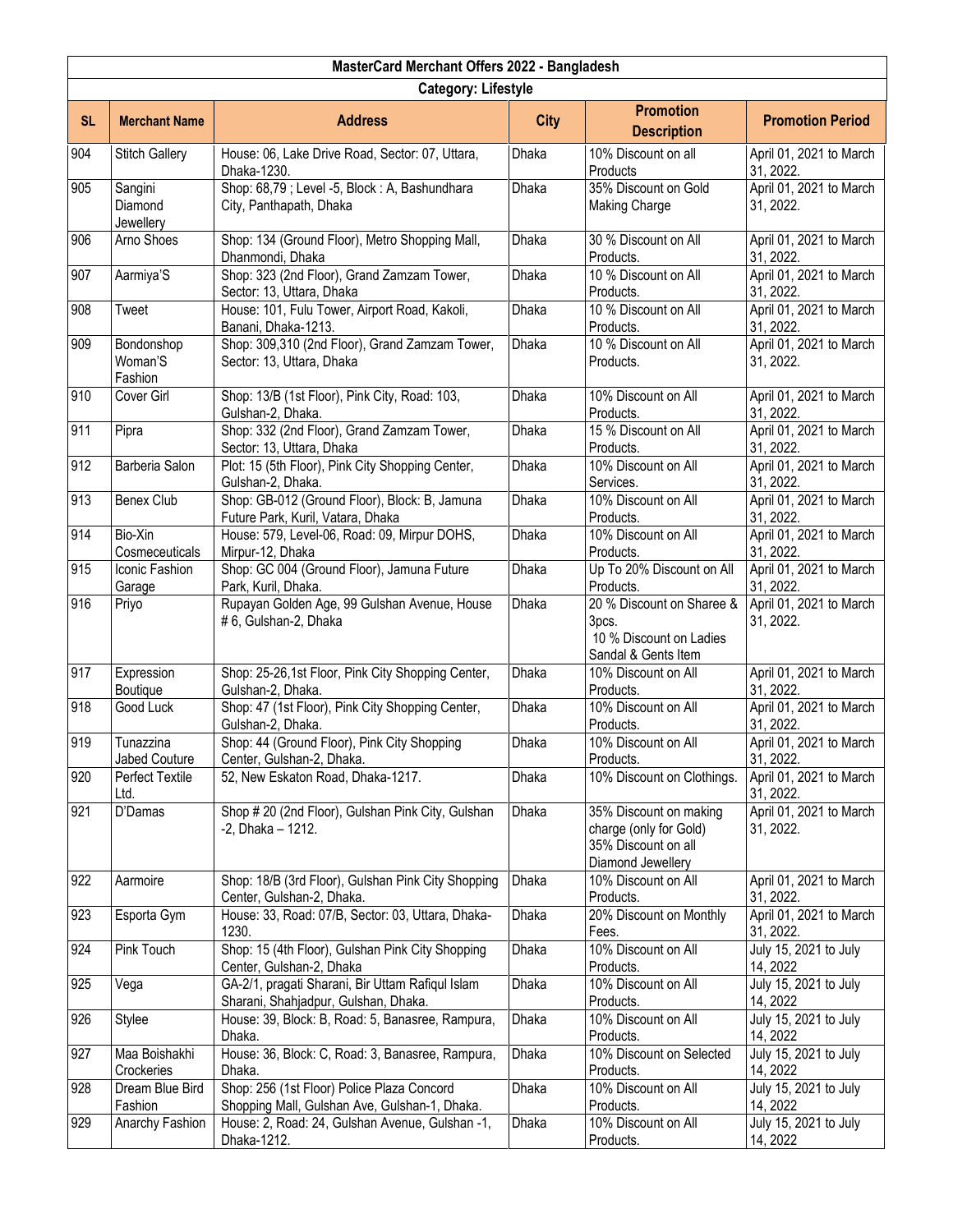| MasterCard Merchant Offers 2022 - Bangladesh | | | | | |
|---|---|---|---|---|---|
| Category: Lifestyle | | | | | |
| SL | Merchant Name | Address | City | Promotion Description | Promotion Period |
| 904 | Stitch Gallery | House: 06, Lake Drive Road, Sector: 07, Uttara, Dhaka-1230. | Dhaka | 10% Discount on all Products | April 01, 2021 to March 31, 2022. |
| 905 | Sangini Diamond Jewellery | Shop: 68,79 ; Level -5, Block : A, Bashundhara City, Panthapath, Dhaka | Dhaka | 35% Discount on Gold Making Charge | April 01, 2021 to March 31, 2022. |
| 906 | Arno Shoes | Shop: 134 (Ground Floor), Metro Shopping Mall, Dhanmondi, Dhaka | Dhaka | 30 % Discount on All Products. | April 01, 2021 to March 31, 2022. |
| 907 | Aarmiya'S | Shop: 323 (2nd Floor), Grand Zamzam Tower, Sector: 13, Uttara, Dhaka | Dhaka | 10 % Discount on All Products. | April 01, 2021 to March 31, 2022. |
| 908 | Tweet | House: 101, Fulu Tower, Airport Road, Kakoli, Banani, Dhaka-1213. | Dhaka | 10 % Discount on All Products. | April 01, 2021 to March 31, 2022. |
| 909 | Bondonshop Woman'S Fashion | Shop: 309,310 (2nd Floor), Grand Zamzam Tower, Sector: 13, Uttara, Dhaka | Dhaka | 10 % Discount on All Products. | April 01, 2021 to March 31, 2022. |
| 910 | Cover Girl | Shop: 13/B (1st Floor), Pink City, Road: 103, Gulshan-2, Dhaka. | Dhaka | 10% Discount on All Products. | April 01, 2021 to March 31, 2022. |
| 911 | Pipra | Shop: 332 (2nd Floor), Grand Zamzam Tower, Sector: 13, Uttara, Dhaka | Dhaka | 15 % Discount on All Products. | April 01, 2021 to March 31, 2022. |
| 912 | Barberia Salon | Plot: 15 (5th Floor), Pink City Shopping Center, Gulshan-2, Dhaka. | Dhaka | 10% Discount on All Services. | April 01, 2021 to March 31, 2022. |
| 913 | Benex Club | Shop: GB-012 (Ground Floor), Block: B, Jamuna Future Park, Kuril, Vatara, Dhaka | Dhaka | 10% Discount on All Products. | April 01, 2021 to March 31, 2022. |
| 914 | Bio-Xin Cosmeceuticals | House: 579, Level-06, Road: 09, Mirpur DOHS, Mirpur-12, Dhaka | Dhaka | 10% Discount on All Products. | April 01, 2021 to March 31, 2022. |
| 915 | Iconic Fashion Garage | Shop: GC 004 (Ground Floor), Jamuna Future Park, Kuril, Dhaka. | Dhaka | Up To 20% Discount on All Products. | April 01, 2021 to March 31, 2022. |
| 916 | Priyo | Rupayan Golden Age, 99 Gulshan Avenue, House # 6, Gulshan-2, Dhaka | Dhaka | 20 % Discount on Sharee & 3pcs. 10 % Discount on Ladies Sandal & Gents Item | April 01, 2021 to March 31, 2022. |
| 917 | Expression Boutique | Shop: 25-26,1st Floor, Pink City Shopping Center, Gulshan-2, Dhaka. | Dhaka | 10% Discount on All Products. | April 01, 2021 to March 31, 2022. |
| 918 | Good Luck | Shop: 47 (1st Floor), Pink City Shopping Center, Gulshan-2, Dhaka. | Dhaka | 10% Discount on All Products. | April 01, 2021 to March 31, 2022. |
| 919 | Tunazzina Jabed Couture | Shop: 44 (Ground Floor), Pink City Shopping Center, Gulshan-2, Dhaka. | Dhaka | 10% Discount on All Products. | April 01, 2021 to March 31, 2022. |
| 920 | Perfect Textile Ltd. | 52, New Eskaton Road, Dhaka-1217. | Dhaka | 10% Discount on Clothings. | April 01, 2021 to March 31, 2022. |
| 921 | D'Damas | Shop # 20 (2nd Floor), Gulshan Pink City, Gulshan -2, Dhaka – 1212. | Dhaka | 35% Discount on making charge (only for Gold) 35% Discount on all Diamond Jewellery | April 01, 2021 to March 31, 2022. |
| 922 | Aarmoire | Shop: 18/B (3rd Floor), Gulshan Pink City Shopping Center, Gulshan-2, Dhaka. | Dhaka | 10% Discount on All Products. | April 01, 2021 to March 31, 2022. |
| 923 | Esporta Gym | House: 33, Road: 07/B, Sector: 03, Uttara, Dhaka-1230. | Dhaka | 20% Discount on Monthly Fees. | April 01, 2021 to March 31, 2022. |
| 924 | Pink Touch | Shop: 15 (4th Floor), Gulshan Pink City Shopping Center, Gulshan-2, Dhaka | Dhaka | 10% Discount on All Products. | July 15, 2021 to July 14, 2022 |
| 925 | Vega | GA-2/1, pragati Sharani, Bir Uttam Rafiqul Islam Sharani, Shahjadpur, Gulshan, Dhaka. | Dhaka | 10% Discount on All Products. | July 15, 2021 to July 14, 2022 |
| 926 | Stylee | House: 39, Block: B, Road: 5, Banasree, Rampura, Dhaka. | Dhaka | 10% Discount on All Products. | July 15, 2021 to July 14, 2022 |
| 927 | Maa Boishakhi Crockeries | House: 36, Block: C, Road: 3, Banasree, Rampura, Dhaka. | Dhaka | 10% Discount on Selected Products. | July 15, 2021 to July 14, 2022 |
| 928 | Dream Blue Bird Fashion | Shop: 256 (1st Floor) Police Plaza Concord Shopping Mall, Gulshan Ave, Gulshan-1, Dhaka. | Dhaka | 10% Discount on All Products. | July 15, 2021 to July 14, 2022 |
| 929 | Anarchy Fashion | House: 2, Road: 24, Gulshan Avenue, Gulshan -1, Dhaka-1212. | Dhaka | 10% Discount on All Products. | July 15, 2021 to July 14, 2022 |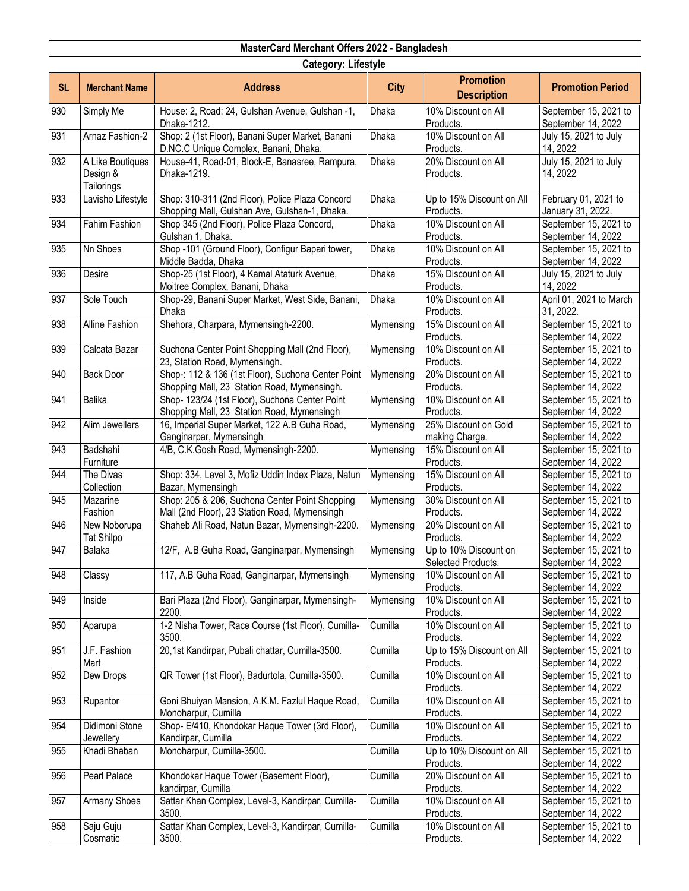| MasterCard Merchant Offers 2022 - Bangladesh | | | | | |
|---|---|---|---|---|---|
| **Category: Lifestyle** | | | | | |
| **SL** | **Merchant Name** | **Address** | **City** | **Promotion Description** | **Promotion Period** |
| 930 | Simply Me | House: 2, Road: 24, Gulshan Avenue, Gulshan -1, Dhaka-1212. | Dhaka | 10% Discount on All Products. | September 15, 2021 to September 14, 2022 |
| 931 | Arnaz Fashion-2 | Shop: 2 (1st Floor), Banani Super Market, Banani D.NC.C Unique Complex, Banani, Dhaka. | Dhaka | 10% Discount on All Products. | July 15, 2021 to July 14, 2022 |
| 932 | A Like Boutiques Design & Tailorings | House-41, Road-01, Block-E, Banasree, Rampura, Dhaka-1219. | Dhaka | 20% Discount on All Products. | July 15, 2021 to July 14, 2022 |
| 933 | Lavisho Lifestyle | Shop: 310-311 (2nd Floor), Police Plaza Concord Shopping Mall, Gulshan Ave, Gulshan-1, Dhaka. | Dhaka | Up to 15% Discount on All Products. | February 01, 2021 to January 31, 2022. |
| 934 | Fahim Fashion | Shop 345 (2nd Floor), Police Plaza Concord, Gulshan 1, Dhaka. | Dhaka | 10% Discount on All Products. | September 15, 2021 to September 14, 2022 |
| 935 | Nn Shoes | Shop -101 (Ground Floor), Configur Bapari tower, Middle Badda, Dhaka | Dhaka | 10% Discount on All Products. | September 15, 2021 to September 14, 2022 |
| 936 | Desire | Shop-25 (1st Floor), 4 Kamal Ataturk Avenue, Moitree Complex, Banani, Dhaka | Dhaka | 15% Discount on All Products. | July 15, 2021 to July 14, 2022 |
| 937 | Sole Touch | Shop-29, Banani Super Market, West Side, Banani, Dhaka | Dhaka | 10% Discount on All Products. | April 01, 2021 to March 31, 2022. |
| 938 | Alline Fashion | Shehora, Charpara, Mymensingh-2200. | Mymensing | 15% Discount on All Products. | September 15, 2021 to September 14, 2022 |
| 939 | Calcata Bazar | Suchona Center Point Shopping Mall (2nd Floor), 23, Station Road, Mymensingh. | Mymensing | 10% Discount on All Products. | September 15, 2021 to September 14, 2022 |
| 940 | Back Door | Shop-: 112 & 136 (1st Floor), Suchona Center Point Shopping Mall, 23 Station Road, Mymensingh. | Mymensing | 20% Discount on All Products. | September 15, 2021 to September 14, 2022 |
| 941 | Balika | Shop- 123/24 (1st Floor), Suchona Center Point Shopping Mall, 23 Station Road, Mymensingh | Mymensing | 10% Discount on All Products. | September 15, 2021 to September 14, 2022 |
| 942 | Alim Jewellers | 16, Imperial Super Market, 122 A.B Guha Road, Ganginarpar, Mymensingh | Mymensing | 25% Discount on Gold making Charge. | September 15, 2021 to September 14, 2022 |
| 943 | Badshahi Furniture | 4/B, C.K.Gosh Road, Mymensingh-2200. | Mymensing | 15% Discount on All Products. | September 15, 2021 to September 14, 2022 |
| 944 | The Divas Collection | Shop: 334, Level 3, Mofiz Uddin Index Plaza, Natun Bazar, Mymensingh | Mymensing | 15% Discount on All Products. | September 15, 2021 to September 14, 2022 |
| 945 | Mazarine Fashion | Shop: 205 & 206, Suchona Center Point Shopping Mall (2nd Floor), 23 Station Road, Mymensingh | Mymensing | 30% Discount on All Products. | September 15, 2021 to September 14, 2022 |
| 946 | New Noborupa Tat Shilpo | Shaheb Ali Road, Natun Bazar, Mymensingh-2200. | Mymensing | 20% Discount on All Products. | September 15, 2021 to September 14, 2022 |
| 947 | Balaka | 12/F, A.B Guha Road, Ganginarpar, Mymensingh | Mymensing | Up to 10% Discount on Selected Products. | September 15, 2021 to September 14, 2022 |
| 948 | Classy | 117, A.B Guha Road, Ganginarpar, Mymensingh | Mymensing | 10% Discount on All Products. | September 15, 2021 to September 14, 2022 |
| 949 | Inside | Bari Plaza (2nd Floor), Ganginarpar, Mymensingh-2200. | Mymensing | 10% Discount on All Products. | September 15, 2021 to September 14, 2022 |
| 950 | Aparupa | 1-2 Nisha Tower, Race Course (1st Floor), Cumilla-3500. | Cumilla | 10% Discount on All Products. | September 15, 2021 to September 14, 2022 |
| 951 | J.F. Fashion Mart | 20,1st Kandirpar, Pubali chattar, Cumilla-3500. | Cumilla | Up to 15% Discount on All Products. | September 15, 2021 to September 14, 2022 |
| 952 | Dew Drops | QR Tower (1st Floor), Badurtola, Cumilla-3500. | Cumilla | 10% Discount on All Products. | September 15, 2021 to September 14, 2022 |
| 953 | Rupantor | Goni Bhuiyan Mansion, A.K.M. Fazlul Haque Road, Monoharpur, Cumilla | Cumilla | 10% Discount on All Products. | September 15, 2021 to September 14, 2022 |
| 954 | Didimoni Stone Jewellery | Shop- E/410, Khondokar Haque Tower (3rd Floor), Kandirpar, Cumilla | Cumilla | 10% Discount on All Products. | September 15, 2021 to September 14, 2022 |
| 955 | Khadi Bhaban | Monoharpur, Cumilla-3500. | Cumilla | Up to 10% Discount on All Products. | September 15, 2021 to September 14, 2022 |
| 956 | Pearl Palace | Khondokar Haque Tower (Basement Floor), kandirpar, Cumilla | Cumilla | 20% Discount on All Products. | September 15, 2021 to September 14, 2022 |
| 957 | Armany Shoes | Sattar Khan Complex, Level-3, Kandirpar, Cumilla-3500. | Cumilla | 10% Discount on All Products. | September 15, 2021 to September 14, 2022 |
| 958 | Saju Guju Cosmatic | Sattar Khan Complex, Level-3, Kandirpar, Cumilla-3500. | Cumilla | 10% Discount on All Products. | September 15, 2021 to September 14, 2022 |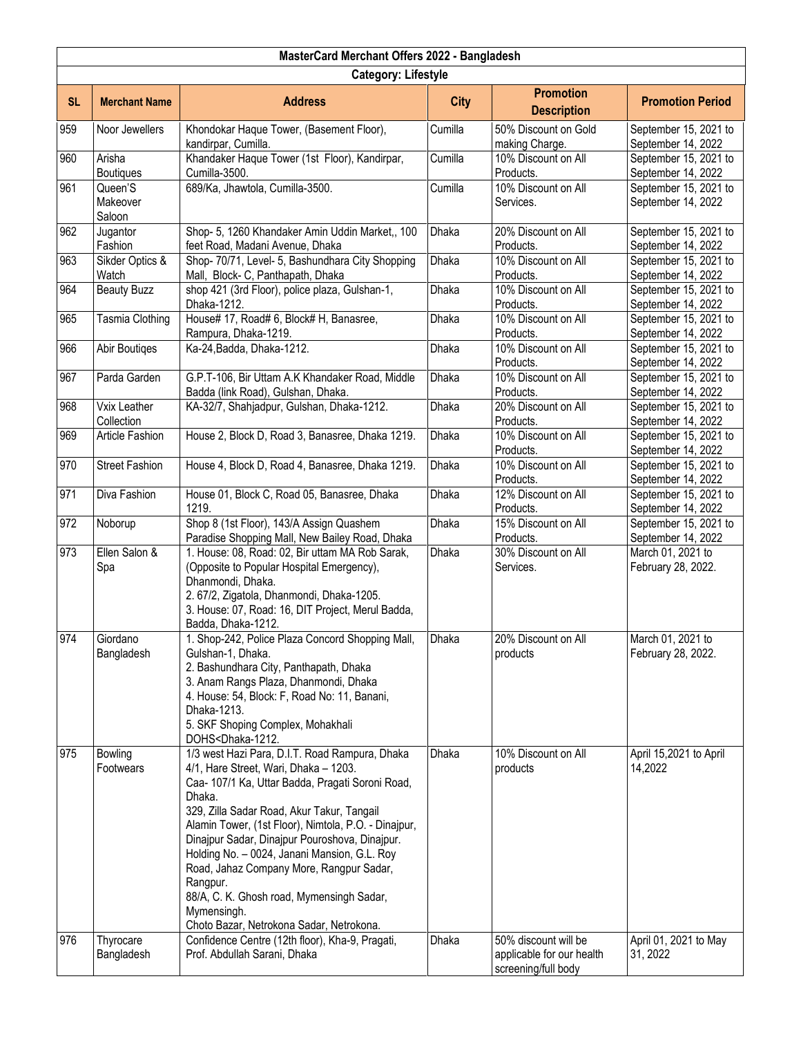| MasterCard Merchant Offers 2022 - Bangladesh | | | | | |
|---|---|---|---|---|---|
| **Category: Lifestyle** | | | | | |
| **SL** | **Merchant Name** | **Address** | **City** | **Promotion Description** | **Promotion Period** |
| 959 | Noor Jewellers | Khondokar Haque Tower, (Basement Floor), kandirpar, Cumilla. | Cumilla | 50% Discount on Gold making Charge. | September 15, 2021 to September 14, 2022 |
| 960 | Arisha Boutiques | Khandaker Haque Tower (1st Floor), Kandirpar, Cumilla-3500. | Cumilla | 10% Discount on All Products. | September 15, 2021 to September 14, 2022 |
| 961 | Queen'S Makeover Saloon | 689/Ka, Jhawtola, Cumilla-3500. | Cumilla | 10% Discount on All Services. | September 15, 2021 to September 14, 2022 |
| 962 | Jugantor Fashion | Shop- 5, 1260 Khandaker Amin Uddin Market,, 100 feet Road, Madani Avenue, Dhaka | Dhaka | 20% Discount on All Products. | September 15, 2021 to September 14, 2022 |
| 963 | Sikder Optics & Watch | Shop- 70/71, Level- 5, Bashundhara City Shopping Mall, Block- C, Panthapath, Dhaka | Dhaka | 10% Discount on All Products. | September 15, 2021 to September 14, 2022 |
| 964 | Beauty Buzz | shop 421 (3rd Floor), police plaza, Gulshan-1, Dhaka-1212. | Dhaka | 10% Discount on All Products. | September 15, 2021 to September 14, 2022 |
| 965 | Tasmia Clothing | House# 17, Road# 6, Block# H, Banasree, Rampura, Dhaka-1219. | Dhaka | 10% Discount on All Products. | September 15, 2021 to September 14, 2022 |
| 966 | Abir Boutiqes | Ka-24,Badda, Dhaka-1212. | Dhaka | 10% Discount on All Products. | September 15, 2021 to September 14, 2022 |
| 967 | Parda Garden | G.P.T-106, Bir Uttam A.K Khandaker Road, Middle Badda (link Road), Gulshan, Dhaka. | Dhaka | 10% Discount on All Products. | September 15, 2021 to September 14, 2022 |
| 968 | Vxix Leather Collection | KA-32/7, Shahjadpur, Gulshan, Dhaka-1212. | Dhaka | 20% Discount on All Products. | September 15, 2021 to September 14, 2022 |
| 969 | Article Fashion | House 2, Block D, Road 3, Banasree, Dhaka 1219. | Dhaka | 10% Discount on All Products. | September 15, 2021 to September 14, 2022 |
| 970 | Street Fashion | House 4, Block D, Road 4, Banasree, Dhaka 1219. | Dhaka | 10% Discount on All Products. | September 15, 2021 to September 14, 2022 |
| 971 | Diva Fashion | House 01, Block C, Road 05, Banasree, Dhaka 1219. | Dhaka | 12% Discount on All Products. | September 15, 2021 to September 14, 2022 |
| 972 | Noborup | Shop 8 (1st Floor), 143/A Assign Quashem Paradise Shopping Mall, New Bailey Road, Dhaka | Dhaka | 15% Discount on All Products. | September 15, 2021 to September 14, 2022 |
| 973 | Ellen Salon & Spa | 1. House: 08, Road: 02, Bir uttam MA Rob Sarak, (Opposite to Popular Hospital Emergency), Dhanmondi, Dhaka.<br>2. 67/2, Zigatola, Dhanmondi, Dhaka-1205.<br>3. House: 07, Road: 16, DIT Project, Merul Badda, Badda, Dhaka-1212. | Dhaka | 30% Discount on All Services. | March 01, 2021 to February 28, 2022. |
| 974 | Giordano Bangladesh | 1. Shop-242, Police Plaza Concord Shopping Mall, Gulshan-1, Dhaka.<br>2. Bashundhara City, Panthapath, Dhaka<br>3. Anam Rangs Plaza, Dhanmondi, Dhaka<br>4. House: 54, Block: F, Road No: 11, Banani, Dhaka-1213.<br>5. SKF Shoping Complex, Mohakhali DOHS<Dhaka-1212. | Dhaka | 20% Discount on All products | March 01, 2021 to February 28, 2022. |
| 975 | Bowling Footwears | 1/3 west Hazi Para, D.I.T. Road Rampura, Dhaka<br>4/1, Hare Street, Wari, Dhaka – 1203.<br>Caa- 107/1 Ka, Uttar Badda, Pragati Soroni Road, Dhaka.<br>329, Zilla Sadar Road, Akur Takur, Tangail<br>Alamin Tower, (1st Floor), Nimtola, P.O. - Dinajpur, Dinajpur Sadar, Dinajpur Pouroshova, Dinajpur.<br>Holding No. – 0024, Janani Mansion, G.L. Roy Road, Jahaz Company More, Rangpur Sadar, Rangpur.<br>88/A, C. K. Ghosh road, Mymensingh Sadar, Mymensingh.<br>Choto Bazar, Netrokona Sadar, Netrokona. | Dhaka | 10% Discount on All products | April 15,2021 to April 14,2022 |
| 976 | Thyrocare Bangladesh | Confidence Centre (12th floor), Kha-9, Pragati, Prof. Abdullah Sarani, Dhaka | Dhaka | 50% discount will be applicable for our health screening/full body | April 01, 2021 to May 31, 2022 |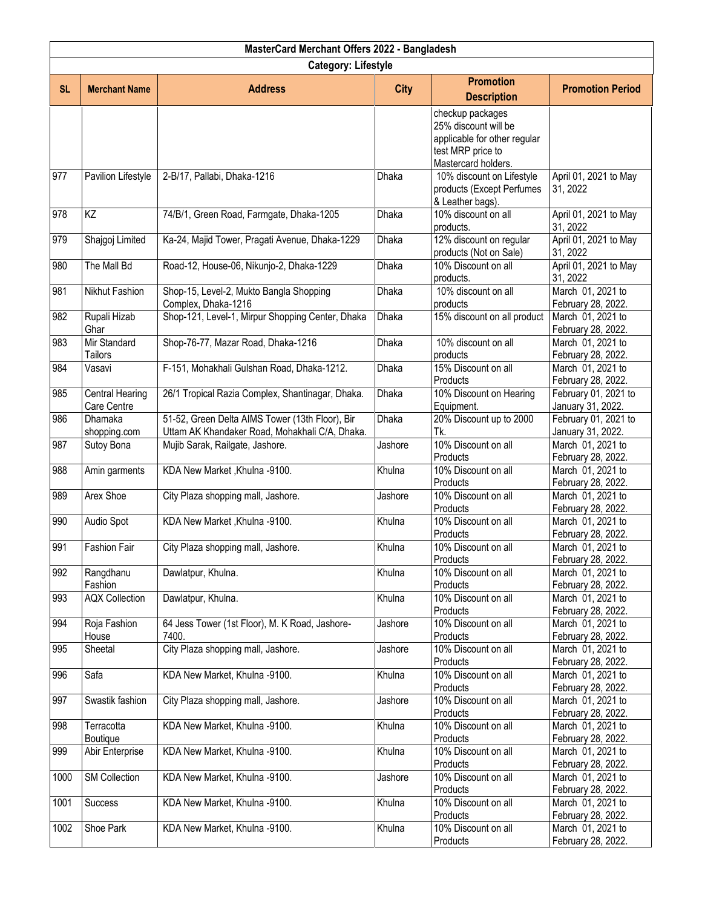| MasterCard Merchant Offers 2022 - Bangladesh | | | | | |
|---|---|---|---|---|---|
| **Category: Lifestyle** | | | | | |
| **SL** | **Merchant Name** | **Address** | **City** | **Promotion Description** | **Promotion Period** |
| | | | | checkup packages 25% discount will be applicable for other regular test MRP price to Mastercard holders. | |
| 977 | Pavilion Lifestyle | 2-B/17, Pallabi, Dhaka-1216 | Dhaka | 10% discount on Lifestyle products (Except Perfumes & Leather bags). | April 01, 2021 to May 31, 2022 |
| 978 | KZ | 74/B/1, Green Road, Farmgate, Dhaka-1205 | Dhaka | 10% discount on all products. | April 01, 2021 to May 31, 2022 |
| 979 | Shajgoj Limited | Ka-24, Majid Tower, Pragati Avenue, Dhaka-1229 | Dhaka | 12% discount on regular products (Not on Sale) | April 01, 2021 to May 31, 2022 |
| 980 | The Mall Bd | Road-12, House-06, Nikunjo-2, Dhaka-1229 | Dhaka | 10% Discount on all products. | April 01, 2021 to May 31, 2022 |
| 981 | Nikhut Fashion | Shop-15, Level-2, Mukto Bangla Shopping Complex, Dhaka-1216 | Dhaka | 10% discount on all products | March 01, 2021 to February 28, 2022. |
| 982 | Rupali Hizab Ghar | Shop-121, Level-1, Mirpur Shopping Center, Dhaka | Dhaka | 15% discount on all product | March 01, 2021 to February 28, 2022. |
| 983 | Mir Standard Tailors | Shop-76-77, Mazar Road, Dhaka-1216 | Dhaka | 10% discount on all products | March 01, 2021 to February 28, 2022. |
| 984 | Vasavi | F-151, Mohakhali Gulshan Road, Dhaka-1212. | Dhaka | 15% Discount on all Products | March 01, 2021 to February 28, 2022. |
| 985 | Central Hearing Care Centre | 26/1 Tropical Razia Complex, Shantinagar, Dhaka. | Dhaka | 10% Discount on Hearing Equipment. | February 01, 2021 to January 31, 2022. |
| 986 | Dhamaka shopping.com | 51-52, Green Delta AIMS Tower (13th Floor), Bir Uttam AK Khandaker Road, Mohakhali C/A, Dhaka. | Dhaka | 20% Discount up to 2000 Tk. | February 01, 2021 to January 31, 2022. |
| 987 | Sutoy Bona | Mujib Sarak, Railgate, Jashore. | Jashore | 10% Discount on all Products | March 01, 2021 to February 28, 2022. |
| 988 | Amin garments | KDA New Market ,Khulna -9100. | Khulna | 10% Discount on all Products | March 01, 2021 to February 28, 2022. |
| 989 | Arex Shoe | City Plaza shopping mall, Jashore. | Jashore | 10% Discount on all Products | March 01, 2021 to February 28, 2022. |
| 990 | Audio Spot | KDA New Market ,Khulna -9100. | Khulna | 10% Discount on all Products | March 01, 2021 to February 28, 2022. |
| 991 | Fashion Fair | City Plaza shopping mall, Jashore. | Khulna | 10% Discount on all Products | March 01, 2021 to February 28, 2022. |
| 992 | Rangdhanu Fashion | Dawlatpur, Khulna. | Khulna | 10% Discount on all Products | March 01, 2021 to February 28, 2022. |
| 993 | AQX Collection | Dawlatpur, Khulna. | Khulna | 10% Discount on all Products | March 01, 2021 to February 28, 2022. |
| 994 | Roja Fashion House | 64 Jess Tower (1st Floor), M. K Road, Jashore-7400. | Jashore | 10% Discount on all Products | March 01, 2021 to February 28, 2022. |
| 995 | Sheetal | City Plaza shopping mall, Jashore. | Jashore | 10% Discount on all Products | March 01, 2021 to February 28, 2022. |
| 996 | Safa | KDA New Market, Khulna -9100. | Khulna | 10% Discount on all Products | March 01, 2021 to February 28, 2022. |
| 997 | Swastik fashion | City Plaza shopping mall, Jashore. | Jashore | 10% Discount on all Products | March 01, 2021 to February 28, 2022. |
| 998 | Terracotta Boutique | KDA New Market, Khulna -9100. | Khulna | 10% Discount on all Products | March 01, 2021 to February 28, 2022. |
| 999 | Abir Enterprise | KDA New Market, Khulna -9100. | Khulna | 10% Discount on all Products | March 01, 2021 to February 28, 2022. |
| 1000 | SM Collection | KDA New Market, Khulna -9100. | Jashore | 10% Discount on all Products | March 01, 2021 to February 28, 2022. |
| 1001 | Success | KDA New Market, Khulna -9100. | Khulna | 10% Discount on all Products | March 01, 2021 to February 28, 2022. |
| 1002 | Shoe Park | KDA New Market, Khulna -9100. | Khulna | 10% Discount on all Products | March 01, 2021 to February 28, 2022. |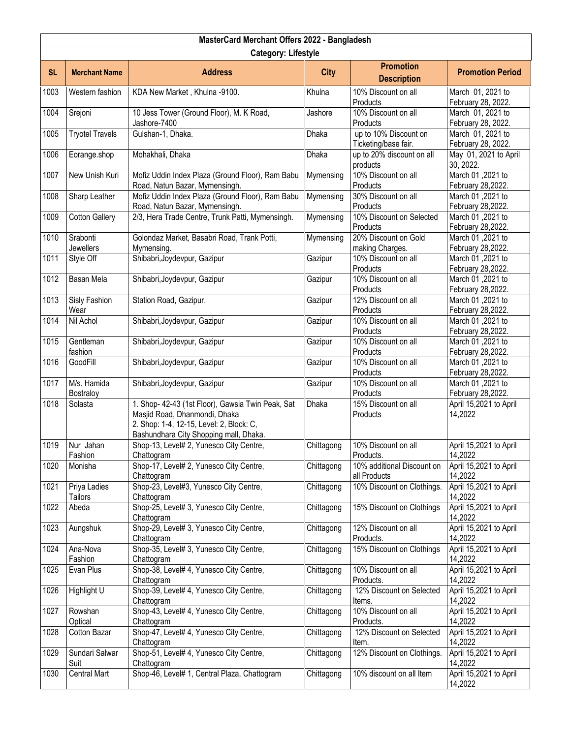| MasterCard Merchant Offers 2022 - Bangladesh | | | | | |
|---|---|---|---|---|---|
| **Category: Lifestyle** | | | | | |
| **SL** | **Merchant Name** | **Address** | **City** | **Promotion Description** | **Promotion Period** |
| 1003 | Western fashion | KDA New Market , Khulna -9100. | Khulna | 10% Discount on all Products | March 01, 2021 to February 28, 2022. |
| 1004 | Srejoni | 10 Jess Tower (Ground Floor), M. K Road, Jashore-7400 | Jashore | 10% Discount on all Products | March 01, 2021 to February 28, 2022. |
| 1005 | Tryotel Travels | Gulshan-1, Dhaka. | Dhaka | up to 10% Discount on Ticketing/base fair. | March 01, 2021 to February 28, 2022. |
| 1006 | Eorange.shop | Mohakhali, Dhaka | Dhaka | up to 20% discount on all products | May 01, 2021 to April 30, 2022. |
| 1007 | New Unish Kuri | Mofiz Uddin Index Plaza (Ground Floor), Ram Babu Road, Natun Bazar, Mymensingh. | Mymensing | 10% Discount on all Products | March 01 ,2021 to February 28,2022. |
| 1008 | Sharp Leather | Mofiz Uddin Index Plaza (Ground Floor), Ram Babu Road, Natun Bazar, Mymensingh. | Mymensing | 30% Discount on all Products | March 01 ,2021 to February 28,2022. |
| 1009 | Cotton Gallery | 2/3, Hera Trade Centre, Trunk Patti, Mymensingh. | Mymensing | 10% Discount on Selected Products | March 01 ,2021 to February 28,2022. |
| 1010 | Srabonti Jewellers | Golondaz Market, Basabri Road, Trank Potti, Mymensing. | Mymensing | 20% Discount on Gold making Charges. | March 01 ,2021 to February 28,2022. |
| 1011 | Style Off | Shibabri,Joydevpur, Gazipur | Gazipur | 10% Discount on all Products | March 01 ,2021 to February 28,2022. |
| 1012 | Basan Mela | Shibabri,Joydevpur, Gazipur | Gazipur | 10% Discount on all Products | March 01 ,2021 to February 28,2022. |
| 1013 | Sisly Fashion Wear | Station Road, Gazipur. | Gazipur | 12% Discount on all Products | March 01 ,2021 to February 28,2022. |
| 1014 | Nil Achol | Shibabri,Joydevpur, Gazipur | Gazipur | 10% Discount on all Products | March 01 ,2021 to February 28,2022. |
| 1015 | Gentleman fashion | Shibabri,Joydevpur, Gazipur | Gazipur | 10% Discount on all Products | March 01 ,2021 to February 28,2022. |
| 1016 | GoodFill | Shibabri,Joydevpur, Gazipur | Gazipur | 10% Discount on all Products | March 01 ,2021 to February 28,2022. |
| 1017 | M/s. Hamida Bostraloy | Shibabri,Joydevpur, Gazipur | Gazipur | 10% Discount on all Products | March 01 ,2021 to February 28,2022. |
| 1018 | Solasta | 1. Shop- 42-43 (1st Floor), Gawsia Twin Peak, Sat Masjid Road, Dhanmondi, Dhaka<br>2. Shop: 1-4, 12-15, Level: 2, Block: C, Bashundhara City Shopping mall, Dhaka. | Dhaka | 15% Discount on all Products | April 15,2021 to April 14,2022 |
| 1019 | Nur Jahan Fashion | Shop-13, Level# 2, Yunesco City Centre, Chattogram | Chittagong | 10% Discount on all Products. | April 15,2021 to April 14,2022 |
| 1020 | Monisha | Shop-17, Level# 2, Yunesco City Centre, Chattogram | Chittagong | 10% additional Discount on all Products | April 15,2021 to April 14,2022 |
| 1021 | Priya Ladies Tailors | Shop-23, Level#3, Yunesco City Centre, Chattogram | Chittagong | 10% Discount on Clothings. | April 15,2021 to April 14,2022 |
| 1022 | Abeda | Shop-25, Level# 3, Yunesco City Centre, Chattogram | Chittagong | 15% Discount on Clothings | April 15,2021 to April 14,2022 |
| 1023 | Aungshuk | Shop-29, Level# 3, Yunesco City Centre, Chattogram | Chittagong | 12% Discount on all Products. | April 15,2021 to April 14,2022 |
| 1024 | Ana-Nova Fashion | Shop-35, Level# 3, Yunesco City Centre, Chattogram | Chittagong | 15% Discount on Clothings | April 15,2021 to April 14,2022 |
| 1025 | Evan Plus | Shop-38, Level# 4, Yunesco City Centre, Chattogram | Chittagong | 10% Discount on all Products. | April 15,2021 to April 14,2022 |
| 1026 | Highlight U | Shop-39, Level# 4, Yunesco City Centre, Chattogram | Chittagong | 12% Discount on Selected Items. | April 15,2021 to April 14,2022 |
| 1027 | Rowshan Optical | Shop-43, Level# 4, Yunesco City Centre, Chattogram | Chittagong | 10% Discount on all Products. | April 15,2021 to April 14,2022 |
| 1028 | Cotton Bazar | Shop-47, Level# 4, Yunesco City Centre, Chattogram | Chittagong | 12% Discount on Selected Item. | April 15,2021 to April 14,2022 |
| 1029 | Sundari Salwar Suit | Shop-51, Level# 4, Yunesco City Centre, Chattogram | Chittagong | 12% Discount on Clothings. | April 15,2021 to April 14,2022 |
| 1030 | Central Mart | Shop-46, Level# 1, Central Plaza, Chattogram | Chittagong | 10% discount on all Item | April 15,2021 to April 14,2022 |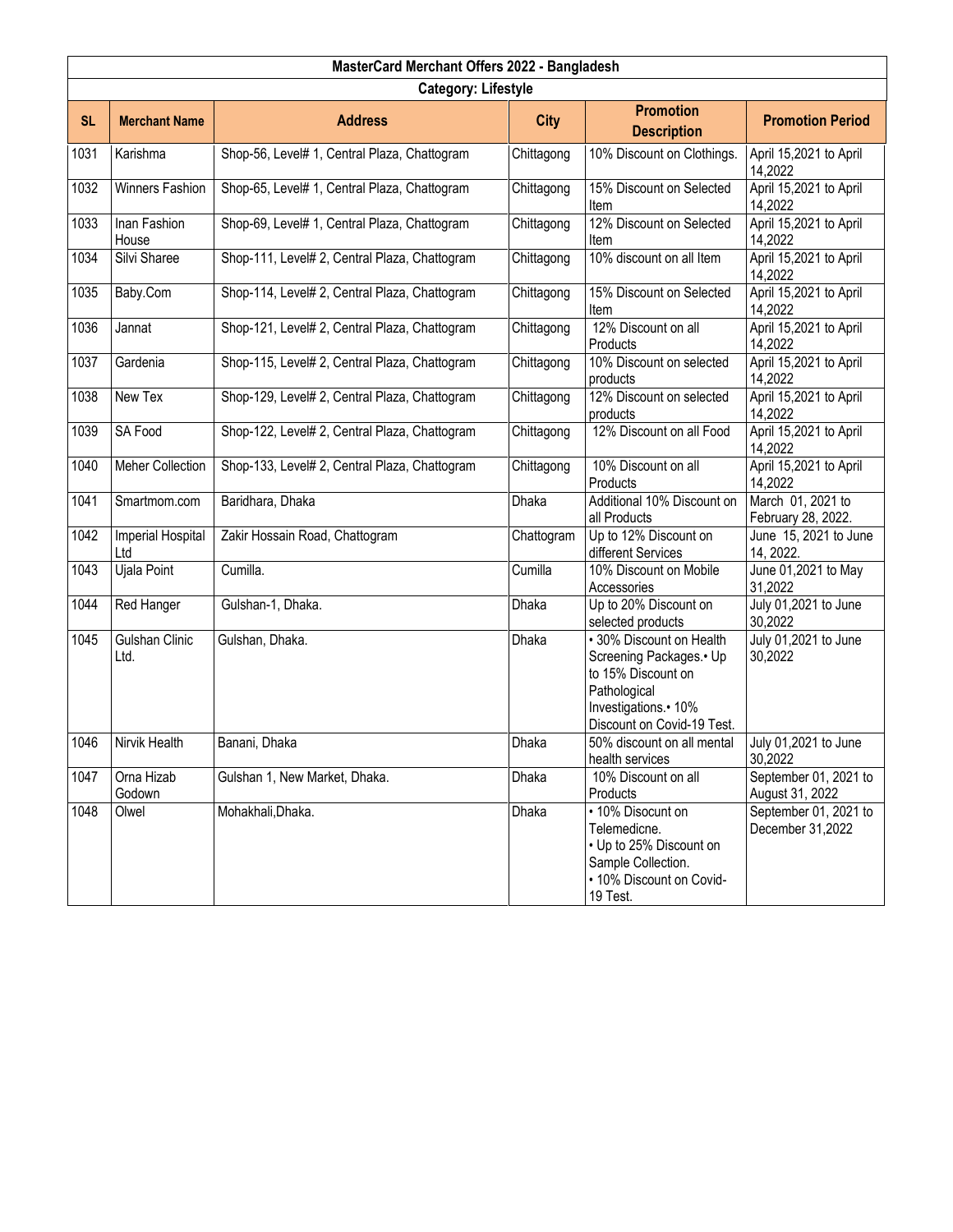| MasterCard Merchant Offers 2022 - Bangladesh | | | | | |
|---|---|---|---|---|---|
| **Category: Lifestyle** | | | | | |
| **SL** | **Merchant Name** | **Address** | **City** | **Promotion Description** | **Promotion Period** |
| 1031 | Karishma | Shop-56, Level# 1, Central Plaza, Chattogram | Chittagong | 10% Discount on Clothings. | April 15,2021 to April 14,2022 |
| 1032 | Winners Fashion | Shop-65, Level# 1, Central Plaza, Chattogram | Chittagong | 15% Discount on Selected Item | April 15,2021 to April 14,2022 |
| 1033 | Inan Fashion House | Shop-69, Level# 1, Central Plaza, Chattogram | Chittagong | 12% Discount on Selected Item | April 15,2021 to April 14,2022 |
| 1034 | Silvi Sharee | Shop-111, Level# 2, Central Plaza, Chattogram | Chittagong | 10% discount on all Item | April 15,2021 to April 14,2022 |
| 1035 | Baby.Com | Shop-114, Level# 2, Central Plaza, Chattogram | Chittagong | 15% Discount on Selected Item | April 15,2021 to April 14,2022 |
| 1036 | Jannat | Shop-121, Level# 2, Central Plaza, Chattogram | Chittagong | 12% Discount on all Products | April 15,2021 to April 14,2022 |
| 1037 | Gardenia | Shop-115, Level# 2, Central Plaza, Chattogram | Chittagong | 10% Discount on selected products | April 15,2021 to April 14,2022 |
| 1038 | New Tex | Shop-129, Level# 2, Central Plaza, Chattogram | Chittagong | 12% Discount on selected products | April 15,2021 to April 14,2022 |
| 1039 | SA Food | Shop-122, Level# 2, Central Plaza, Chattogram | Chittagong | 12% Discount on all Food | April 15,2021 to April 14,2022 |
| 1040 | Meher Collection | Shop-133, Level# 2, Central Plaza, Chattogram | Chittagong | 10% Discount on all Products | April 15,2021 to April 14,2022 |
| 1041 | Smartmom.com | Baridhara, Dhaka | Dhaka | Additional 10% Discount on all Products | March 01, 2021 to February 28, 2022. |
| 1042 | Imperial Hospital Ltd | Zakir Hossain Road, Chattogram | Chattogram | Up to 12% Discount on different Services | June 15, 2021 to June 14, 2022. |
| 1043 | Ujala Point | Cumilla. | Cumilla | 10% Discount on Mobile Accessories | June 01,2021 to May 31,2022 |
| 1044 | Red Hanger | Gulshan-1, Dhaka. | Dhaka | Up to 20% Discount on selected products | July 01,2021 to June 30,2022 |
| 1045 | Gulshan Clinic Ltd. | Gulshan, Dhaka. | Dhaka | • 30% Discount on Health Screening Packages.• Up to 15% Discount on Pathological Investigations.• 10% Discount on Covid-19 Test. | July 01,2021 to June 30,2022 |
| 1046 | Nirvik Health | Banani, Dhaka | Dhaka | 50% discount on all mental health services | July 01,2021 to June 30,2022 |
| 1047 | Orna Hizab Godown | Gulshan 1, New Market, Dhaka. | Dhaka | 10% Discount on all Products | September 01, 2021 to August 31, 2022 |
| 1048 | Olwel | Mohakhali,Dhaka. | Dhaka | • 10% Disocunt on Telemedicne. • Up to 25% Discount on Sample Collection. • 10% Discount on Covid-19 Test. | September 01, 2021 to December 31,2022 |